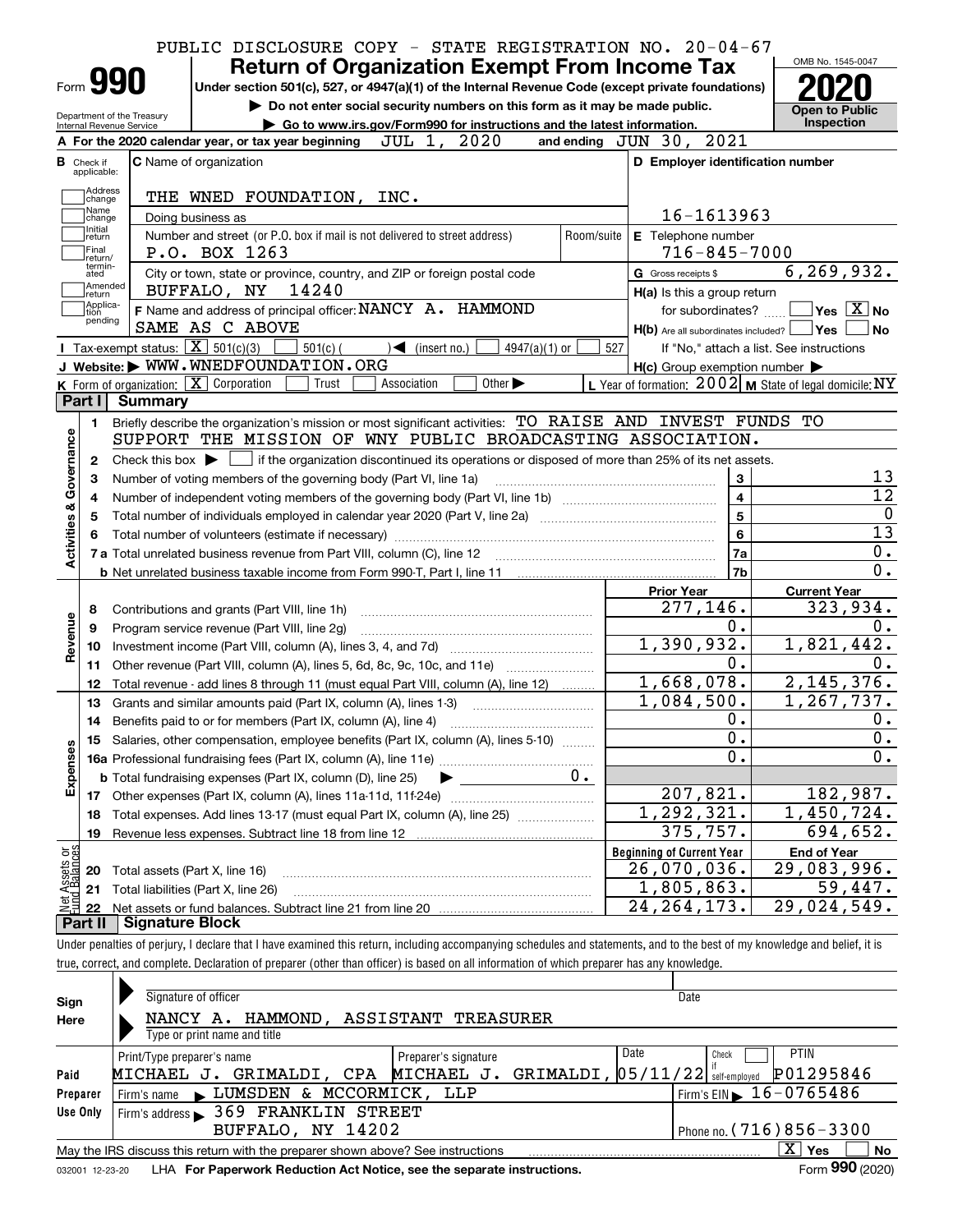PUBLIC DISCLOSURE COPY - STATE REGISTRATION NO. 20-04-67

# Form 990 — Return of Organization Exempt From Income Tax — 2020

OMB No. 1545-0047

Under section 501(c), 527, or 4947(a)(1) of the Internal Revenue Code (except private foundations)

▶ Do not enter social security numbers on this form as it may be made public.

▶ Go to www.irs.gov/Form990 for instructions and the latest information.

Department of the Treasury
Internal Revenue Service

**Open to Public Inspection**

**A** For the 2020 calendar year, or tax year beginning JUL 1, 2020 and ending JUN 30, 2021

**B** Check if applicable: Address change, Name change, Initial return, Final return/terminated, Amended return, Application pending

**C** Name of organization: THE WNED FOUNDATION, INC.

Doing business as

Number and street (or P.O. box if mail is not delivered to street address): P.O. BOX 1263 | Room/suite

City or town, state or province, country, and ZIP or foreign postal code: BUFFALO, NY 14240

**D** Employer identification number: 16-1613963

**E** Telephone number: 716-845-7000

**G** Gross receipts $ 6,269,932.

**F** Name and address of principal officer: NANCY A. HAMMOND, SAME AS C ABOVE

**H(a)** Is this a group return for subordinates? Yes [ ] No [X]

**H(b)** Are all subordinates included? Yes [ ] No [ ] If "No," attach a list. See instructions

**H(c)** Group exemption number ▶

**I** Tax-exempt status: [X] 501(c)(3) [ ] 501(c) ( ) ◀ (insert no.) [ ] 4947(a)(1) or [ ] 527

**J** Website: ▶ WWW.WNEDFOUNDATION.ORG

**K** Form of organization: [X] Corporation [ ] Trust [ ] Association [ ] Other ▶

**L** Year of formation: 2002 **M** State of legal domicile: NY

## Part I Summary

**Activities & Governance**

1 Briefly describe the organization's mission or most significant activities: TO RAISE AND INVEST FUNDS TO SUPPORT THE MISSION OF WNY PUBLIC BROADCASTING ASSOCIATION.

2 Check this box ▶ [ ] if the organization discontinued its operations or disposed of more than 25% of its net assets.

| Line | Description | | Value |
|---|---|---|---|
| 3 | Number of voting members of the governing body (Part VI, line 1a) | 3 | 13 |
| 4 | Number of independent voting members of the governing body (Part VI, line 1b) | 4 | 12 |
| 5 | Total number of individuals employed in calendar year 2020 (Part V, line 2a) | 5 | 0 |
| 6 | Total number of volunteers (estimate if necessary) | 6 | 13 |
| 7a | Total unrelated business revenue from Part VIII, column (C), line 12 | 7a | 0. |
| 7b | Net unrelated business taxable income from Form 990-T, Part I, line 11 | 7b | 0. |

| | Line | Description | Prior Year | Current Year |
|---|---|---|---|---|
| Revenue | 8 | Contributions and grants (Part VIII, line 1h) | 277,146. | 323,934. |
| | 9 | Program service revenue (Part VIII, line 2g) | 0. | 0. |
| | 10 | Investment income (Part VIII, column (A), lines 3, 4, and 7d) | 1,390,932. | 1,821,442. |
| | 11 | Other revenue (Part VIII, column (A), lines 5, 6d, 8c, 9c, 10c, and 11e) | 0. | 0. |
| | 12 | Total revenue - add lines 8 through 11 (must equal Part VIII, column (A), line 12) | 1,668,078. | 2,145,376. |
| Expenses | 13 | Grants and similar amounts paid (Part IX, column (A), lines 1-3) | 1,084,500. | 1,267,737. |
| | 14 | Benefits paid to or for members (Part IX, column (A), line 4) | 0. | 0. |
| | 15 | Salaries, other compensation, employee benefits (Part IX, column (A), lines 5-10) | 0. | 0. |
| | 16a | Professional fundraising fees (Part IX, column (A), line 11e) | 0. | 0. |
| | b | Total fundraising expenses (Part IX, column (D), line 25) ▶ 0. | | |
| | 17 | Other expenses (Part IX, column (A), lines 11a-11d, 11f-24e) | 207,821. | 182,987. |
| | 18 | Total expenses. Add lines 13-17 (must equal Part IX, column (A), line 25) | 1,292,321. | 1,450,724. |
| | 19 | Revenue less expenses. Subtract line 18 from line 12 | 375,757. | 694,652. |

| | Line | Description | Beginning of Current Year | End of Year |
|---|---|---|---|---|
| Net Assets or Fund Balances | 20 | Total assets (Part X, line 16) | 26,070,036. | 29,083,996. |
| | 21 | Total liabilities (Part X, line 26) | 1,805,863. | 59,447. |
| | 22 | Net assets or fund balances. Subtract line 21 from line 20 | 24,264,173. | 29,024,549. |

## Part II Signature Block

Under penalties of perjury, I declare that I have examined this return, including accompanying schedules and statements, and to the best of my knowledge and belief, it is true, correct, and complete. Declaration of preparer (other than officer) is based on all information of which preparer has any knowledge.

**Sign Here**

Signature of officer | Date

NANCY A. HAMMOND, ASSISTANT TREASURER
Type or print name and title

**Paid Preparer Use Only**

| Print/Type preparer's name | Preparer's signature | Date | Check if self-employed | PTIN |
|---|---|---|---|---|
| MICHAEL J. GRIMALDI, CPA | MICHAEL J. GRIMALDI, | 05/11/22 | [ ] | P01295846 |

Firm's name ▶ LUMSDEN & MCCORMICK, LLP | Firm's EIN ▶ 16-0765486

Firm's address ▶ 369 FRANKLIN STREET, BUFFALO, NY 14202 | Phone no. (716)856-3300

May the IRS discuss this return with the preparer shown above? See instructions [X] Yes [ ] No

032001 12-23-20 LHA For Paperwork Reduction Act Notice, see the separate instructions. Form 990 (2020)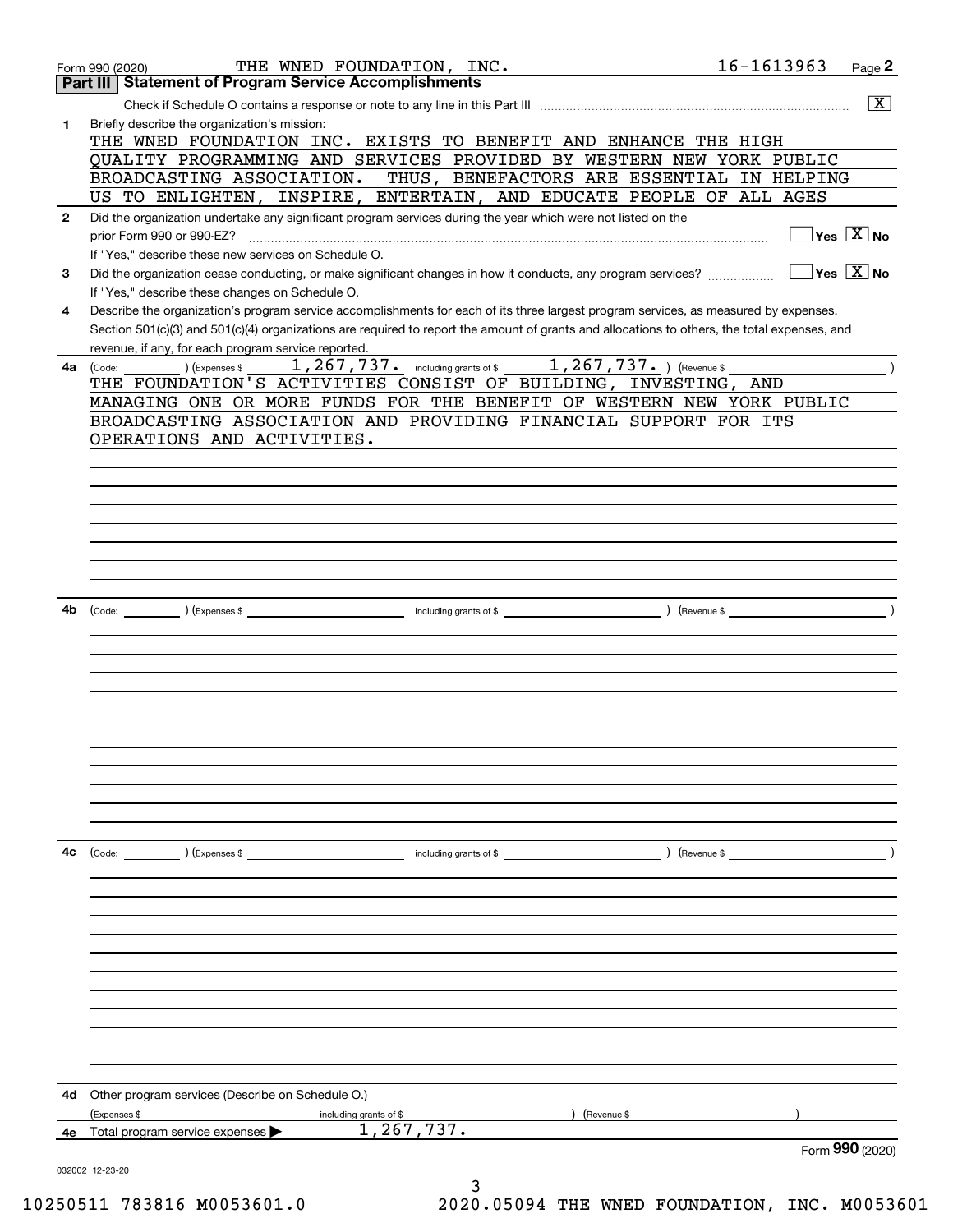Form 990 (2020) THE WNED FOUNDATION, INC. 16-1613963 Page **2**

## Part III Statement of Program Service Accomplishments

Check if Schedule O contains a response or note to any line in this Part III .......... [X]

**1** Briefly describe the organization's mission:

THE WNED FOUNDATION INC. EXISTS TO BENEFIT AND ENHANCE THE HIGH QUALITY PROGRAMMING AND SERVICES PROVIDED BY WESTERN NEW YORK PUBLIC BROADCASTING ASSOCIATION. THUS, BENEFACTORS ARE ESSENTIAL IN HELPING US TO ENLIGHTEN, INSPIRE, ENTERTAIN, AND EDUCATE PEOPLE OF ALL AGES

**2** Did the organization undertake any significant program services during the year which were not listed on the prior Form 990 or 990-EZ? .......... [ ] Yes [X] No

If "Yes," describe these new services on Schedule O.

**3** Did the organization cease conducting, or make significant changes in how it conducts, any program services? .......... [ ] Yes [X] No

If "Yes," describe these changes on Schedule O.

**4** Describe the organization's program service accomplishments for each of its three largest program services, as measured by expenses. Section 501(c)(3) and 501(c)(4) organizations are required to report the amount of grants and allocations to others, the total expenses, and revenue, if any, for each program service reported.

**4a** (Code: ) (Expenses $ 1,267,737. including grants of $ 1,267,737. ) (Revenue $ )

THE FOUNDATION'S ACTIVITIES CONSIST OF BUILDING, INVESTING, AND MANAGING ONE OR MORE FUNDS FOR THE BENEFIT OF WESTERN NEW YORK PUBLIC BROADCASTING ASSOCIATION AND PROVIDING FINANCIAL SUPPORT FOR ITS OPERATIONS AND ACTIVITIES.

**4b** (Code: ) (Expenses $ including grants of $ ) (Revenue $ )

**4c** (Code: ) (Expenses $ including grants of $ ) (Revenue $ )

**4d** Other program services (Describe on Schedule O.)

(Expenses $ including grants of $ ) (Revenue $ )

**4e** Total program services expenses ▶ 1,267,737.

Form **990** (2020)

032002 12-23-20

10250511 783816 M0053601.0 2020.05094 THE WNED FOUNDATION, INC. M0053601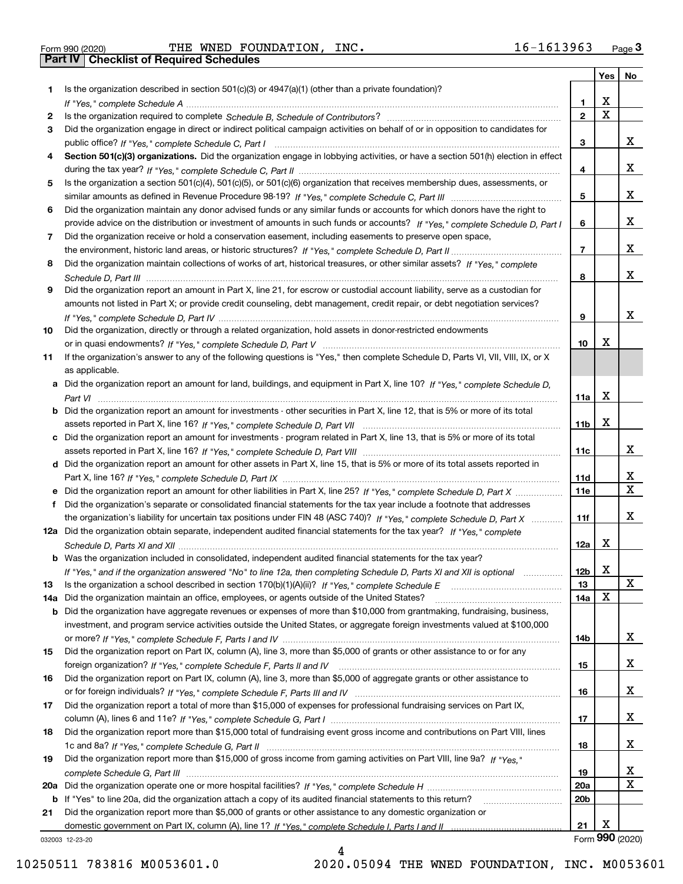Form 990 (2020) THE WNED FOUNDATION, INC. 16-1613963 Page 3

## Part IV Checklist of Required Schedules

| | | | Yes | No |
|---|---|---|---|---|
| 1 | Is the organization described in section 501(c)(3) or 4947(a)(1) (other than a private foundation)? *If "Yes," complete Schedule A* | 1 | X | |
| 2 | Is the organization required to complete *Schedule B, Schedule of Contributors*? | 2 | X | |
| 3 | Did the organization engage in direct or indirect political campaign activities on behalf of or in opposition to candidates for public office? *If "Yes," complete Schedule C, Part I* | 3 | | X |
| 4 | **Section 501(c)(3) organizations.** Did the organization engage in lobbying activities, or have a section 501(h) election in effect during the tax year? *If "Yes," complete Schedule C, Part II* | 4 | | X |
| 5 | Is the organization a section 501(c)(4), 501(c)(5), or 501(c)(6) organization that receives membership dues, assessments, or similar amounts as defined in Revenue Procedure 98-19? *If "Yes," complete Schedule C, Part III* | 5 | | X |
| 6 | Did the organization maintain any donor advised funds or any similar funds or accounts for which donors have the right to provide advice on the distribution or investment of amounts in such funds or accounts? *If "Yes," complete Schedule D, Part I* | 6 | | X |
| 7 | Did the organization receive or hold a conservation easement, including easements to preserve open space, the environment, historic land areas, or historic structures? *If "Yes," complete Schedule D, Part II* | 7 | | X |
| 8 | Did the organization maintain collections of works of art, historical treasures, or other similar assets? *If "Yes," complete Schedule D, Part III* | 8 | | X |
| 9 | Did the organization report an amount in Part X, line 21, for escrow or custodial account liability, serve as a custodian for amounts not listed in Part X; or provide credit counseling, debt management, credit repair, or debt negotiation services? *If "Yes," complete Schedule D, Part IV* | 9 | | X |
| 10 | Did the organization, directly or through a related organization, hold assets in donor-restricted endowments or in quasi endowments? *If "Yes," complete Schedule D, Part V* | 10 | X | |
| 11 | If the organization's answer to any of the following questions is "Yes," then complete Schedule D, Parts VI, VII, VIII, IX, or X as applicable. | | | |
| a | Did the organization report an amount for land, buildings, and equipment in Part X, line 10? *If "Yes," complete Schedule D, Part VI* | 11a | X | |
| b | Did the organization report an amount for investments - other securities in Part X, line 12, that is 5% or more of its total assets reported in Part X, line 16? *If "Yes," complete Schedule D, Part VII* | 11b | X | |
| c | Did the organization report an amount for investments - program related in Part X, line 13, that is 5% or more of its total assets reported in Part X, line 16? *If "Yes," complete Schedule D, Part VIII* | 11c | | X |
| d | Did the organization report an amount for other assets in Part X, line 15, that is 5% or more of its total assets reported in Part X, line 16? *If "Yes," complete Schedule D, Part IX* | 11d | | X |
| e | Did the organization report an amount for other liabilities in Part X, line 25? *If "Yes," complete Schedule D, Part X* | 11e | | X |
| f | Did the organization's separate or consolidated financial statements for the tax year include a footnote that addresses the organization's liability for uncertain tax positions under FIN 48 (ASC 740)? *If "Yes," complete Schedule D, Part X* | 11f | | X |
| 12a | Did the organization obtain separate, independent audited financial statements for the tax year? *If "Yes," complete Schedule D, Parts XI and XII* | 12a | X | |
| b | Was the organization included in consolidated, independent audited financial statements for the tax year? *If "Yes," and if the organization answered "No" to line 12a, then completing Schedule D, Parts XI and XII is optional* | 12b | X | |
| 13 | Is the organization a school described in section 170(b)(1)(A)(ii)? *If "Yes," complete Schedule E* | 13 | | X |
| 14a | Did the organization maintain an office, employees, or agents outside of the United States? | 14a | X | |
| b | Did the organization have aggregate revenues or expenses of more than $10,000 from grantmaking, fundraising, business, investment, and program service activities outside the United States, or aggregate foreign investments valued at $100,000 or more? *If "Yes," complete Schedule F, Parts I and IV* | 14b | | X |
| 15 | Did the organization report on Part IX, column (A), line 3, more than $5,000 of grants or other assistance to or for any foreign organization? *If "Yes," complete Schedule F, Parts II and IV* | 15 | | X |
| 16 | Did the organization report on Part IX, column (A), line 3, more than $5,000 of aggregate grants or other assistance to or for foreign individuals? *If "Yes," complete Schedule F, Parts III and IV* | 16 | | X |
| 17 | Did the organization report a total of more than $15,000 of expenses for professional fundraising services on Part IX, column (A), lines 6 and 11e? *If "Yes," complete Schedule G, Part I* | 17 | | X |
| 18 | Did the organization report more than $15,000 total of fundraising event gross income and contributions on Part VIII, lines 1c and 8a? *If "Yes," complete Schedule G, Part II* | 18 | | X |
| 19 | Did the organization report more than $15,000 of gross income from gaming activities on Part VIII, line 9a? *If "Yes," complete Schedule G, Part III* | 19 | | X |
| 20a | Did the organization operate one or more hospital facilities? *If "Yes," complete Schedule H* | 20a | | X |
| b | If "Yes" to line 20a, did the organization attach a copy of its audited financial statements to this return? | 20b | | |
| 21 | Did the organization report more than $5,000 of grants or other assistance to any domestic organization or domestic government on Part IX, column (A), line 1? *If "Yes," complete Schedule I, Parts I and II* | 21 | X | |

032003 12-23-20 Form **990** (2020)

10250511 783816 M0053601.0 2020.05094 THE WNED FOUNDATION, INC. M0053601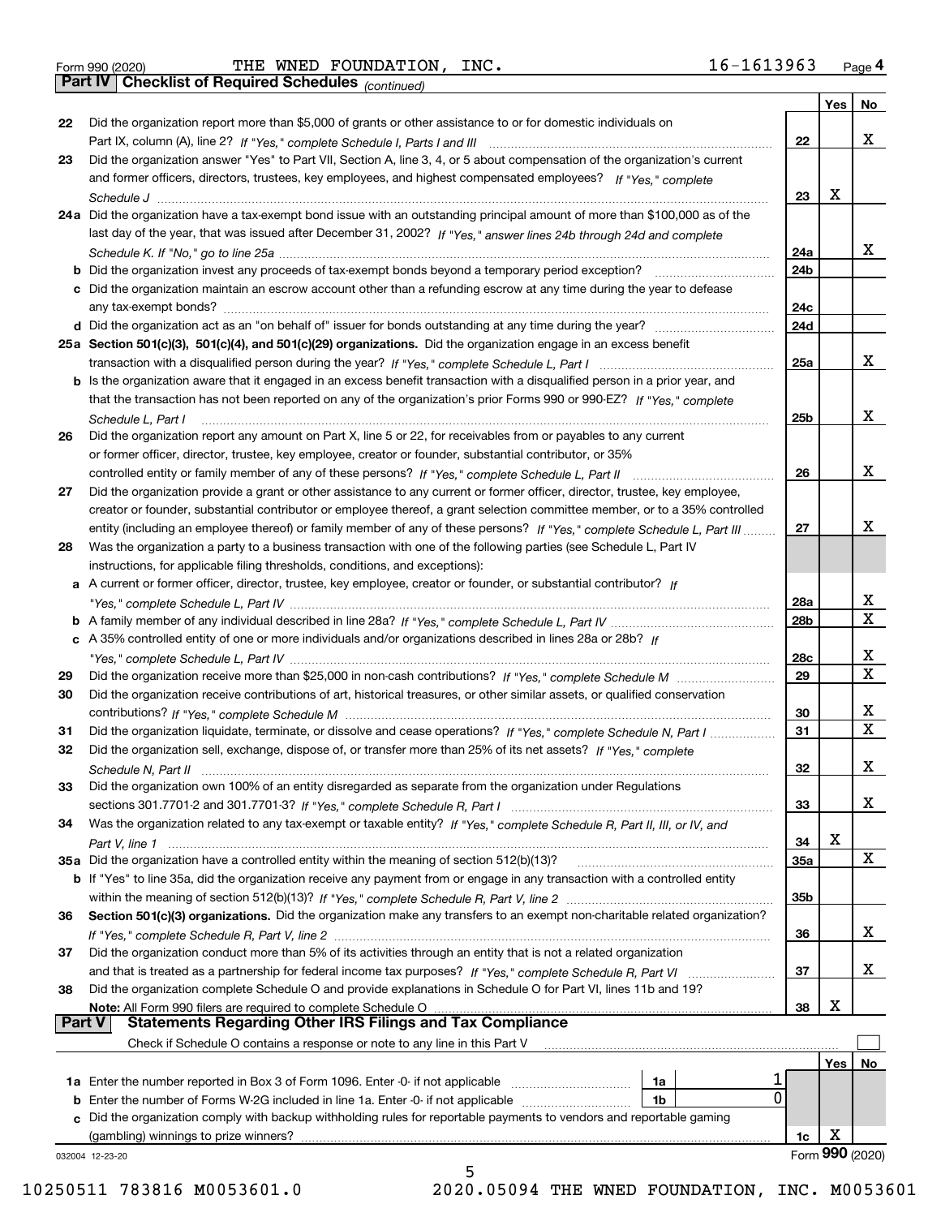Form 990 (2020) THE WNED FOUNDATION, INC. 16-1613963 Page 4

## Part IV Checklist of Required Schedules *(continued)*

| | | | Yes | No |
|---|---|---|---|---|
| 22 | Did the organization report more than $5,000 of grants or other assistance to or for domestic individuals on Part IX, column (A), line 2? *If "Yes," complete Schedule I, Parts I and III* | 22 | | X |
| 23 | Did the organization answer "Yes" to Part VII, Section A, line 3, 4, or 5 about compensation of the organization's current and former officers, directors, trustees, key employees, and highest compensated employees? *If "Yes," complete Schedule J* | 23 | X | |
| 24a | Did the organization have a tax-exempt bond issue with an outstanding principal amount of more than $100,000 as of the last day of the year, that was issued after December 31, 2002? *If "Yes," answer lines 24b through 24d and complete Schedule K. If "No," go to line 25a* | 24a | | X |
| b | Did the organization invest any proceeds of tax-exempt bonds beyond a temporary period exception? | 24b | | |
| c | Did the organization maintain an escrow account other than a refunding escrow at any time during the year to defease any tax-exempt bonds? | 24c | | |
| d | Did the organization act as an "on behalf of" issuer for bonds outstanding at any time during the year? | 24d | | |
| 25a | **Section 501(c)(3), 501(c)(4), and 501(c)(29) organizations.** Did the organization engage in an excess benefit transaction with a disqualified person during the year? *If "Yes," complete Schedule L, Part I* | 25a | | X |
| b | Is the organization aware that it engaged in an excess benefit transaction with a disqualified person in a prior year, and that the transaction has not been reported on any of the organization's prior Forms 990 or 990-EZ? *If "Yes," complete Schedule L, Part I* | 25b | | X |
| 26 | Did the organization report any amount on Part X, line 5 or 22, for receivables from or payables to any current or former officer, director, trustee, key employee, creator or founder, substantial contributor, or 35% controlled entity or family member of any of these persons? *If "Yes," complete Schedule L, Part II* | 26 | | X |
| 27 | Did the organization provide a grant or other assistance to any current or former officer, director, trustee, key employee, creator or founder, substantial contributor or employee thereof, a grant selection committee member, or to a 35% controlled entity (including an employee thereof) or family member of any of these persons? *If "Yes," complete Schedule L, Part III* | 27 | | X |
| 28 | Was the organization a party to a business transaction with one of the following parties (see Schedule L, Part IV instructions, for applicable filing thresholds, conditions, and exceptions): | | | |
| a | A current or former officer, director, trustee, key employee, creator or founder, or substantial contributor? *If "Yes," complete Schedule L, Part IV* | 28a | | X |
| b | A family member of any individual described in line 28a? *If "Yes," complete Schedule L, Part IV* | 28b | | X |
| c | A 35% controlled entity of one or more individuals and/or organizations described in lines 28a or 28b? *If "Yes," complete Schedule L, Part IV* | 28c | | X |
| 29 | Did the organization receive more than $25,000 in non-cash contributions? *If "Yes," complete Schedule M* | 29 | | X |
| 30 | Did the organization receive contributions of art, historical treasures, or other similar assets, or qualified conservation contributions? *If "Yes," complete Schedule M* | 30 | | X |
| 31 | Did the organization liquidate, terminate, or dissolve and cease operations? *If "Yes," complete Schedule N, Part I* | 31 | | X |
| 32 | Did the organization sell, exchange, dispose of, or transfer more than 25% of its net assets? *If "Yes," complete Schedule N, Part II* | 32 | | X |
| 33 | Did the organization own 100% of an entity disregarded as separate from the organization under Regulations sections 301.7701-2 and 301.7701-3? *If "Yes," complete Schedule R, Part I* | 33 | | X |
| 34 | Was the organization related to any tax-exempt or taxable entity? *If "Yes," complete Schedule R, Part II, III, or IV, and Part V, line 1* | 34 | X | |
| 35a | Did the organization have a controlled entity within the meaning of section 512(b)(13)? | 35a | | X |
| b | If "Yes" to line 35a, did the organization receive any payment from or engage in any transaction with a controlled entity within the meaning of section 512(b)(13)? *If "Yes," complete Schedule R, Part V, line 2* | 35b | | |
| 36 | **Section 501(c)(3) organizations.** Did the organization make any transfers to an exempt non-charitable related organization? *If "Yes," complete Schedule R, Part V, line 2* | 36 | | X |
| 37 | Did the organization conduct more than 5% of its activities through an entity that is not a related organization and that is treated as a partnership for federal income tax purposes? *If "Yes," complete Schedule R, Part VI* | 37 | | X |
| 38 | Did the organization complete Schedule O and provide explanations in Schedule O for Part VI, lines 11b and 19? **Note:** All Form 990 filers are required to complete Schedule O | 38 | X | |

## Part V Statements Regarding Other IRS Filings and Tax Compliance

Check if Schedule O contains a response or note to any line in this Part V ☐

| | | | | | Yes | No |
|---|---|---|---|---|---|---|
| 1a | Enter the number reported in Box 3 of Form 1096. Enter -0- if not applicable | 1a | 1 | | | |
| b | Enter the number of Forms W-2G included in line 1a. Enter -0- if not applicable | 1b | 0 | | | |
| c | Did the organization comply with backup withholding rules for reportable payments to vendors and reportable gaming (gambling) winnings to prize winners? | | | 1c | X | |

032004 12-23-20 Form 990 (2020)

10250511 783816 M0053601.0 2020.05094 THE WNED FOUNDATION, INC. M0053601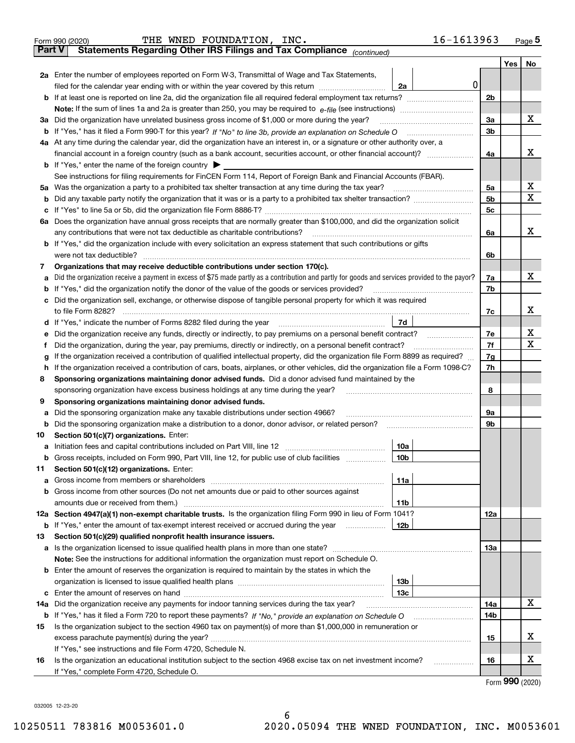Form 990 (2020) THE WNED FOUNDATION, INC. 16-1613963 Page 5

**Part V Statements Regarding Other IRS Filings and Tax Compliance** *(continued)*

| | | | | Yes | No |
|---|---|---|---|---|---|
| **2a** | Enter the number of employees reported on Form W-3, Transmittal of Wage and Tax Statements, filed for the calendar year ending with or within the year covered by this return | 2a | 0 | | |
| **b** | If at least one is reported on line 2a, did the organization file all required federal employment tax returns? | | 2b | | |
| | **Note:** If the sum of lines 1a and 2a is greater than 250, you may be required to *e-file* (see instructions) | | | | |
| **3a** | Did the organization have unrelated business gross income of $1,000 or more during the year? | | 3a | | X |
| **b** | If "Yes," has it filed a Form 990-T for this year? *If "No" to line 3b, provide an explanation on Schedule O* | | 3b | | |
| **4a** | At any time during the calendar year, did the organization have an interest in, or a signature or other authority over, a financial account in a foreign country (such as a bank account, securities account, or other financial account)? | | 4a | | X |
| **b** | If "Yes," enter the name of the foreign country ▶ | | | | |
| | See instructions for filing requirements for FinCEN Form 114, Report of Foreign Bank and Financial Accounts (FBAR). | | | | |
| **5a** | Was the organization a party to a prohibited tax shelter transaction at any time during the tax year? | | 5a | | X |
| **b** | Did any taxable party notify the organization that it was or is a party to a prohibited tax shelter transaction? | | 5b | | X |
| **c** | If "Yes" to line 5a or 5b, did the organization file Form 8886-T? | | 5c | | |
| **6a** | Does the organization have annual gross receipts that are normally greater than $100,000, and did the organization solicit any contributions that were not tax deductible as charitable contributions? | | 6a | | X |
| **b** | If "Yes," did the organization include with every solicitation an express statement that such contributions or gifts were not tax deductible? | | 6b | | |
| **7** | **Organizations that may receive deductible contributions under section 170(c).** | | | | |
| **a** | Did the organization receive a payment in excess of $75 made partly as a contribution and partly for goods and services provided to the payor? | | 7a | | X |
| **b** | If "Yes," did the organization notify the donor of the value of the goods or services provided? | | 7b | | |
| **c** | Did the organization sell, exchange, or otherwise dispose of tangible personal property for which it was required to file Form 8282? | | 7c | | X |
| **d** | If "Yes," indicate the number of Forms 8282 filed during the year | 7d | | | |
| **e** | Did the organization receive any funds, directly or indirectly, to pay premiums on a personal benefit contract? | | 7e | | X |
| **f** | Did the organization, during the year, pay premiums, directly or indirectly, on a personal benefit contract? | | 7f | | X |
| **g** | If the organization received a contribution of qualified intellectual property, did the organization file Form 8899 as required? | | 7g | | |
| **h** | If the organization received a contribution of cars, boats, airplanes, or other vehicles, did the organization file a Form 1098-C? | | 7h | | |
| **8** | **Sponsoring organizations maintaining donor advised funds.** Did a donor advised fund maintained by the sponsoring organization have excess business holdings at any time during the year? | | 8 | | |
| **9** | **Sponsoring organizations maintaining donor advised funds.** | | | | |
| **a** | Did the sponsoring organization make any taxable distributions under section 4966? | | 9a | | |
| **b** | Did the sponsoring organization make a distribution to a donor, donor advisor, or related person? | | 9b | | |
| **10** | **Section 501(c)(7) organizations.** Enter: | | | | |
| **a** | Initiation fees and capital contributions included on Part VIII, line 12 | 10a | | | |
| **b** | Gross receipts, included on Form 990, Part VIII, line 12, for public use of club facilities | 10b | | | |
| **11** | **Section 501(c)(12) organizations.** Enter: | | | | |
| **a** | Gross income from members or shareholders | 11a | | | |
| **b** | Gross income from other sources (Do not net amounts due or paid to other sources against amounts due or received from them.) | 11b | | | |
| **12a** | **Section 4947(a)(1) non-exempt charitable trusts.** Is the organization filing Form 990 in lieu of Form 1041? | | 12a | | |
| **b** | If "Yes," enter the amount of tax-exempt interest received or accrued during the year | 12b | | | |
| **13** | **Section 501(c)(29) qualified nonprofit health insurance issuers.** | | | | |
| **a** | Is the organization licensed to issue qualified health plans in more than one state? | | 13a | | |
| | **Note:** See the instructions for additional information the organization must report on Schedule O. | | | | |
| **b** | Enter the amount of reserves the organization is required to maintain by the states in which the organization is licensed to issue qualified health plans | 13b | | | |
| **c** | Enter the amount of reserves on hand | 13c | | | |
| **14a** | Did the organization receive any payments for indoor tanning services during the tax year? | | 14a | | X |
| **b** | If "Yes," has it filed a Form 720 to report these payments? *If "No," provide an explanation on Schedule O* | | 14b | | |
| **15** | Is the organization subject to the section 4960 tax on payment(s) of more than $1,000,000 in remuneration or excess parachute payment(s) during the year? | | 15 | | X |
| | If "Yes," see instructions and file Form 4720, Schedule N. | | | | |
| **16** | Is the organization an educational institution subject to the section 4968 excise tax on net investment income? | | 16 | | X |
| | If "Yes," complete Form 4720, Schedule O. | | | | |

Form **990** (2020)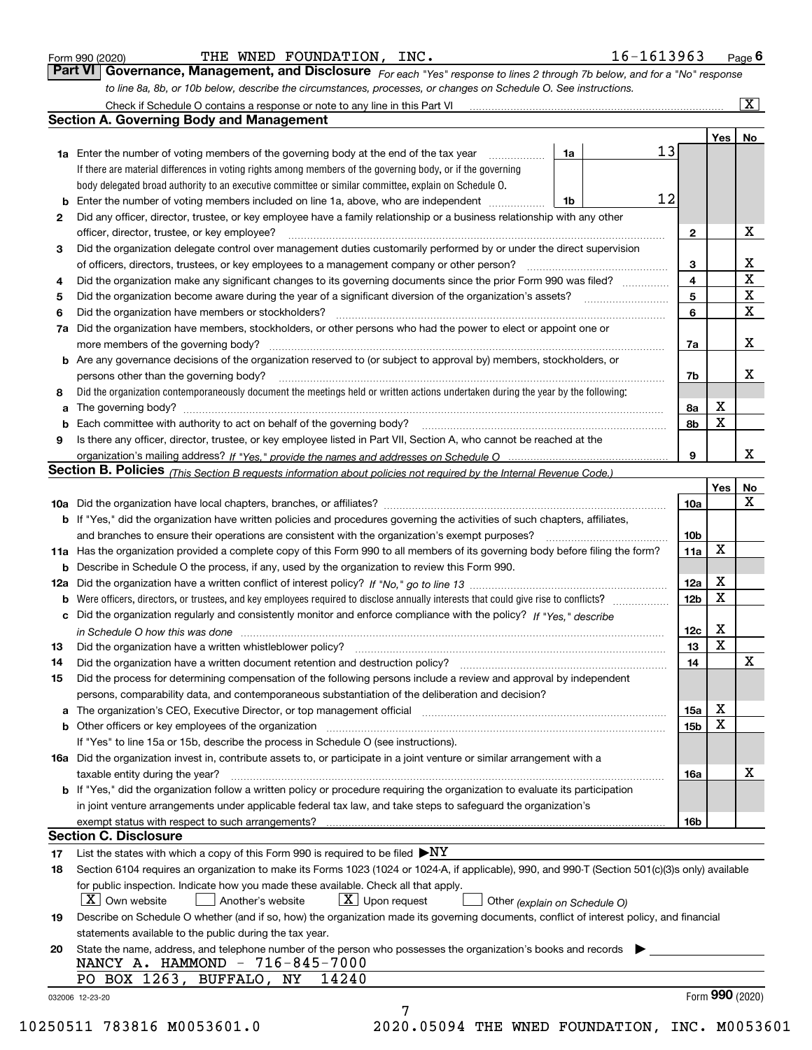Form 990 (2020) THE WNED FOUNDATION, INC. 16-1613963 Page 6

## Part VI Governance, Management, and Disclosure

*For each "Yes" response to lines 2 through 7b below, and for a "No" response to line 8a, 8b, or 10b below, describe the circumstances, processes, or changes on Schedule O. See instructions.*

Check if Schedule O contains a response or note to any line in this Part VI [X]

### Section A. Governing Body and Management

| | | | | Yes | No |
|---|---|---|---|---|---|
| 1a | Enter the number of voting members of the governing body at the end of the tax year. If there are material differences in voting rights among members of the governing body, or if the governing body delegated broad authority to an executive committee or similar committee, explain on Schedule O. | 1a | 13 | | |
| b | Enter the number of voting members included on line 1a, above, who are independent | 1b | 12 | | |
| 2 | Did any officer, director, trustee, or key employee have a family relationship or a business relationship with any other officer, director, trustee, or key employee? | 2 | | | X |
| 3 | Did the organization delegate control over management duties customarily performed by or under the direct supervision of officers, directors, trustees, or key employees to a management company or other person? | 3 | | | X |
| 4 | Did the organization make any significant changes to its governing documents since the prior Form 990 was filed? | 4 | | | X |
| 5 | Did the organization become aware during the year of a significant diversion of the organization's assets? | 5 | | | X |
| 6 | Did the organization have members or stockholders? | 6 | | | X |
| 7a | Did the organization have members, stockholders, or other persons who had the power to elect or appoint one or more members of the governing body? | 7a | | | X |
| b | Are any governance decisions of the organization reserved to (or subject to approval by) members, stockholders, or persons other than the governing body? | 7b | | | X |
| 8 | Did the organization contemporaneously document the meetings held or written actions undertaken during the year by the following: | | | | |
| a | The governing body? | 8a | | X | |
| b | Each committee with authority to act on behalf of the governing body? | 8b | | X | |
| 9 | Is there any officer, director, trustee, or key employee listed in Part VII, Section A, who cannot be reached at the organization's mailing address? *If "Yes," provide the names and addresses on Schedule O* | 9 | | | X |

### Section B. Policies *(This Section B requests information about policies not required by the Internal Revenue Code.)*

| | | | Yes | No |
|---|---|---|---|---|
| 10a | Did the organization have local chapters, branches, or affiliates? | 10a | | X |
| b | If "Yes," did the organization have written policies and procedures governing the activities of such chapters, affiliates, and branches to ensure their operations are consistent with the organization's exempt purposes? | 10b | | |
| 11a | Has the organization provided a complete copy of this Form 990 to all members of its governing body before filing the form? | 11a | X | |
| b | Describe in Schedule O the process, if any, used by the organization to review this Form 990. | | | |
| 12a | Did the organization have a written conflict of interest policy? *If "No," go to line 13* | 12a | X | |
| b | Were officers, directors, or trustees, and key employees required to disclose annually interests that could give rise to conflicts? | 12b | X | |
| c | Did the organization regularly and consistently monitor and enforce compliance with the policy? *If "Yes," describe in Schedule O how this was done* | 12c | X | |
| 13 | Did the organization have a written whistleblower policy? | 13 | X | |
| 14 | Did the organization have a written document retention and destruction policy? | 14 | | X |
| 15 | Did the process for determining compensation of the following persons include a review and approval by independent persons, comparability data, and contemporaneous substantiation of the deliberation and decision? | | | |
| a | The organization's CEO, Executive Director, or top management official | 15a | X | |
| b | Other officers or key employees of the organization | 15b | X | |
| | If "Yes" to line 15a or 15b, describe the process in Schedule O (see instructions). | | | |
| 16a | Did the organization invest in, contribute assets to, or participate in a joint venture or similar arrangement with a taxable entity during the year? | 16a | | X |
| b | If "Yes," did the organization follow a written policy or procedure requiring the organization to evaluate its participation in joint venture arrangements under applicable federal tax law, and take steps to safeguard the organization's exempt status with respect to such arrangements? | 16b | | |

### Section C. Disclosure

17 List the states with which a copy of this Form 990 is required to be filed ▶NY

18 Section 6104 requires an organization to make its Forms 1023 (1024 or 1024-A, if applicable), 990, and 990-T (Section 501(c)(3)s only) available for public inspection. Indicate how you made these available. Check all that apply.

[X] Own website [ ] Another's website [X] Upon request [ ] Other *(explain on Schedule O)*

19 Describe on Schedule O whether (and if so, how) the organization made its governing documents, conflict of interest policy, and financial statements available to the public during the tax year.

20 State the name, address, and telephone number of the person who possesses the organization's books and records ▶

NANCY A. HAMMOND - 716-845-7000
PO BOX 1263, BUFFALO, NY 14240

032006 12-23-20 Form **990** (2020)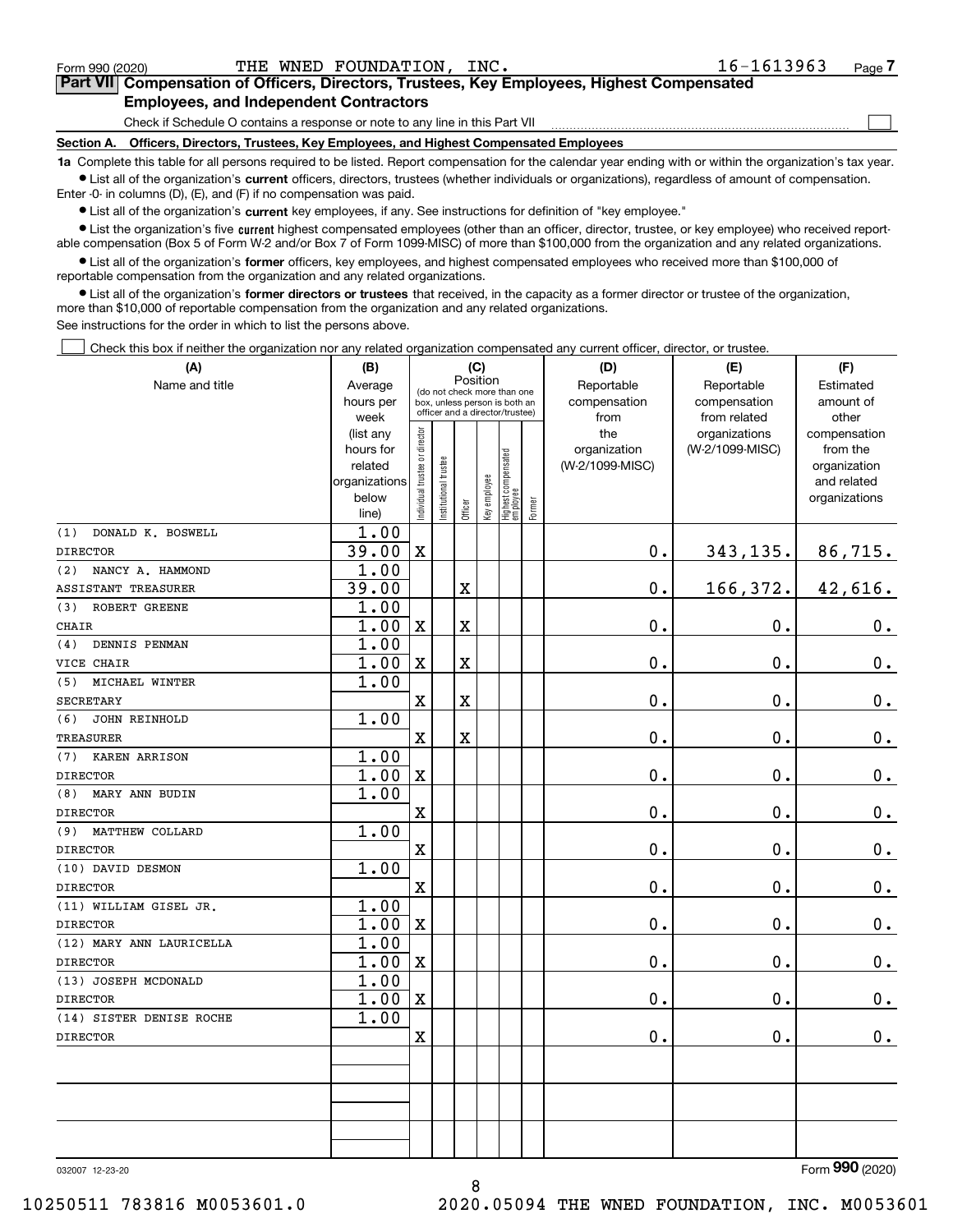Form 990 (2020) THE WNED FOUNDATION, INC. 16-1613963 Page 7

**Part VII Compensation of Officers, Directors, Trustees, Key Employees, Highest Compensated Employees, and Independent Contractors**

Check if Schedule O contains a response or note to any line in this Part VII ☐

**Section A. Officers, Directors, Trustees, Key Employees, and Highest Compensated Employees**

**1a** Complete this table for all persons required to be listed. Report compensation for the calendar year ending with or within the organization's tax year.

- List all of the organization's **current** officers, directors, trustees (whether individuals or organizations), regardless of amount of compensation. Enter -0- in columns (D), (E), and (F) if no compensation was paid.
- List all of the organization's **current** key employees, if any. See instructions for definition of "key employee."
- List the organization's five **current** highest compensated employees (other than an officer, director, trustee, or key employee) who received reportable compensation (Box 5 of Form W-2 and/or Box 7 of Form 1099-MISC) of more than $100,000 from the organization and any related organizations.
- List all of the organization's **former** officers, key employees, and highest compensated employees who received more than $100,000 of reportable compensation from the organization and any related organizations.
- List all of the organization's **former directors or trustees** that received, in the capacity as a former director or trustee of the organization, more than $10,000 of reportable compensation from the organization and any related organizations.

See instructions for the order in which to list the persons above.

☐ Check this box if neither the organization nor any related organization compensated any current officer, director, or trustee.

| (A) Name and title | (B) Average hours per week (list any hours for related organizations below line) | (C) Position: Individual trustee or director | Institutional trustee | Officer | Key employee | Highest compensated employee | Former | (D) Reportable compensation from the organization (W-2/1099-MISC) | (E) Reportable compensation from related organizations (W-2/1099-MISC) | (F) Estimated amount of other compensation from the organization and related organizations |
|---|---|---|---|---|---|---|---|---|---|---|
| (1) DONALD K. BOSWELL<br>DIRECTOR | 1.00<br>39.00 | X | | | | | | 0. | 343,135. | 86,715. |
| (2) NANCY A. HAMMOND<br>ASSISTANT TREASURER | 1.00<br>39.00 | | | X | | | | 0. | 166,372. | 42,616. |
| (3) ROBERT GREENE<br>CHAIR | 1.00<br>1.00 | X | | X | | | | 0. | 0. | 0. |
| (4) DENNIS PENMAN<br>VICE CHAIR | 1.00<br>1.00 | X | | X | | | | 0. | 0. | 0. |
| (5) MICHAEL WINTER<br>SECRETARY | 1.00 | X | | X | | | | 0. | 0. | 0. |
| (6) JOHN REINHOLD<br>TREASURER | 1.00 | X | | X | | | | 0. | 0. | 0. |
| (7) KAREN ARRISON<br>DIRECTOR | 1.00<br>1.00 | X | | | | | | 0. | 0. | 0. |
| (8) MARY ANN BUDIN<br>DIRECTOR | 1.00 | X | | | | | | 0. | 0. | 0. |
| (9) MATTHEW COLLARD<br>DIRECTOR | 1.00 | X | | | | | | 0. | 0. | 0. |
| (10) DAVID DESMON<br>DIRECTOR | 1.00 | X | | | | | | 0. | 0. | 0. |
| (11) WILLIAM GISEL JR.<br>DIRECTOR | 1.00<br>1.00 | X | | | | | | 0. | 0. | 0. |
| (12) MARY ANN LAURICELLA<br>DIRECTOR | 1.00<br>1.00 | X | | | | | | 0. | 0. | 0. |
| (13) JOSEPH MCDONALD<br>DIRECTOR | 1.00<br>1.00 | X | | | | | | 0. | 0. | 0. |
| (14) SISTER DENISE ROCHE<br>DIRECTOR | 1.00 | X | | | | | | 0. | 0. | 0. |

032007 12-23-20 Form **990** (2020)

10250511 783816 M0053601.0 2020.05094 THE WNED FOUNDATION, INC. M0053601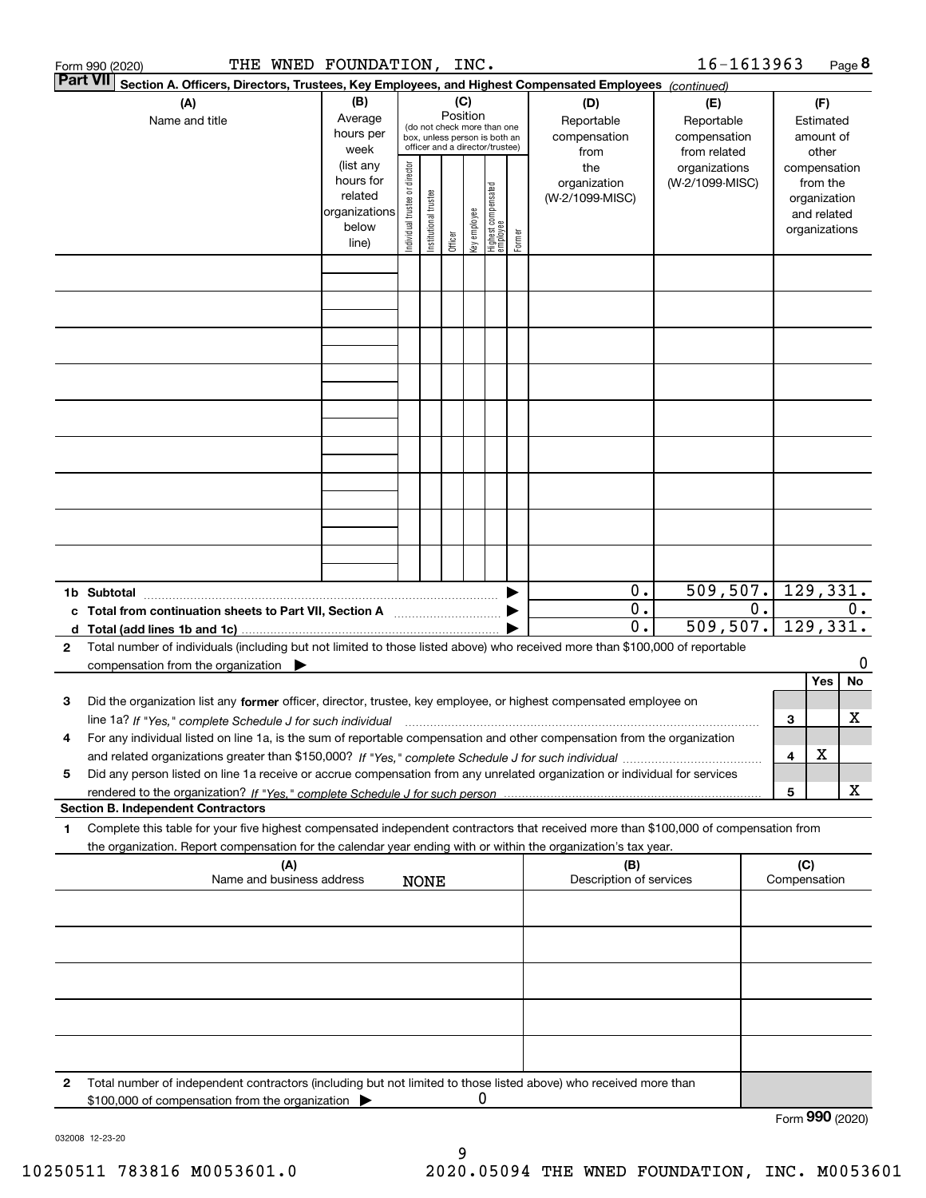Form 990 (2020) THE WNED FOUNDATION, INC. 16-1613963 Page 8

**Part VII** Section A. Officers, Directors, Trustees, Key Employees, and Highest Compensated Employees *(continued)*

| (A) Name and title | (B) Average hours per week (list any hours for related organizations below line) | (C) Position: Individual trustee or director | Institutional trustee | Officer | Key employee | Highest compensated employee | Former | (D) Reportable compensation from the organization (W-2/1099-MISC) | (E) Reportable compensation from related organizations (W-2/1099-MISC) | (F) Estimated amount of other compensation from the organization and related organizations |
|---|---|---|---|---|---|---|---|---|---|---|
| | | | | | | | | | | |
| | | | | | | | | | | |
| | | | | | | | | | | |
| | | | | | | | | | | |
| | | | | | | | | | | |
| | | | | | | | | | | |
| | | | | | | | | | | |
| | | | | | | | | | | |
| | | | | | | | | | | |
| **1b Subtotal** | | | | | | | | 0. | 509,507. | 129,331. |
| **c Total from continuation sheets to Part VII, Section A** | | | | | | | | 0. | 0. | 0. |
| **d Total (add lines 1b and 1c)** | | | | | | | | 0. | 509,507. | 129,331. |

**2** Total number of individuals (including but not limited to those listed above) who received more than $100,000 of reportable compensation from the organization ▶ 0

| | | | Yes | No |
|---|---|---|---|---|
| **3** | Did the organization list any **former** officer, director, trustee, key employee, or highest compensated employee on line 1a? *If "Yes," complete Schedule J for such individual* | 3 | | X |
| **4** | For any individual listed on line 1a, is the sum of reportable compensation and other compensation from the organization and related organizations greater than $150,000? *If "Yes," complete Schedule J for such individual* | 4 | X | |
| **5** | Did any person listed on line 1a receive or accrue compensation from any unrelated organization or individual for services rendered to the organization? *If "Yes," complete Schedule J for such person* | 5 | | X |

**Section B. Independent Contractors**

**1** Complete this table for your five highest compensated independent contractors that received more than $100,000 of compensation from the organization. Report compensation for the calendar year ending with or within the organization's tax year.

| (A) Name and business address | (B) Description of services | (C) Compensation |
|---|---|---|
| NONE | | |
| | | |
| | | |
| | | |
| | | |

**2** Total number of independent contractors (including but not limited to those listed above) who received more than $100,000 of compensation from the organization ▶ 0

Form **990** (2020)

032008 12-23-20

10250511 783816 M0053601.0 2020.05094 THE WNED FOUNDATION, INC. M0053601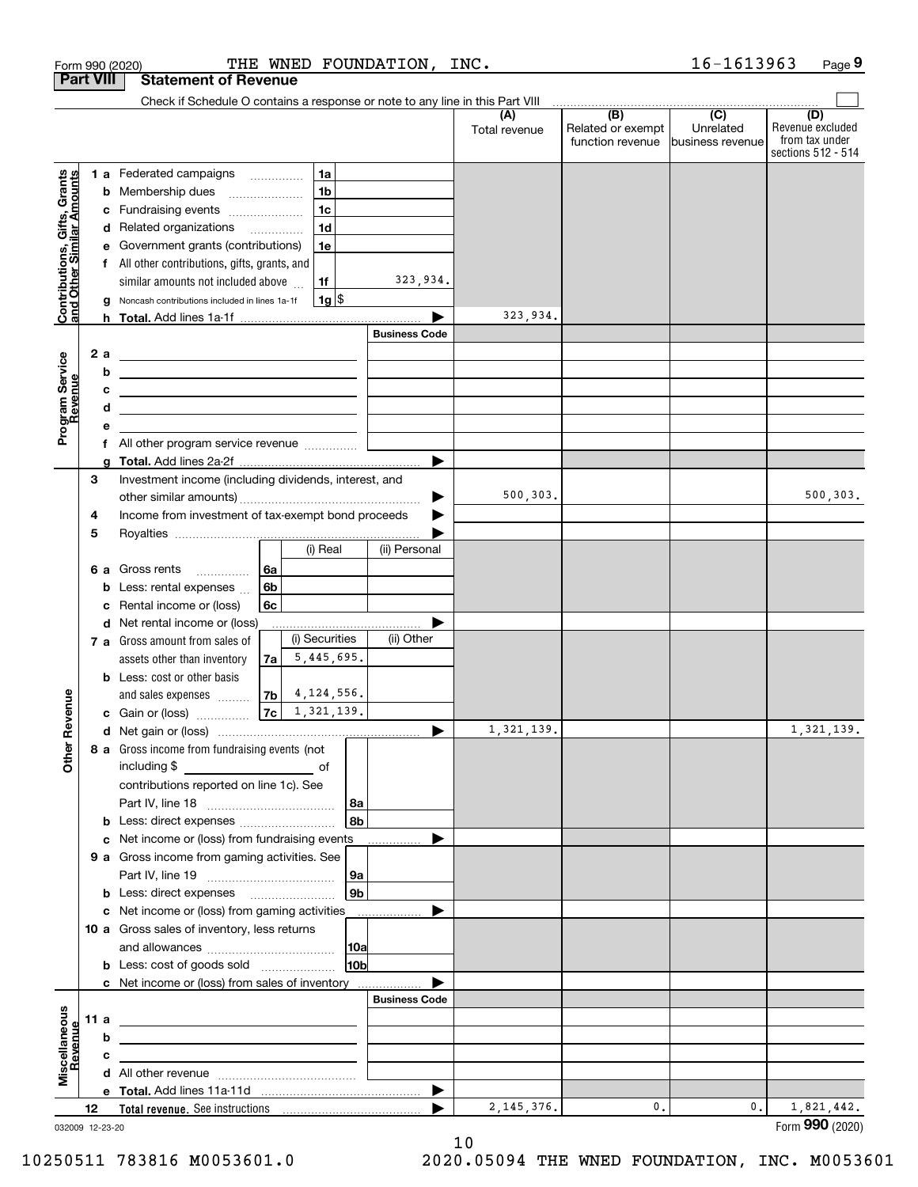Form 990 (2020) THE WNED FOUNDATION, INC. 16-1613963 Page 9

**Part VIII Statement of Revenue**

Check if Schedule O contains a response or note to any line in this Part VIII ☐

| | | | (A) Total revenue | (B) Related or exempt function revenue | (C) Unrelated business revenue | (D) Revenue excluded from tax under sections 512 - 514 |
|---|---|---|---|---|---|---|
| **Contributions, Gifts, Grants and Other Similar Amounts** | 1a Federated campaigns | 1a | | | | |
| | b Membership dues | 1b | | | | |
| | c Fundraising events | 1c | | | | |
| | d Related organizations | 1d | | | | |
| | e Government grants (contributions) | 1e | | | | |
| | f All other contributions, gifts, grants, and similar amounts not included above | 1f 323,934. | | | | |
| | g Noncash contributions included in lines 1a-1f | 1g $ | | | | |
| | h **Total.** Add lines 1a-1f | | 323,934. | | | |
| **Program Service Revenue** | | Business Code | | | | |
| | 2a | | | | | |
| | b | | | | | |
| | c | | | | | |
| | d | | | | | |
| | e | | | | | |
| | f All other program service revenue | | | | | |
| | g **Total.** Add lines 2a-2f | | | | | |
| **Other Revenue** | 3 Investment income (including dividends, interest, and other similar amounts) | | 500,303. | | | 500,303. |
| | 4 Income from investment of tax-exempt bond proceeds | | | | | |
| | 5 Royalties | | | | | |
| | | (i) Real / (ii) Personal | | | | |
| | 6a Gross rents | 6a | | | | |
| | b Less: rental expenses | 6b | | | | |
| | c Rental income or (loss) | 6c | | | | |
| | d Net rental income or (loss) | | | | | |
| | | (i) Securities / (ii) Other | | | | |
| | 7a Gross amount from sales of assets other than inventory | 7a (i) 5,445,695. | | | | |
| | b Less: cost or other basis and sales expenses | 7b (i) 4,124,556. | | | | |
| | c Gain or (loss) | 7c (i) 1,321,139. | | | | |
| | d Net gain or (loss) | | 1,321,139. | | | 1,321,139. |
| | 8a Gross income from fundraising events (not including $ of contributions reported on line 1c). See Part IV, line 18 | 8a | | | | |
| | b Less: direct expenses | 8b | | | | |
| | c Net income or (loss) from fundraising events | | | | | |
| | 9a Gross income from gaming activities. See Part IV, line 19 | 9a | | | | |
| | b Less: direct expenses | 9b | | | | |
| | c Net income or (loss) from gaming activities | | | | | |
| | 10a Gross sales of inventory, less returns and allowances | 10a | | | | |
| | b Less: cost of goods sold | 10b | | | | |
| | c Net income or (loss) from sales of inventory | | | | | |
| **Miscellaneous Revenue** | | Business Code | | | | |
| | 11a | | | | | |
| | b | | | | | |
| | c | | | | | |
| | d All other revenue | | | | | |
| | e **Total.** Add lines 11a-11d | | | | | |
| | 12 **Total revenue.** See instructions | | 2,145,376. | 0. | 0. | 1,821,442. |

032009 12-23-20

Form **990** (2020)

10250511 783816 M0053601.0 2020.05094 THE WNED FOUNDATION, INC. M0053601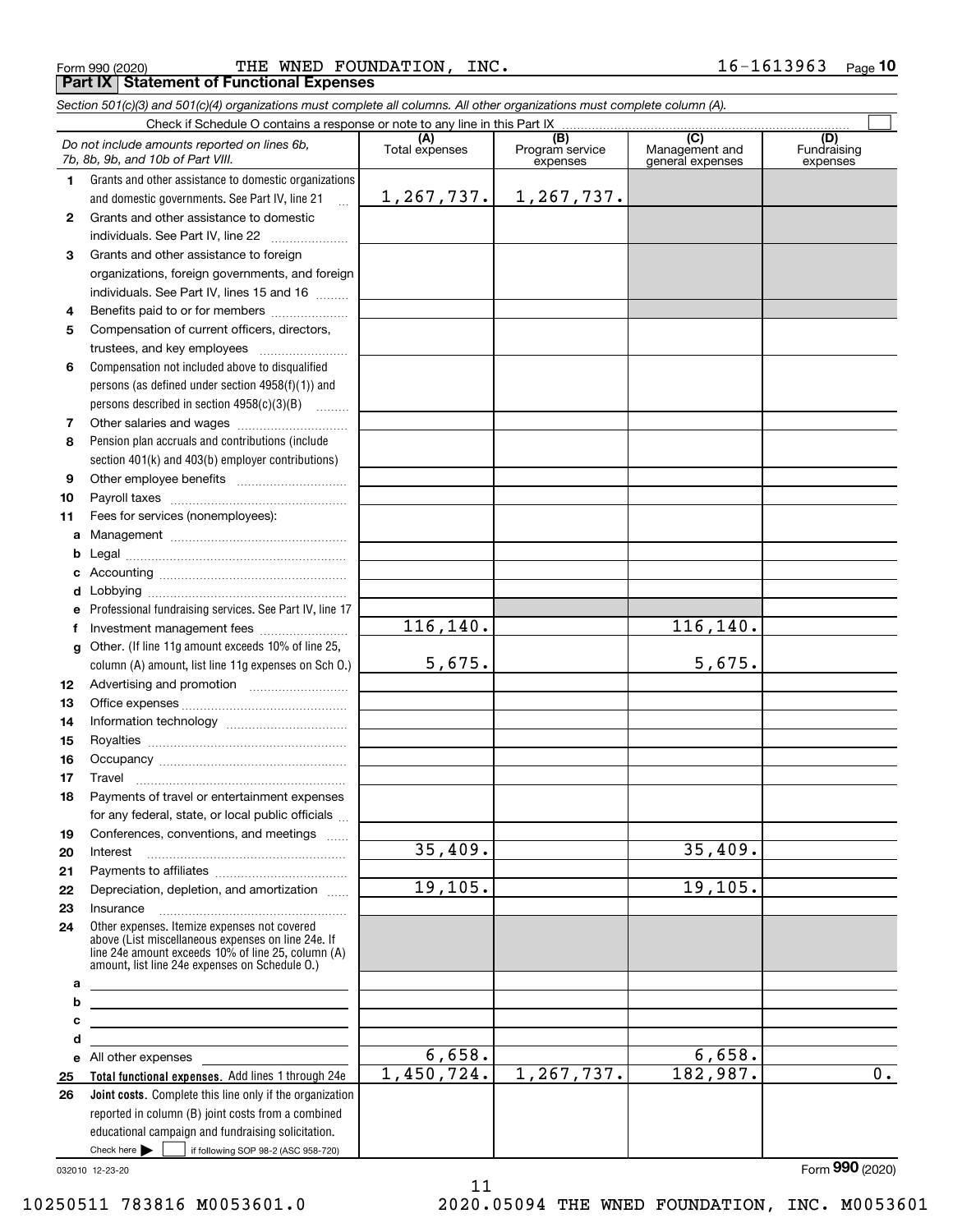Form 990 (2020) THE WNED FOUNDATION, INC. 16-1613963 Page 10

**Part IX Statement of Functional Expenses**

*Section 501(c)(3) and 501(c)(4) organizations must complete all columns. All other organizations must complete column (A).*

Check if Schedule O contains a response or note to any line in this Part IX ☐

| | *Do not include amounts reported on lines 6b, 7b, 8b, 9b, and 10b of Part VIII.* | (A) Total expenses | (B) Program service expenses | (C) Management and general expenses | (D) Fundraising expenses |
|---|---|---|---|---|---|
| 1 | Grants and other assistance to domestic organizations and domestic governments. See Part IV, line 21 | 1,267,737. | 1,267,737. | | |
| 2 | Grants and other assistance to domestic individuals. See Part IV, line 22 | | | | |
| 3 | Grants and other assistance to foreign organizations, foreign governments, and foreign individuals. See Part IV, lines 15 and 16 | | | | |
| 4 | Benefits paid to or for members | | | | |
| 5 | Compensation of current officers, directors, trustees, and key employees | | | | |
| 6 | Compensation not included above to disqualified persons (as defined under section 4958(f)(1)) and persons described in section 4958(c)(3)(B) | | | | |
| 7 | Other salaries and wages | | | | |
| 8 | Pension plan accruals and contributions (include section 401(k) and 403(b) employer contributions) | | | | |
| 9 | Other employee benefits | | | | |
| 10 | Payroll taxes | | | | |
| 11 | Fees for services (nonemployees): | | | | |
| a | Management | | | | |
| b | Legal | | | | |
| c | Accounting | | | | |
| d | Lobbying | | | | |
| e | Professional fundraising services. See Part IV, line 17 | | | | |
| f | Investment management fees | 116,140. | | 116,140. | |
| g | Other. (If line 11g amount exceeds 10% of line 25, column (A) amount, list line 11g expenses on Sch O.) | 5,675. | | 5,675. | |
| 12 | Advertising and promotion | | | | |
| 13 | Office expenses | | | | |
| 14 | Information technology | | | | |
| 15 | Royalties | | | | |
| 16 | Occupancy | | | | |
| 17 | Travel | | | | |
| 18 | Payments of travel or entertainment expenses for any federal, state, or local public officials | | | | |
| 19 | Conferences, conventions, and meetings | | | | |
| 20 | Interest | 35,409. | | 35,409. | |
| 21 | Payments to affiliates | | | | |
| 22 | Depreciation, depletion, and amortization | 19,105. | | 19,105. | |
| 23 | Insurance | | | | |
| 24 | Other expenses. Itemize expenses not covered above (List miscellaneous expenses on line 24e. If line 24e amount exceeds 10% of line 25, column (A) amount, list line 24e expenses on Schedule O.) | | | | |
| a | | | | | |
| b | | | | | |
| c | | | | | |
| d | | | | | |
| e | All other expenses | 6,658. | | 6,658. | |
| 25 | **Total functional expenses.** Add lines 1 through 24e | 1,450,724. | 1,267,737. | 182,987. | 0. |
| 26 | **Joint costs.** Complete this line only if the organization reported in column (B) joint costs from a combined educational campaign and fundraising solicitation. Check here ☐ if following SOP 98-2 (ASC 958-720) | | | | |

032010 12-23-20 Form 990 (2020)

10250511 783816 M0053601.0 2020.05094 THE WNED FOUNDATION, INC. M0053601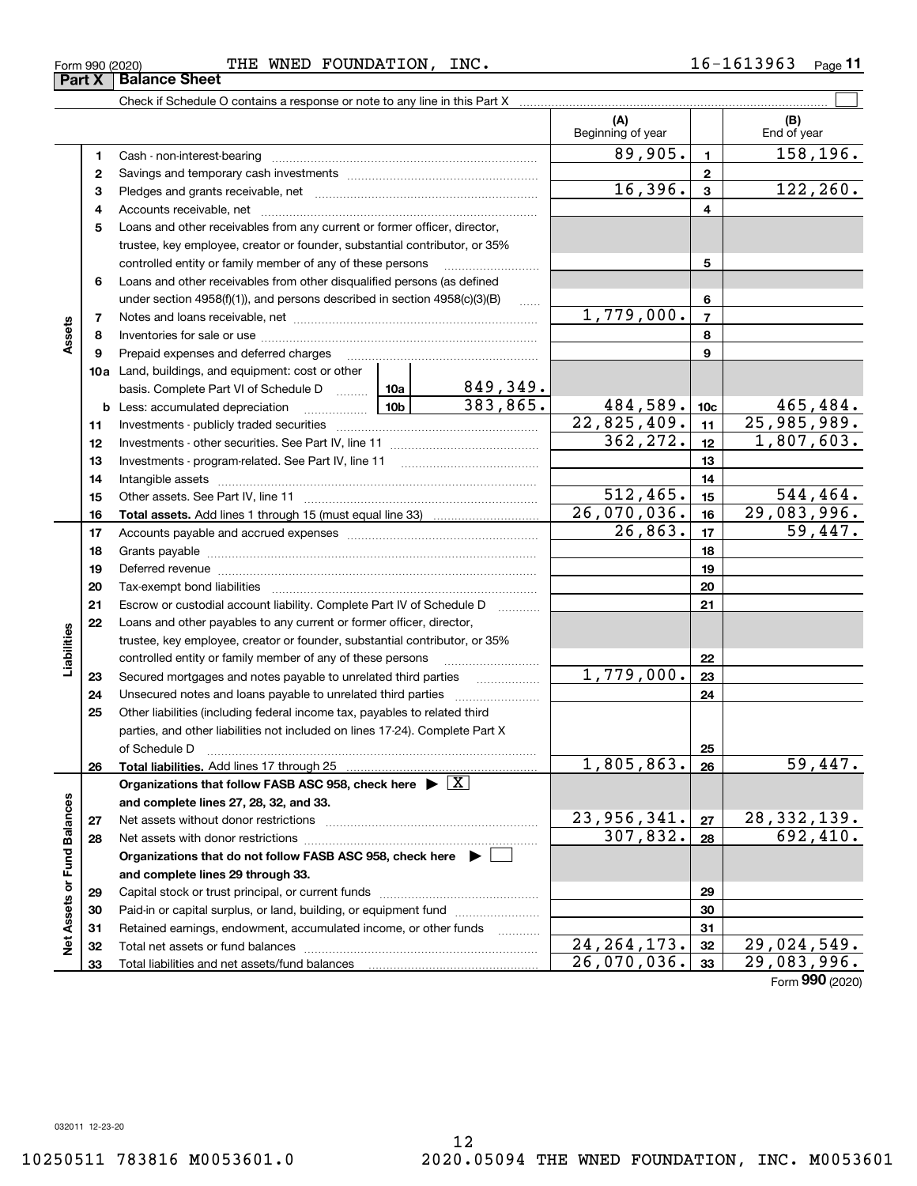Form 990 (2020) THE WNED FOUNDATION, INC. 16-1613963 Page 11

**Part X | Balance Sheet**

Check if Schedule O contains a response or note to any line in this Part X ☐

| Section | Line | Description | | | (A) Beginning of year | | (B) End of year |
|---|---|---|---|---|---|---|---|
| Assets | 1 | Cash - non-interest-bearing | | | 89,905. | 1 | 158,196. |
| | 2 | Savings and temporary cash investments | | | | 2 | |
| | 3 | Pledges and grants receivable, net | | | 16,396. | 3 | 122,260. |
| | 4 | Accounts receivable, net | | | | 4 | |
| | 5 | Loans and other receivables from any current or former officer, director, trustee, key employee, creator or founder, substantial contributor, or 35% controlled entity or family member of any of these persons | | | | 5 | |
| | 6 | Loans and other receivables from other disqualified persons (as defined under section 4958(f)(1)), and persons described in section 4958(c)(3)(B) | | | | 6 | |
| | 7 | Notes and loans receivable, net | | | 1,779,000. | 7 | |
| | 8 | Inventories for sale or use | | | | 8 | |
| | 9 | Prepaid expenses and deferred charges | | | | 9 | |
| | 10a | Land, buildings, and equipment: cost or other basis. Complete Part VI of Schedule D | 10a | 849,349. | | | |
| | b | Less: accumulated depreciation | 10b | 383,865. | 484,589. | 10c | 465,484. |
| | 11 | Investments - publicly traded securities | | | 22,825,409. | 11 | 25,985,989. |
| | 12 | Investments - other securities. See Part IV, line 11 | | | 362,272. | 12 | 1,807,603. |
| | 13 | Investments - program-related. See Part IV, line 11 | | | | 13 | |
| | 14 | Intangible assets | | | | 14 | |
| | 15 | Other assets. See Part IV, line 11 | | | 512,465. | 15 | 544,464. |
| | 16 | **Total assets.** Add lines 1 through 15 (must equal line 33) | | | 26,070,036. | 16 | 29,083,996. |
| Liabilities | 17 | Accounts payable and accrued expenses | | | 26,863. | 17 | 59,447. |
| | 18 | Grants payable | | | | 18 | |
| | 19 | Deferred revenue | | | | 19 | |
| | 20 | Tax-exempt bond liabilities | | | | 20 | |
| | 21 | Escrow or custodial account liability. Complete Part IV of Schedule D | | | | 21 | |
| | 22 | Loans and other payables to any current or former officer, director, trustee, key employee, creator or founder, substantial contributor, or 35% controlled entity or family member of any of these persons | | | | 22 | |
| | 23 | Secured mortgages and notes payable to unrelated third parties | | | 1,779,000. | 23 | |
| | 24 | Unsecured notes and loans payable to unrelated third parties | | | | 24 | |
| | 25 | Other liabilities (including federal income tax, payables to related third parties, and other liabilities not included on lines 17-24). Complete Part X of Schedule D | | | | 25 | |
| | 26 | **Total liabilities.** Add lines 17 through 25 | | | 1,805,863. | 26 | 59,447. |
| Net Assets or Fund Balances | | **Organizations that follow FASB ASC 958, check here** ▶ ☒ **and complete lines 27, 28, 32, and 33.** | | | | | |
| | 27 | Net assets without donor restrictions | | | 23,956,341. | 27 | 28,332,139. |
| | 28 | Net assets with donor restrictions | | | 307,832. | 28 | 692,410. |
| | | **Organizations that do not follow FASB ASC 958, check here** ▶ ☐ **and complete lines 29 through 33.** | | | | | |
| | 29 | Capital stock or trust principal, or current funds | | | | 29 | |
| | 30 | Paid-in or capital surplus, or land, building, or equipment fund | | | | 30 | |
| | 31 | Retained earnings, endowment, accumulated income, or other funds | | | | 31 | |
| | 32 | Total net assets or fund balances | | | 24,264,173. | 32 | 29,024,549. |
| | 33 | Total liabilities and net assets/fund balances | | | 26,070,036. | 33 | 29,083,996. |

Form **990** (2020)

032011 12-23-20

10250511 783816 M0053601.0 2020.05094 THE WNED FOUNDATION, INC. M0053601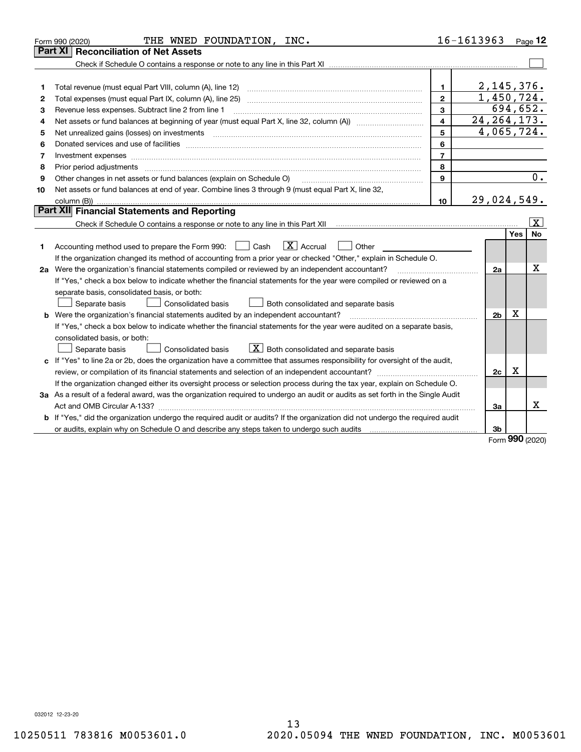Form 990 (2020) THE WNED FOUNDATION, INC. 16-1613963 Page **12**

## Part XI Reconciliation of Net Assets

Check if Schedule O contains a response or note to any line in this Part XI ☐

| | | | |
|---|---|---|---|
| 1 | Total revenue (must equal Part VIII, column (A), line 12) | 1 | 2,145,376. |
| 2 | Total expenses (must equal Part IX, column (A), line 25) | 2 | 1,450,724. |
| 3 | Revenue less expenses. Subtract line 2 from line 1 | 3 | 694,652. |
| 4 | Net assets or fund balances at beginning of year (must equal Part X, line 32, column (A)) | 4 | 24,264,173. |
| 5 | Net unrealized gains (losses) on investments | 5 | 4,065,724. |
| 6 | Donated services and use of facilities | 6 | |
| 7 | Investment expenses | 7 | |
| 8 | Prior period adjustments | 8 | |
| 9 | Other changes in net assets or fund balances (explain on Schedule O) | 9 | 0. |
| 10 | Net assets or fund balances at end of year. Combine lines 3 through 9 (must equal Part X, line 32, column (B)) | 10 | 29,024,549. |

## Part XII Financial Statements and Reporting

Check if Schedule O contains a response or note to any line in this Part XII ☒

| | | | Yes | No |
|---|---|---|---|---|
| 1 | Accounting method used to prepare the Form 990: ☐ Cash ☒ Accrual ☐ Other | | | |
| | If the organization changed its method of accounting from a prior year or checked "Other," explain in Schedule O. | | | |
| 2a | Were the organization's financial statements compiled or reviewed by an independent accountant? | 2a | | X |
| | If "Yes," check a box below to indicate whether the financial statements for the year were compiled or reviewed on a separate basis, consolidated basis, or both: ☐ Separate basis ☐ Consolidated basis ☐ Both consolidated and separate basis | | | |
| b | Were the organization's financial statements audited by an independent accountant? | 2b | X | |
| | If "Yes," check a box below to indicate whether the financial statements for the year were audited on a separate basis, consolidated basis, or both: ☐ Separate basis ☐ Consolidated basis ☒ Both consolidated and separate basis | | | |
| c | If "Yes" to line 2a or 2b, does the organization have a committee that assumes responsibility for oversight of the audit, review, or compilation of its financial statements and selection of an independent accountant? | 2c | X | |
| | If the organization changed either its oversight process or selection process during the tax year, explain on Schedule O. | | | |
| 3a | As a result of a federal award, was the organization required to undergo an audit or audits as set forth in the Single Audit Act and OMB Circular A-133? | 3a | | X |
| b | If "Yes," did the organization undergo the required audit or audits? If the organization did not undergo the required audit or audits, explain why on Schedule O and describe any steps taken to undergo such audits | 3b | | |

Form **990** (2020)

032012 12-23-20

10250511 783816 M0053601.0 2020.05094 THE WNED FOUNDATION, INC. M0053601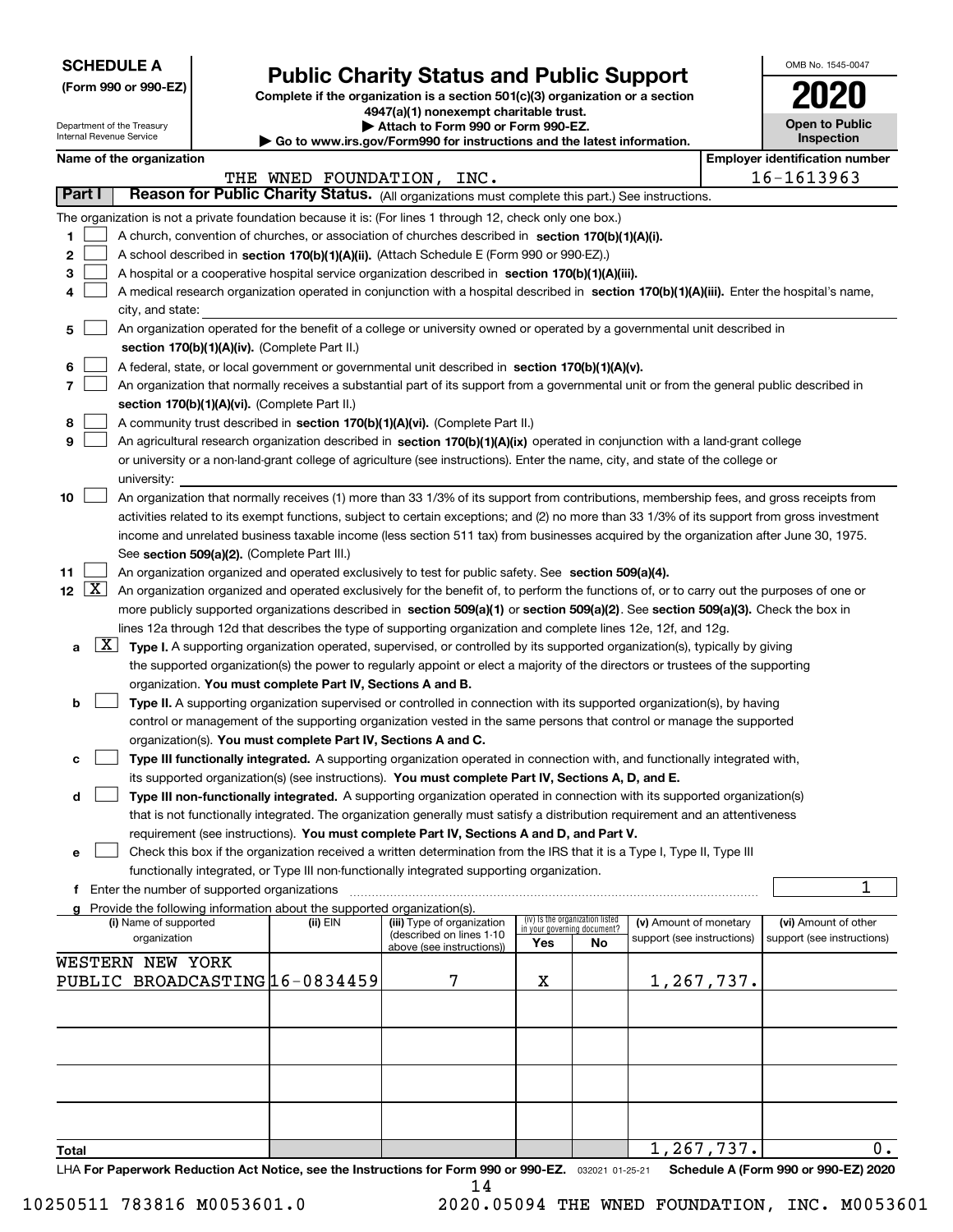**SCHEDULE A**
**(Form 990 or 990-EZ)**

Department of the Treasury
Internal Revenue Service

# Public Charity Status and Public Support

**Complete if the organization is a section 501(c)(3) organization or a section 4947(a)(1) nonexempt charitable trust.**
**▶ Attach to Form 990 or Form 990-EZ.**
**▶ Go to www.irs.gov/Form990 for instructions and the latest information.**

OMB No. 1545-0047
**2020**
**Open to Public Inspection**

**Name of the organization:** THE WNED FOUNDATION, INC.
**Employer identification number:** 16-1613963

**Part I** **Reason for Public Charity Status.** (All organizations must complete this part.) See instructions.

The organization is not a private foundation because it is: (For lines 1 through 12, check only one box.)

1. ☐ A church, convention of churches, or association of churches described in **section 170(b)(1)(A)(i).**
2. ☐ A school described in **section 170(b)(1)(A)(ii).** (Attach Schedule E (Form 990 or 990-EZ).)
3. ☐ A hospital or a cooperative hospital service organization described in **section 170(b)(1)(A)(iii).**
4. ☐ A medical research organization operated in conjunction with a hospital described in **section 170(b)(1)(A)(iii).** Enter the hospital's name, city, and state:
5. ☐ An organization operated for the benefit of a college or university owned or operated by a governmental unit described in **section 170(b)(1)(A)(iv).** (Complete Part II.)
6. ☐ A federal, state, or local government or governmental unit described in **section 170(b)(1)(A)(v).**
7. ☐ An organization that normally receives a substantial part of its support from a governmental unit or from the general public described in **section 170(b)(1)(A)(vi).** (Complete Part II.)
8. ☐ A community trust described in **section 170(b)(1)(A)(vi).** (Complete Part II.)
9. ☐ An agricultural research organization described in **section 170(b)(1)(A)(ix)** operated in conjunction with a land-grant college or university or a non-land-grant college of agriculture (see instructions). Enter the name, city, and state of the college or university:
10. ☐ An organization that normally receives (1) more than 33 1/3% of its support from contributions, membership fees, and gross receipts from activities related to its exempt functions, subject to certain exceptions; and (2) no more than 33 1/3% of its support from gross investment income and unrelated business taxable income (less section 511 tax) from businesses acquired by the organization after June 30, 1975. See **section 509(a)(2).** (Complete Part III.)
11. ☐ An organization organized and operated exclusively to test for public safety. See **section 509(a)(4).**
12. ☒ An organization organized and operated exclusively for the benefit of, to perform the functions of, or to carry out the purposes of one or more publicly supported organizations described in **section 509(a)(1)** or **section 509(a)(2).** See **section 509(a)(3).** Check the box in lines 12a through 12d that describes the type of supporting organization and complete lines 12e, 12f, and 12g.
   - **a** ☒ **Type I.** A supporting organization operated, supervised, or controlled by its supported organization(s), typically by giving the supported organization(s) the power to regularly appoint or elect a majority of the directors or trustees of the supporting organization. **You must complete Part IV, Sections A and B.**
   - **b** ☐ **Type II.** A supporting organization supervised or controlled in connection with its supported organization(s), by having control or management of the supporting organization vested in the same persons that control or manage the supported organization(s). **You must complete Part IV, Sections A and C.**
   - **c** ☐ **Type III functionally integrated.** A supporting organization operated in connection with, and functionally integrated with, its supported organization(s) (see instructions). **You must complete Part IV, Sections A, D, and E.**
   - **d** ☐ **Type III non-functionally integrated.** A supporting organization operated in connection with its supported organization(s) that is not functionally integrated. The organization generally must satisfy a distribution requirement and an attentiveness requirement (see instructions). **You must complete Part IV, Sections A and D, and Part V.**
   - **e** ☐ Check this box if the organization received a written determination from the IRS that it is a Type I, Type II, Type III functionally integrated, or Type III non-functionally integrated supporting organization.
   - **f** Enter the number of supported organizations: 1
   - **g** Provide the following information about the supported organization(s).

| (i) Name of supported organization | (ii) EIN | (iii) Type of organization (described on lines 1-10 above (see instructions)) | (iv) Is the organization listed in your governing document? Yes | No | (v) Amount of monetary support (see instructions) | (vi) Amount of other support (see instructions) |
|---|---|---|---|---|---|---|
| WESTERN NEW YORK PUBLIC BROADCASTING | 16-0834459 | 7 | X | | 1,267,737. | |
| | | | | | | |
| | | | | | | |
| | | | | | | |
| | | | | | | |
| **Total** | | | | | 1,267,737. | 0. |

LHA **For Paperwork Reduction Act Notice, see the Instructions for Form 990 or 990-EZ.** 032021 01-25-21 **Schedule A (Form 990 or 990-EZ) 2020**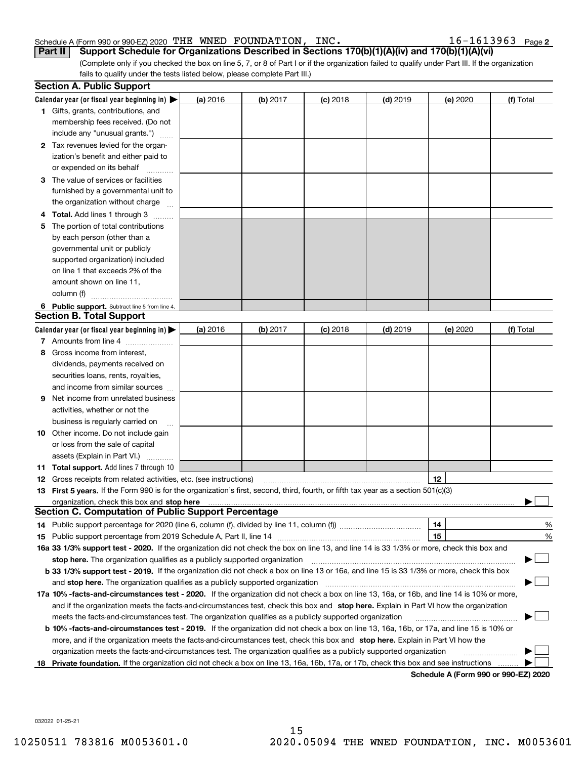Schedule A (Form 990 or 990-EZ) 2020 THE WNED FOUNDATION, INC. 16-1613963 Page 2

**Part II** **Support Schedule for Organizations Described in Sections 170(b)(1)(A)(iv) and 170(b)(1)(A)(vi)**

(Complete only if you checked the box on line 5, 7, or 8 of Part I or if the organization failed to qualify under Part III. If the organization fails to qualify under the tests listed below, please complete Part III.)

## Section A. Public Support

| Calendar year (or fiscal year beginning in) ▶ | (a) 2016 | (b) 2017 | (c) 2018 | (d) 2019 | (e) 2020 | (f) Total |
|---|---|---|---|---|---|---|
| **1** Gifts, grants, contributions, and membership fees received. (Do not include any "unusual grants.") | | | | | | |
| **2** Tax revenues levied for the organization's benefit and either paid to or expended on its behalf | | | | | | |
| **3** The value of services or facilities furnished by a governmental unit to the organization without charge | | | | | | |
| **4 Total.** Add lines 1 through 3 | | | | | | |
| **5** The portion of total contributions by each person (other than a governmental unit or publicly supported organization) included on line 1 that exceeds 2% of the amount shown on line 11, column (f) | | | | | | |
| **6 Public support.** Subtract line 5 from line 4. | | | | | | |

## Section B. Total Support

| Calendar year (or fiscal year beginning in) ▶ | (a) 2016 | (b) 2017 | (c) 2018 | (d) 2019 | (e) 2020 | (f) Total |
|---|---|---|---|---|---|---|
| **7** Amounts from line 4 | | | | | | |
| **8** Gross income from interest, dividends, payments received on securities loans, rents, royalties, and income from similar sources | | | | | | |
| **9** Net income from unrelated business activities, whether or not the business is regularly carried on | | | | | | |
| **10** Other income. Do not include gain or loss from the sale of capital assets (Explain in Part VI.) | | | | | | |
| **11 Total support.** Add lines 7 through 10 | | | | | | |

**12** Gross receipts from related activities, etc. (see instructions) | **12** |

**13 First 5 years.** If the Form 990 is for the organization's first, second, third, fourth, or fifth tax year as a section 501(c)(3) organization, check this box and **stop here** ▶ ☐

## Section C. Computation of Public Support Percentage

**14** Public support percentage for 2020 (line 6, column (f), divided by line 11, column (f)) | **14** | %

**15** Public support percentage from 2019 Schedule A, Part II, line 14 | **15** | %

**16a 33 1/3% support test - 2020.** If the organization did not check the box on line 13, and line 14 is 33 1/3% or more, check this box and **stop here.** The organization qualifies as a publicly supported organization ▶ ☐

**b 33 1/3% support test - 2019.** If the organization did not check a box on line 13 or 16a, and line 15 is 33 1/3% or more, check this box and **stop here.** The organization qualifies as a publicly supported organization ▶ ☐

**17a 10% -facts-and-circumstances test - 2020.** If the organization did not check a box on line 13, 16a, or 16b, and line 14 is 10% or more, and if the organization meets the facts-and-circumstances test, check this box and **stop here.** Explain in Part VI how the organization meets the facts-and-circumstances test. The organization qualifies as a publicly supported organization ▶ ☐

**b 10% -facts-and-circumstances test - 2019.** If the organization did not check a box on line 13, 16a, 16b, or 17a, and line 15 is 10% or more, and if the organization meets the facts-and-circumstances test, check this box and **stop here.** Explain in Part VI how the organization meets the facts-and-circumstances test. The organization qualifies as a publicly supported organization ▶ ☐

**18 Private foundation.** If the organization did not check a box on line 13, 16a, 16b, 17a, or 17b, check this box and see instructions ▶ ☐

**Schedule A (Form 990 or 990-EZ) 2020**

032022 01-25-21

10250511 783816 M0053601.0 2020.05094 THE WNED FOUNDATION, INC. M0053601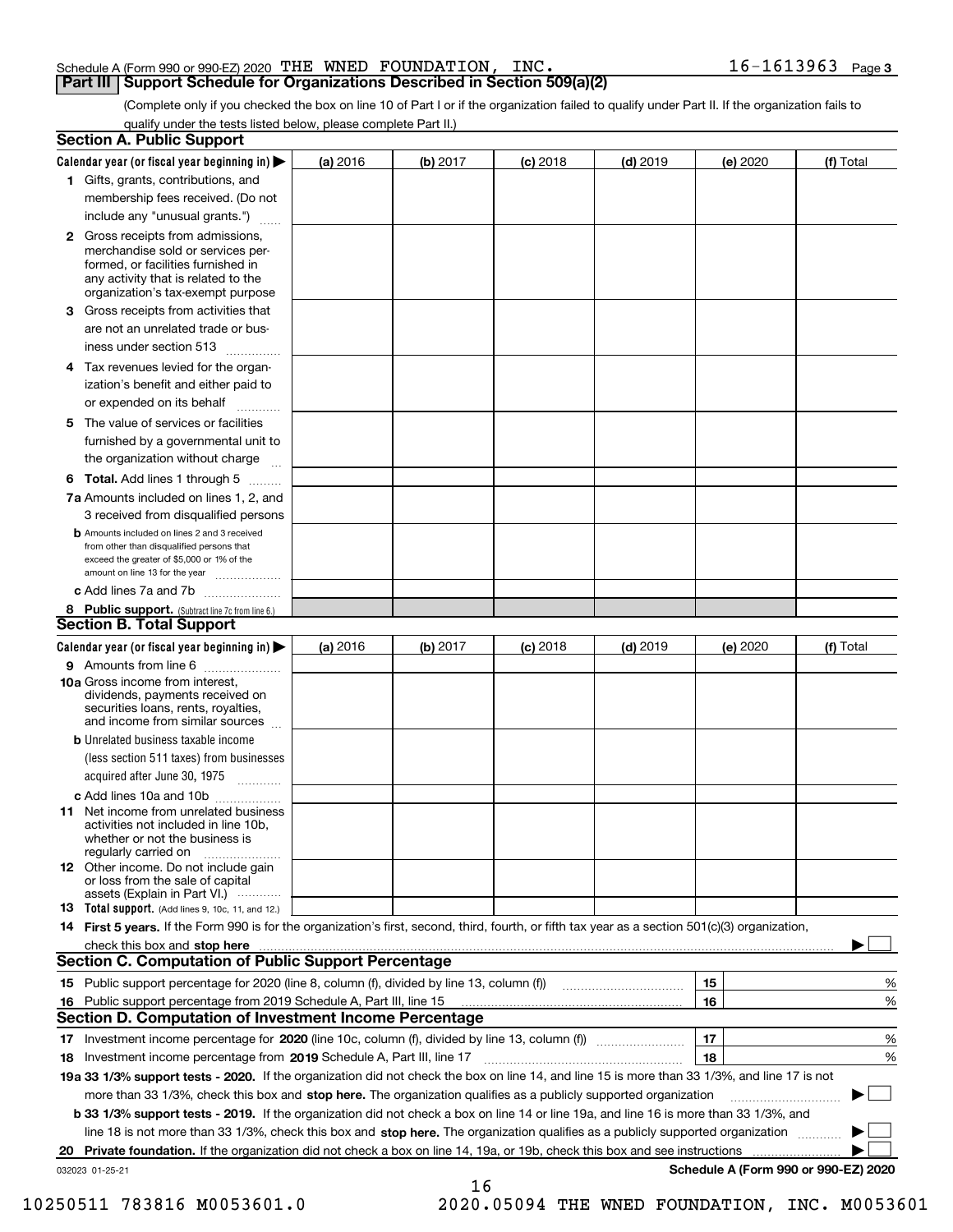Schedule A (Form 990 or 990-EZ) 2020 THE WNED FOUNDATION, INC. 16-1613963 Page 3

## Part III Support Schedule for Organizations Described in Section 509(a)(2)

(Complete only if you checked the box on line 10 of Part I or if the organization failed to qualify under Part II. If the organization fails to qualify under the tests listed below, please complete Part II.)

### Section A. Public Support

| Calendar year (or fiscal year beginning in) ▶ | (a) 2016 | (b) 2017 | (c) 2018 | (d) 2019 | (e) 2020 | (f) Total |
|---|---|---|---|---|---|---|
| 1 Gifts, grants, contributions, and membership fees received. (Do not include any "unusual grants.") | | | | | | |
| 2 Gross receipts from admissions, merchandise sold or services performed, or facilities furnished in any activity that is related to the organization's tax-exempt purpose | | | | | | |
| 3 Gross receipts from activities that are not an unrelated trade or business under section 513 | | | | | | |
| 4 Tax revenues levied for the organization's benefit and either paid to or expended on its behalf | | | | | | |
| 5 The value of services or facilities furnished by a governmental unit to the organization without charge | | | | | | |
| 6 **Total.** Add lines 1 through 5 | | | | | | |
| 7a Amounts included on lines 1, 2, and 3 received from disqualified persons | | | | | | |
| b Amounts included on lines 2 and 3 received from other than disqualified persons that exceed the greater of $5,000 or 1% of the amount on line 13 for the year | | | | | | |
| c Add lines 7a and 7b | | | | | | |
| 8 **Public support.** (Subtract line 7c from line 6.) | | | | | | |

### Section B. Total Support

| Calendar year (or fiscal year beginning in) ▶ | (a) 2016 | (b) 2017 | (c) 2018 | (d) 2019 | (e) 2020 | (f) Total |
|---|---|---|---|---|---|---|
| 9 Amounts from line 6 | | | | | | |
| 10a Gross income from interest, dividends, payments received on securities loans, rents, royalties, and income from similar sources | | | | | | |
| b Unrelated business taxable income (less section 511 taxes) from businesses acquired after June 30, 1975 | | | | | | |
| c Add lines 10a and 10b | | | | | | |
| 11 Net income from unrelated business activities not included in line 10b, whether or not the business is regularly carried on | | | | | | |
| 12 Other income. Do not include gain or loss from the sale of capital assets (Explain in Part VI.) | | | | | | |
| 13 **Total support.** (Add lines 9, 10c, 11, and 12.) | | | | | | |

14 **First 5 years.** If the Form 990 is for the organization's first, second, third, fourth, or fifth tax year as a section 501(c)(3) organization, check this box and **stop here** ▶ ☐

### Section C. Computation of Public Support Percentage

| | | | |
|---|---|---|---|
| 15 | Public support percentage for 2020 (line 8, column (f), divided by line 13, column (f)) | 15 | % |
| 16 | Public support percentage from 2019 Schedule A, Part III, line 15 | 16 | % |

### Section D. Computation of Investment Income Percentage

| | | | |
|---|---|---|---|
| 17 | Investment income percentage for **2020** (line 10c, column (f), divided by line 13, column (f)) | 17 | % |
| 18 | Investment income percentage from **2019** Schedule A, Part III, line 17 | 18 | % |

**19a 33 1/3% support tests - 2020.** If the organization did not check the box on line 14, and line 15 is more than 33 1/3%, and line 17 is not more than 33 1/3%, check this box and **stop here.** The organization qualifies as a publicly supported organization ▶ ☐

**b 33 1/3% support tests - 2019.** If the organization did not check a box on line 14 or line 19a, and line 16 is more than 33 1/3%, and line 18 is not more than 33 1/3%, check this box and **stop here.** The organization qualifies as a publicly supported organization ▶ ☐

**20 Private foundation.** If the organization did not check a box on line 14, 19a, or 19b, check this box and see instructions ▶ ☐

032023 01-25-21 **Schedule A (Form 990 or 990-EZ) 2020**

10250511 783816 M0053601.0 2020.05094 THE WNED FOUNDATION, INC. M0053601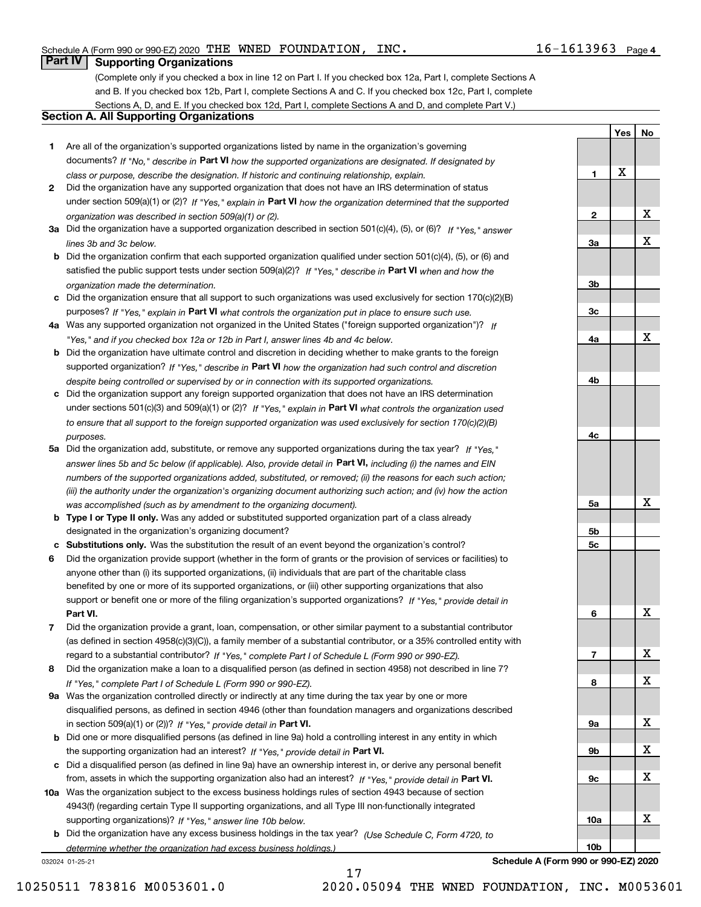Schedule A (Form 990 or 990-EZ) 2020 THE WNED FOUNDATION, INC. 16-1613963 Page 4

## Part IV Supporting Organizations

(Complete only if you checked a box in line 12 on Part I. If you checked box 12a, Part I, complete Sections A and B. If you checked box 12b, Part I, complete Sections A and C. If you checked box 12c, Part I, complete Sections A, D, and E. If you checked box 12d, Part I, complete Sections A and D, and complete Part V.)

### Section A. All Supporting Organizations

| | | | Yes | No |
|---|---|---|---|---|
| **1** | Are all of the organization's supported organizations listed by name in the organization's governing documents? *If "No," describe in* **Part VI** *how the supported organizations are designated. If designated by class or purpose, describe the designation. If historic and continuing relationship, explain.* | **1** | X | |
| **2** | Did the organization have any supported organization that does not have an IRS determination of status under section 509(a)(1) or (2)? *If "Yes," explain in* **Part VI** *how the organization determined that the supported organization was described in section 509(a)(1) or (2).* | **2** | | X |
| **3a** | Did the organization have a supported organization described in section 501(c)(4), (5), or (6)? *If "Yes," answer lines 3b and 3c below.* | **3a** | | X |
| **b** | Did the organization confirm that each supported organization qualified under section 501(c)(4), (5), or (6) and satisfied the public support tests under section 509(a)(2)? *If "Yes," describe in* **Part VI** *when and how the organization made the determination.* | **3b** | | |
| **c** | Did the organization ensure that all support to such organizations was used exclusively for section 170(c)(2)(B) purposes? *If "Yes," explain in* **Part VI** *what controls the organization put in place to ensure such use.* | **3c** | | |
| **4a** | Was any supported organization not organized in the United States ("foreign supported organization")? *If "Yes," and if you checked box 12a or 12b in Part I, answer lines 4b and 4c below.* | **4a** | | X |
| **b** | Did the organization have ultimate control and discretion in deciding whether to make grants to the foreign supported organization? *If "Yes," describe in* **Part VI** *how the organization had such control and discretion despite being controlled or supervised by or in connection with its supported organizations.* | **4b** | | |
| **c** | Did the organization support any foreign supported organization that does not have an IRS determination under sections 501(c)(3) and 509(a)(1) or (2)? *If "Yes," explain in* **Part VI** *what controls the organization used to ensure that all support to the foreign supported organization was used exclusively for section 170(c)(2)(B) purposes.* | **4c** | | |
| **5a** | Did the organization add, substitute, or remove any supported organizations during the tax year? *If "Yes," answer lines 5b and 5c below (if applicable). Also, provide detail in* **Part VI,** *including (i) the names and EIN numbers of the supported organizations added, substituted, or removed; (ii) the reasons for each such action; (iii) the authority under the organization's organizing document authorizing such action; and (iv) how the action was accomplished (such as by amendment to the organizing document).* | **5a** | | X |
| **b** | **Type I or Type II only.** Was any added or substituted supported organization part of a class already designated in the organization's organizing document? | **5b** | | |
| **c** | **Substitutions only.** Was the substitution the result of an event beyond the organization's control? | **5c** | | |
| **6** | Did the organization provide support (whether in the form of grants or the provision of services or facilities) to anyone other than (i) its supported organizations, (ii) individuals that are part of the charitable class benefited by one or more of its supported organizations, or (iii) other supporting organizations that also support or benefit one or more of the filing organization's supported organizations? *If "Yes," provide detail in* **Part VI.** | **6** | | X |
| **7** | Did the organization provide a grant, loan, compensation, or other similar payment to a substantial contributor (as defined in section 4958(c)(3)(C)), a family member of a substantial contributor, or a 35% controlled entity with regard to a substantial contributor? *If "Yes," complete Part I of Schedule L (Form 990 or 990-EZ).* | **7** | | X |
| **8** | Did the organization make a loan to a disqualified person (as defined in section 4958) not described in line 7? *If "Yes," complete Part I of Schedule L (Form 990 or 990-EZ).* | **8** | | X |
| **9a** | Was the organization controlled directly or indirectly at any time during the tax year by one or more disqualified persons, as defined in section 4946 (other than foundation managers and organizations described in section 509(a)(1) or (2))? *If "Yes," provide detail in* **Part VI.** | **9a** | | X |
| **b** | Did one or more disqualified persons (as defined in line 9a) hold a controlling interest in any entity in which the supporting organization had an interest? *If "Yes," provide detail in* **Part VI.** | **9b** | | X |
| **c** | Did a disqualified person (as defined in line 9a) have an ownership interest in, or derive any personal benefit from, assets in which the supporting organization also had an interest? *If "Yes," provide detail in* **Part VI.** | **9c** | | X |
| **10a** | Was the organization subject to the excess business holdings rules of section 4943 because of section 4943(f) (regarding certain Type II supporting organizations, and all Type III non-functionally integrated supporting organizations)? *If "Yes," answer line 10b below.* | **10a** | | X |
| **b** | Did the organization have any excess business holdings in the tax year? *(Use Schedule C, Form 4720, to determine whether the organization had excess business holdings.)* | **10b** | | |

032024 01-25-21 **Schedule A (Form 990 or 990-EZ) 2020**

10250511 783816 M0053601.0 2020.05094 THE WNED FOUNDATION, INC. M0053601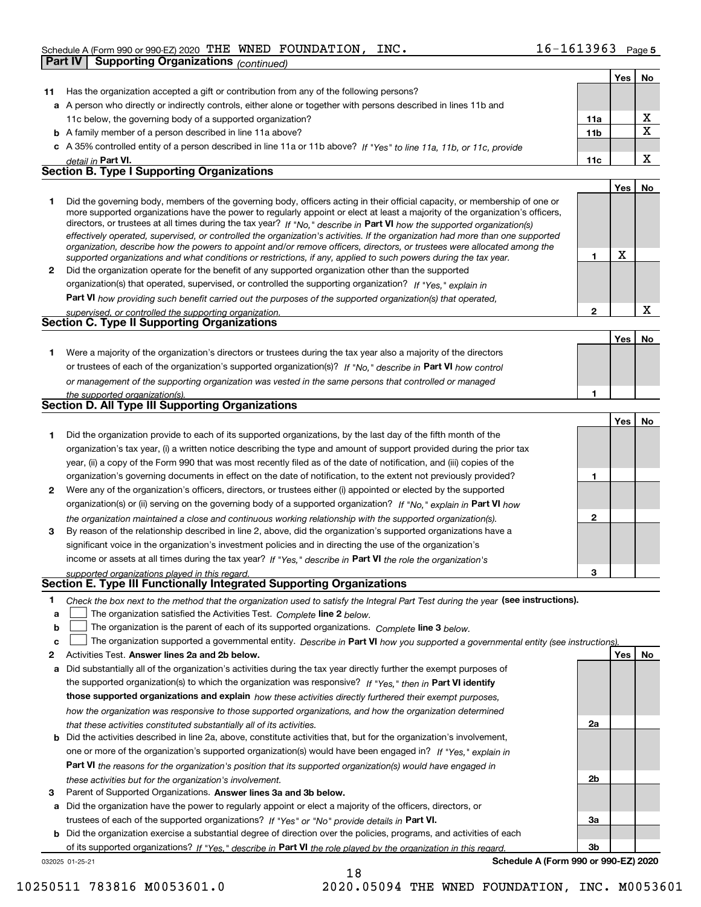Schedule A (Form 990 or 990-EZ) 2020 THE WNED FOUNDATION, INC. 16-1613963 Page 5

**Part IV | Supporting Organizations** *(continued)*

| | | | Yes | No |
|---|---|---|---|---|
| **11** | Has the organization accepted a gift or contribution from any of the following persons? | | | |
| **a** | A person who directly or indirectly controls, either alone or together with persons described in lines 11b and 11c below, the governing body of a supported organization? | **11a** | | X |
| **b** | A family member of a person described in line 11a above? | **11b** | | X |
| **c** | A 35% controlled entity of a person described in line 11a or 11b above? *If "Yes" to line 11a, 11b, or 11c, provide detail in* **Part VI.** | **11c** | | X |

## Section B. Type I Supporting Organizations

| | | | Yes | No |
|---|---|---|---|---|
| **1** | Did the governing body, members of the governing body, officers acting in their official capacity, or membership of one or more supported organizations have the power to regularly appoint or elect at least a majority of the organization's officers, directors, or trustees at all times during the tax year? *If "No," describe in* **Part VI** *how the supported organization(s) effectively operated, supervised, or controlled the organization's activities. If the organization had more than one supported organization, describe how the powers to appoint and/or remove officers, directors, or trustees were allocated among the supported organizations and what conditions or restrictions, if any, applied to such powers during the tax year.* | **1** | X | |
| **2** | Did the organization operate for the benefit of any supported organization other than the supported organization(s) that operated, supervised, or controlled the supporting organization? *If "Yes," explain in* **Part VI** *how providing such benefit carried out the purposes of the supported organization(s) that operated, supervised, or controlled the supporting organization.* | **2** | | X |

## Section C. Type II Supporting Organizations

| | | | Yes | No |
|---|---|---|---|---|
| **1** | Were a majority of the organization's directors or trustees during the tax year also a majority of the directors or trustees of each of the organization's supported organization(s)? *If "No," describe in* **Part VI** *how control or management of the supporting organization was vested in the same persons that controlled or managed the supported organization(s).* | **1** | | |

## Section D. All Type III Supporting Organizations

| | | | Yes | No |
|---|---|---|---|---|
| **1** | Did the organization provide to each of its supported organizations, by the last day of the fifth month of the organization's tax year, (i) a written notice describing the type and amount of support provided during the prior tax year, (ii) a copy of the Form 990 that was most recently filed as of the date of notification, and (iii) copies of the organization's governing documents in effect on the date of notification, to the extent not previously provided? | **1** | | |
| **2** | Were any of the organization's officers, directors, or trustees either (i) appointed or elected by the supported organization(s) or (ii) serving on the governing body of a supported organization? *If "No," explain in* **Part VI** *how the organization maintained a close and continuous working relationship with the supported organization(s).* | **2** | | |
| **3** | By reason of the relationship described in line 2, above, did the organization's supported organizations have a significant voice in the organization's investment policies and in directing the use of the organization's income or assets at all times during the tax year? *If "Yes," describe in* **Part VI** *the role the organization's supported organizations played in this regard.* | **3** | | |

## Section E. Type III Functionally Integrated Supporting Organizations

**1** *Check the box next to the method that the organization used to satisfy the Integral Part Test during the year* **(see instructions).**

**a** ☐ The organization satisfied the Activities Test. *Complete* **line 2** *below.*

**b** ☐ The organization is the parent of each of its supported organizations. *Complete* **line 3** *below.*

**c** ☐ The organization supported a governmental entity. *Describe in* **Part VI** *how you supported a governmental entity (see instructions).*

| | | | Yes | No |
|---|---|---|---|---|
| **2** | Activities Test. **Answer lines 2a and 2b below.** | | | |
| **a** | Did substantially all of the organization's activities during the tax year directly further the exempt purposes of the supported organization(s) to which the organization was responsive? *If "Yes," then in* **Part VI identify those supported organizations and explain** *how these activities directly furthered their exempt purposes, how the organization was responsive to those supported organizations, and how the organization determined that these activities constituted substantially all of its activities.* | **2a** | | |
| **b** | Did the activities described in line 2a, above, constitute activities that, but for the organization's involvement, one or more of the organization's supported organization(s) would have been engaged in? *If "Yes," explain in* **Part VI** *the reasons for the organization's position that its supported organization(s) would have engaged in these activities but for the organization's involvement.* | **2b** | | |
| **3** | Parent of Supported Organizations. **Answer lines 3a and 3b below.** | | | |
| **a** | Did the organization have the power to regularly appoint or elect a majority of the officers, directors, or trustees of each of the supported organizations? *If "Yes" or "No" provide details in* **Part VI.** | **3a** | | |
| **b** | Did the organization exercise a substantial degree of direction over the policies, programs, and activities of each of its supported organizations? *If "Yes," describe in* **Part VI** *the role played by the organization in this regard.* | **3b** | | |

032025 01-25-21 **Schedule A (Form 990 or 990-EZ) 2020**

10250511 783816 M0053601.0 2020.05094 THE WNED FOUNDATION, INC. M0053601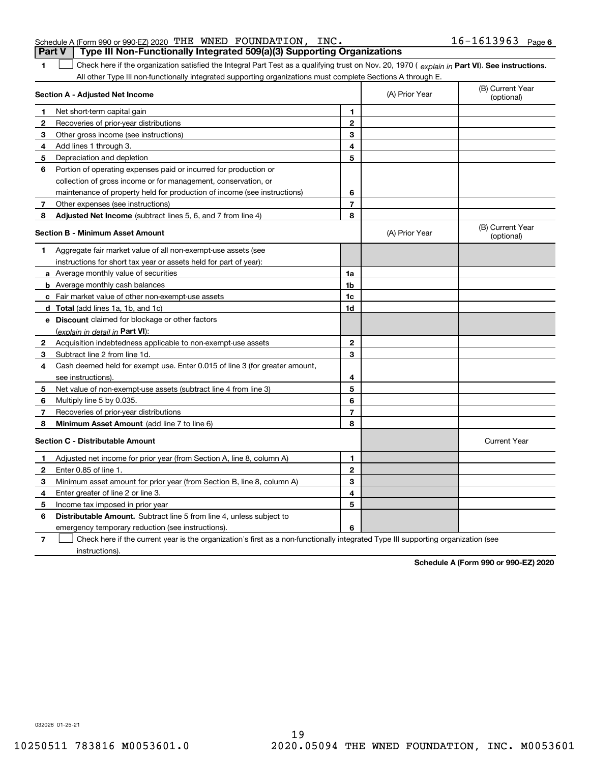Schedule A (Form 990 or 990-EZ) 2020 THE WNED FOUNDATION, INC. 16-1613963

## Part V | Type III Non-Functionally Integrated 509(a)(3) Supporting Organizations

**1** ☐ Check here if the organization satisfied the Integral Part Test as a qualifying trust on Nov. 20, 1970 ( *explain in* **Part VI**). **See instructions.** All other Type III non-functionally integrated supporting organizations must complete Sections A through E.

| Section A - Adjusted Net Income | | | (A) Prior Year | (B) Current Year (optional) |
|---|---|---|---|---|
| 1 | Net short-term capital gain | 1 | | |
| 2 | Recoveries of prior-year distributions | 2 | | |
| 3 | Other gross income (see instructions) | 3 | | |
| 4 | Add lines 1 through 3. | 4 | | |
| 5 | Depreciation and depletion | 5 | | |
| 6 | Portion of operating expenses paid or incurred for production or collection of gross income or for management, conservation, or maintenance of property held for production of income (see instructions) | 6 | | |
| 7 | Other expenses (see instructions) | 7 | | |
| 8 | **Adjusted Net Income** (subtract lines 5, 6, and 7 from line 4) | 8 | | |

| Section B - Minimum Asset Amount | | | (A) Prior Year | (B) Current Year (optional) |
|---|---|---|---|---|
| 1 | Aggregate fair market value of all non-exempt-use assets (see instructions for short tax year or assets held for part of year): | | | |
| a | Average monthly value of securities | 1a | | |
| b | Average monthly cash balances | 1b | | |
| c | Fair market value of other non-exempt-use assets | 1c | | |
| d | **Total** (add lines 1a, 1b, and 1c) | 1d | | |
| e | **Discount** claimed for blockage or other factors (*explain in detail in* **Part VI**): | | | |
| 2 | Acquisition indebtedness applicable to non-exempt-use assets | 2 | | |
| 3 | Subtract line 2 from line 1d. | 3 | | |
| 4 | Cash deemed held for exempt use. Enter 0.015 of line 3 (for greater amount, see instructions). | 4 | | |
| 5 | Net value of non-exempt-use assets (subtract line 4 from line 3) | 5 | | |
| 6 | Multiply line 5 by 0.035. | 6 | | |
| 7 | Recoveries of prior-year distributions | 7 | | |
| 8 | **Minimum Asset Amount** (add line 7 to line 6) | 8 | | |

| Section C - Distributable Amount | | | | Current Year |
|---|---|---|---|---|
| 1 | Adjusted net income for prior year (from Section A, line 8, column A) | 1 | | |
| 2 | Enter 0.85 of line 1. | 2 | | |
| 3 | Minimum asset amount for prior year (from Section B, line 8, column A) | 3 | | |
| 4 | Enter greater of line 2 or line 3. | 4 | | |
| 5 | Income tax imposed in prior year | 5 | | |
| 6 | **Distributable Amount.** Subtract line 5 from line 4, unless subject to emergency temporary reduction (see instructions). | 6 | | |

**7** ☐ Check here if the current year is the organization's first as a non-functionally integrated Type III supporting organization (see instructions).

**Schedule A (Form 990 or 990-EZ) 2020**

032026 01-25-21

10250511 783816 M0053601.0 2020.05094 THE WNED FOUNDATION, INC. M0053601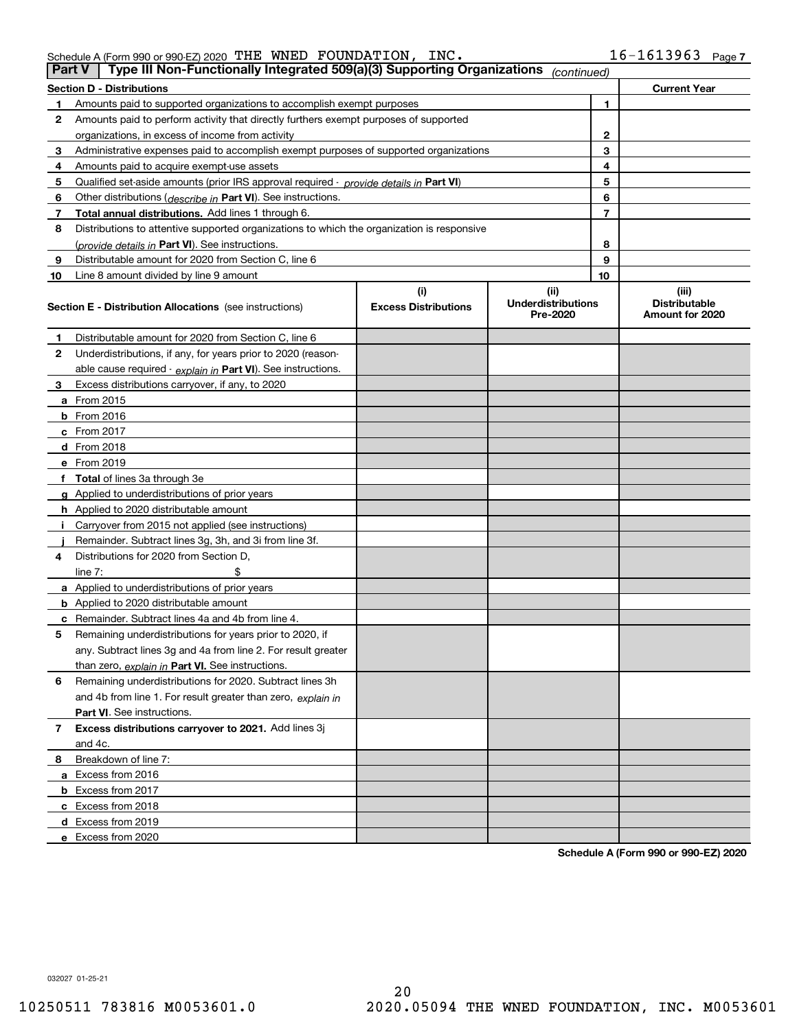Schedule A (Form 990 or 990-EZ) 2020 THE WNED FOUNDATION, INC. 16-1613963 Page 7

## Part V | Type III Non-Functionally Integrated 509(a)(3) Supporting Organizations *(continued)*

| Section D - Distributions | | | Current Year |
|---|---|---|---|
| 1 | Amounts paid to supported organizations to accomplish exempt purposes | 1 | |
| 2 | Amounts paid to perform activity that directly furthers exempt purposes of supported organizations, in excess of income from activity | 2 | |
| 3 | Administrative expenses paid to accomplish exempt purposes of supported organizations | 3 | |
| 4 | Amounts paid to acquire exempt-use assets | 4 | |
| 5 | Qualified set-aside amounts (prior IRS approval required - *provide details in* **Part VI**) | 5 | |
| 6 | Other distributions (*describe in* **Part VI**). See instructions. | 6 | |
| 7 | **Total annual distributions.** Add lines 1 through 6. | 7 | |
| 8 | Distributions to attentive supported organizations to which the organization is responsive (*provide details in* **Part VI**). See instructions. | 8 | |
| 9 | Distributable amount for 2020 from Section C, line 6 | 9 | |
| 10 | Line 8 amount divided by line 9 amount | 10 | |

| **Section E - Distribution Allocations** (see instructions) | (i) Excess Distributions | (ii) Underdistributions Pre-2020 | (iii) Distributable Amount for 2020 |
|---|---|---|---|
| **1** Distributable amount for 2020 from Section C, line 6 | | | |
| **2** Underdistributions, if any, for years prior to 2020 (reasonable cause required - *explain in* **Part VI**). See instructions. | | | |
| **3** Excess distributions carryover, if any, to 2020 | | | |
| **a** From 2015 | | | |
| **b** From 2016 | | | |
| **c** From 2017 | | | |
| **d** From 2018 | | | |
| **e** From 2019 | | | |
| **f** **Total** of lines 3a through 3e | | | |
| **g** Applied to underdistributions of prior years | | | |
| **h** Applied to 2020 distributable amount | | | |
| **i** Carryover from 2015 not applied (see instructions) | | | |
| **j** Remainder. Subtract lines 3g, 3h, and 3i from line 3f. | | | |
| **4** Distributions for 2020 from Section D, line 7: $ | | | |
| **a** Applied to underdistributions of prior years | | | |
| **b** Applied to 2020 distributable amount | | | |
| **c** Remainder. Subtract lines 4a and 4b from line 4. | | | |
| **5** Remaining underdistributions for years prior to 2020, if any. Subtract lines 3g and 4a from line 2. For result greater than zero, *explain in* **Part VI.** See instructions. | | | |
| **6** Remaining underdistributions for 2020. Subtract lines 3h and 4b from line 1. For result greater than zero, *explain in* **Part VI**. See instructions. | | | |
| **7** **Excess distributions carryover to 2021.** Add lines 3j and 4c. | | | |
| **8** Breakdown of line 7: | | | |
| **a** Excess from 2016 | | | |
| **b** Excess from 2017 | | | |
| **c** Excess from 2018 | | | |
| **d** Excess from 2019 | | | |
| **e** Excess from 2020 | | | |

**Schedule A (Form 990 or 990-EZ) 2020**

032027 01-25-21

10250511 783816 M0053601.0 2020.05094 THE WNED FOUNDATION, INC. M0053601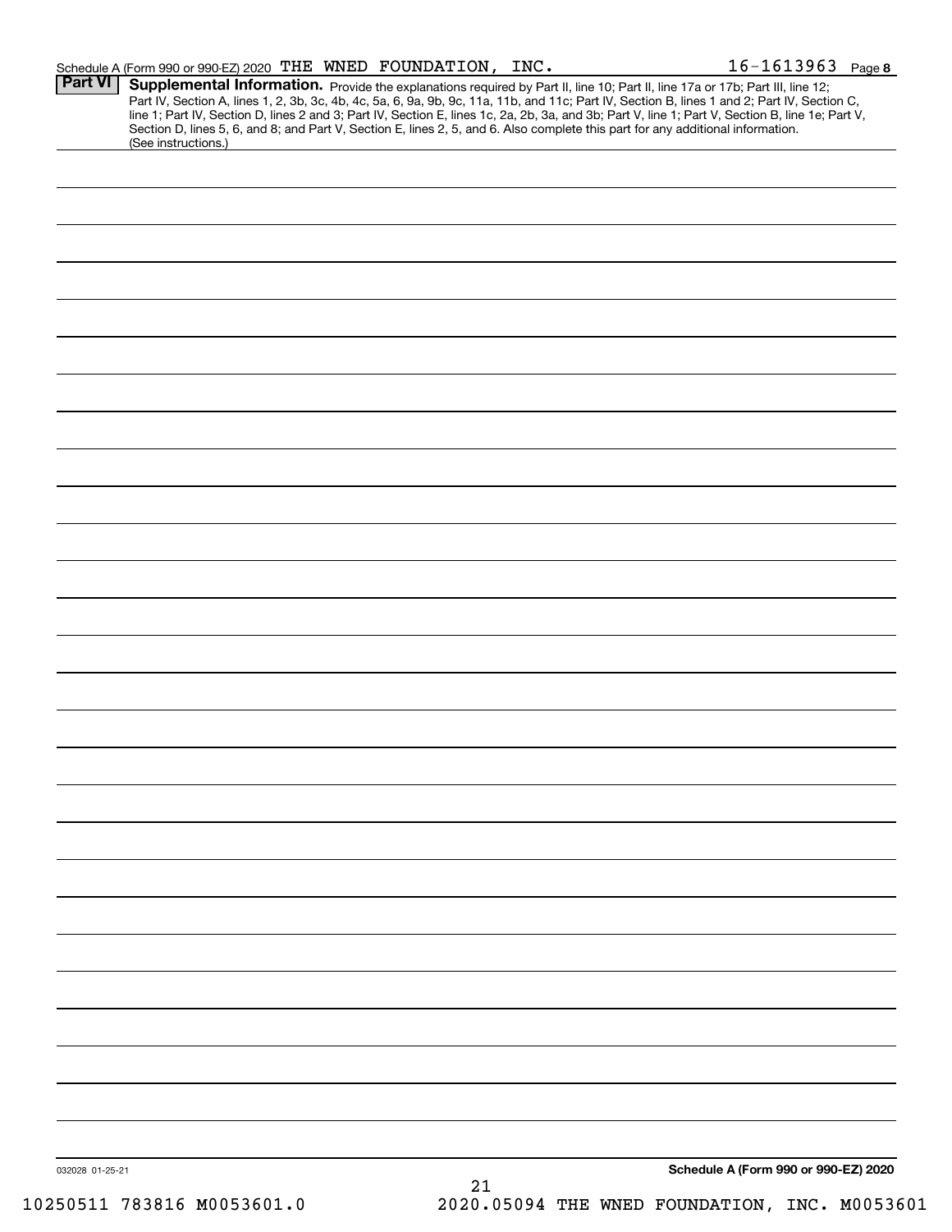Schedule A (Form 990 or 990-EZ) 2020 THE WNED FOUNDATION, INC. 16-1613963 Page **8**

**Part VI** **Supplemental Information.** Provide the explanations required by Part II, line 10; Part II, line 17a or 17b; Part III, line 12; Part IV, Section A, lines 1, 2, 3b, 3c, 4b, 4c, 5a, 6, 9a, 9b, 9c, 11a, 11b, and 11c; Part IV, Section B, lines 1 and 2; Part IV, Section C, line 1; Part IV, Section D, lines 2 and 3; Part IV, Section E, lines 1c, 2a, 2b, 3a, and 3b; Part V, line 1; Part V, Section B, line 1e; Part V, Section D, lines 5, 6, and 8; and Part V, Section E, lines 2, 5, and 6. Also complete this part for any additional information. (See instructions.)

032028 01-25-21 **Schedule A (Form 990 or 990-EZ) 2020**

10250511 783816 M0053601.0 2020.05094 THE WNED FOUNDATION, INC. M0053601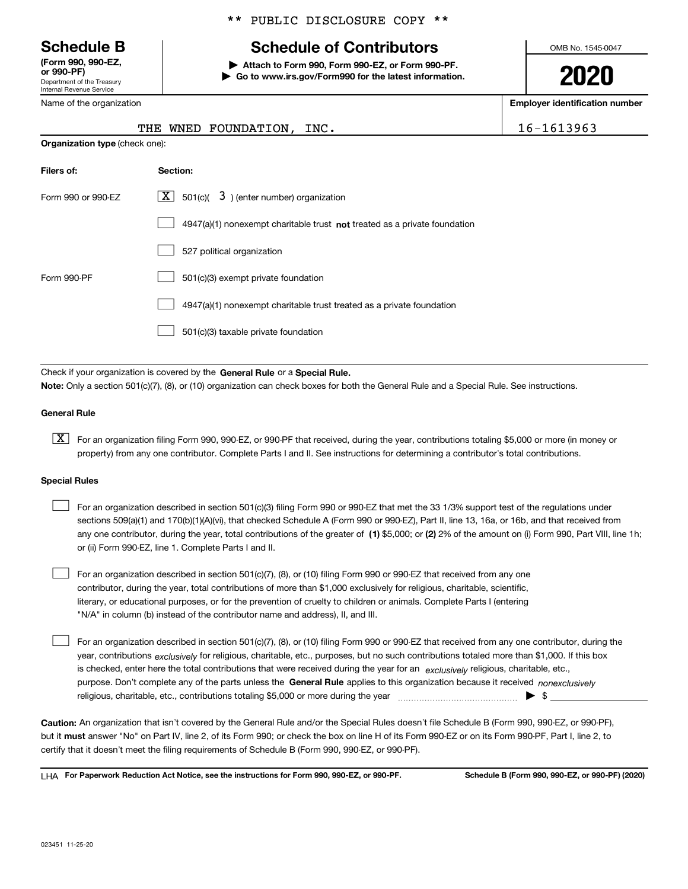\*\* PUBLIC DISCLOSURE COPY \*\*

# Schedule B

**(Form 990, 990-EZ, or 990-PF)**
Department of the Treasury
Internal Revenue Service

## Schedule of Contributors

**▶ Attach to Form 990, Form 990-EZ, or Form 990-PF.**
**▶ Go to www.irs.gov/Form990 for the latest information.**

OMB No. 1545-0047

**2020**

| Name of the organization | Employer identification number |
|---|---|
| THE WNED FOUNDATION, INC. | 16-1613963 |

**Organization type** (check one):

| Filers of: | Section: |
|---|---|
| Form 990 or 990-EZ | [X] 501(c)( 3 ) (enter number) organization |
| | [ ] 4947(a)(1) nonexempt charitable trust **not** treated as a private foundation |
| | [ ] 527 political organization |
| Form 990-PF | [ ] 501(c)(3) exempt private foundation |
| | [ ] 4947(a)(1) nonexempt charitable trust treated as a private foundation |
| | [ ] 501(c)(3) taxable private foundation |

Check if your organization is covered by the **General Rule** or a **Special Rule.**

**Note:** Only a section 501(c)(7), (8), or (10) organization can check boxes for both the General Rule and a Special Rule. See instructions.

**General Rule**

[X] For an organization filing Form 990, 990-EZ, or 990-PF that received, during the year, contributions totaling $5,000 or more (in money or property) from any one contributor. Complete Parts I and II. See instructions for determining a contributor's total contributions.

**Special Rules**

[ ] For an organization described in section 501(c)(3) filing Form 990 or 990-EZ that met the 33 1/3% support test of the regulations under sections 509(a)(1) and 170(b)(1)(A)(vi), that checked Schedule A (Form 990 or 990-EZ), Part II, line 13, 16a, or 16b, and that received from any one contributor, during the year, total contributions of the greater of **(1)** $5,000; or **(2)** 2% of the amount on (i) Form 990, Part VIII, line 1h; or (ii) Form 990-EZ, line 1. Complete Parts I and II.

[ ] For an organization described in section 501(c)(7), (8), or (10) filing Form 990 or 990-EZ that received from any one contributor, during the year, total contributions of more than $1,000 exclusively for religious, charitable, scientific, literary, or educational purposes, or for the prevention of cruelty to children or animals. Complete Parts I (entering "N/A" in column (b) instead of the contributor name and address), II, and III.

[ ] For an organization described in section 501(c)(7), (8), or (10) filing Form 990 or 990-EZ that received from any one contributor, during the year, contributions *exclusively* for religious, charitable, etc., purposes, but no such contributions totaled more than $1,000. If this box is checked, enter here the total contributions that were received during the year for an *exclusively* religious, charitable, etc., purpose. Don't complete any of the parts unless the **General Rule** applies to this organization because it received *nonexclusively* religious, charitable, etc., contributions totaling $5,000 or more during the year ▶ $ \_\_\_\_\_\_\_\_\_\_

**Caution:** An organization that isn't covered by the General Rule and/or the Special Rules doesn't file Schedule B (Form 990, 990-EZ, or 990-PF), but it **must** answer "No" on Part IV, line 2, of its Form 990; or check the box on line H of its Form 990-EZ or on its Form 990-PF, Part I, line 2, to certify that it doesn't meet the filing requirements of Schedule B (Form 990, 990-EZ, or 990-PF).

LHA **For Paperwork Reduction Act Notice, see the instructions for Form 990, 990-EZ, or 990-PF.** **Schedule B (Form 990, 990-EZ, or 990-PF) (2020)**

023451 11-25-20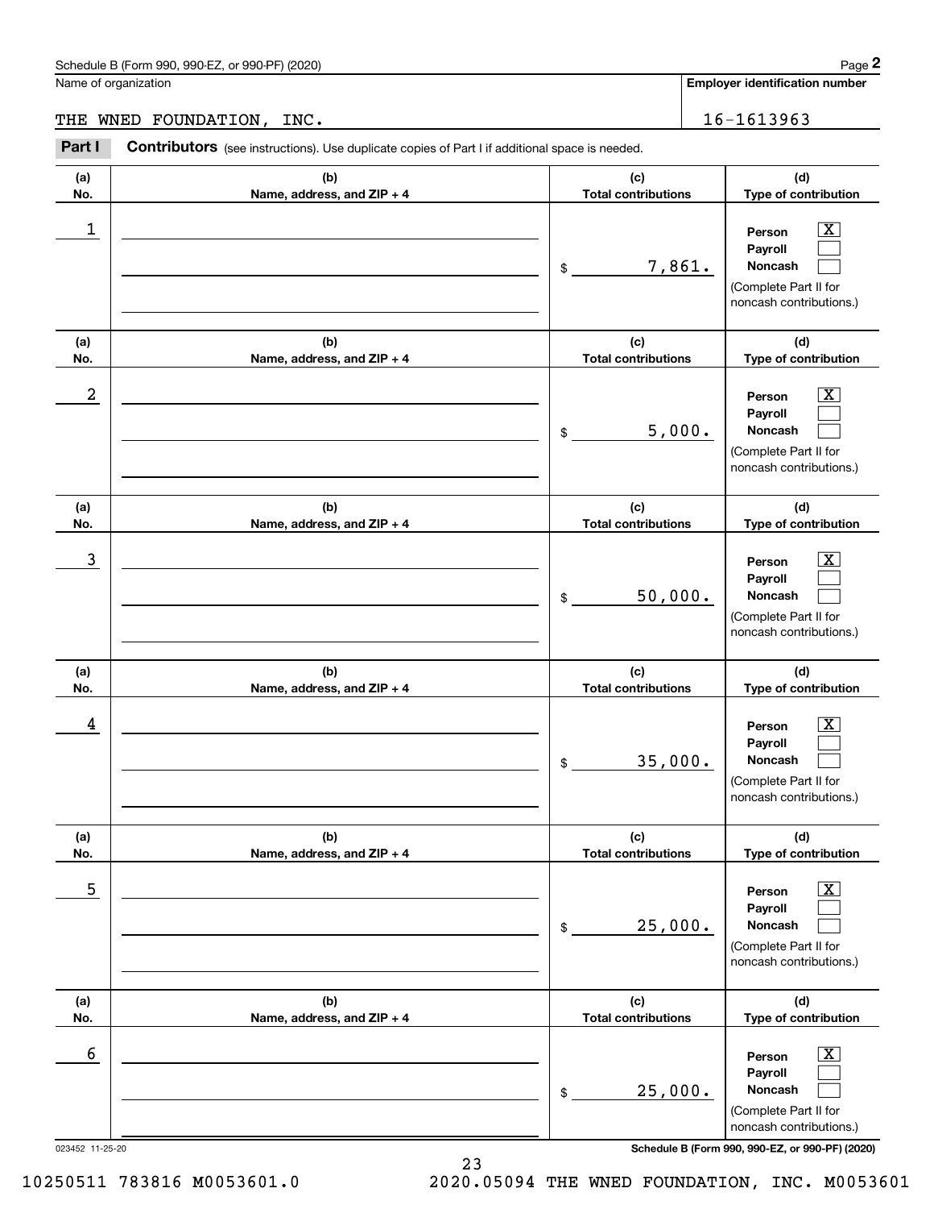Name of organization

THE WNED FOUNDATION, INC.

**Employer identification number**

16-1613963

**Part I** **Contributors** (see instructions). Use duplicate copies of Part I if additional space is needed.

| (a) No. | (b) Name, address, and ZIP + 4 | (c) Total contributions | (d) Type of contribution |
|---|---|---|---|
| 1 | | $ 7,861. | Person [X] Payroll [ ] Noncash [ ] (Complete Part II for noncash contributions.) |
| 2 | | $ 5,000. | Person [X] Payroll [ ] Noncash [ ] (Complete Part II for noncash contributions.) |
| 3 | | $ 50,000. | Person [X] Payroll [ ] Noncash [ ] (Complete Part II for noncash contributions.) |
| 4 | | $ 35,000. | Person [X] Payroll [ ] Noncash [ ] (Complete Part II for noncash contributions.) |
| 5 | | $ 25,000. | Person [X] Payroll [ ] Noncash [ ] (Complete Part II for noncash contributions.) |
| 6 | | $ 25,000. | Person [X] Payroll [ ] Noncash [ ] (Complete Part II for noncash contributions.) |

023452 11-25-20

10250511 783816 M0053601.0 2020.05094 THE WNED FOUNDATION, INC. M0053601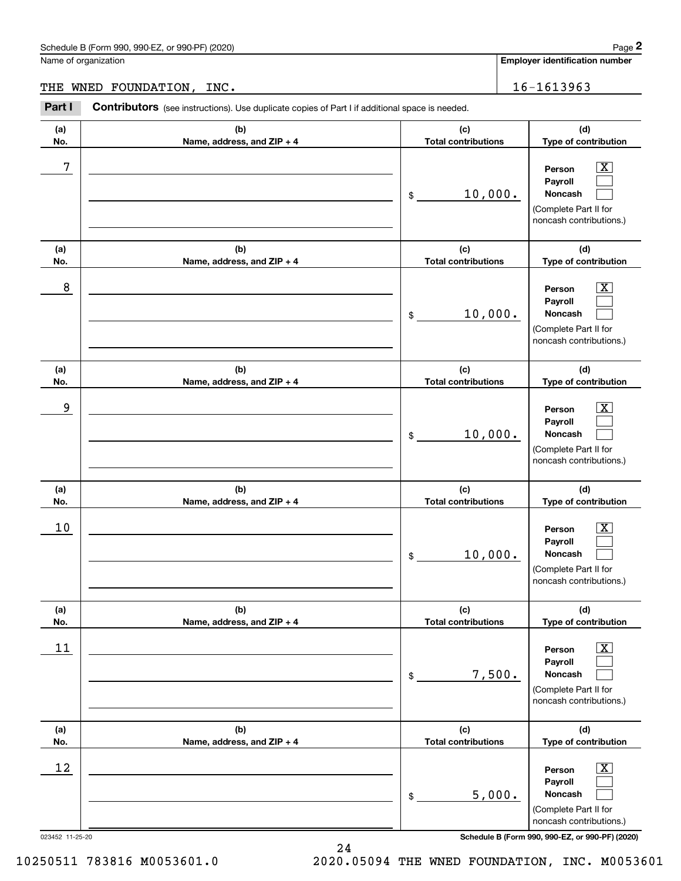Schedule B (Form 990, 990-EZ, or 990-PF) (2020)

Name of organization: THE WNED FOUNDATION, INC.

Employer identification number: 16-1613963

**Part I** **Contributors** (see instructions). Use duplicate copies of Part I if additional space is needed.

| (a) No. | (b) Name, address, and ZIP + 4 | (c) Total contributions | (d) Type of contribution |
|---|---|---|---|
| 7 | | $ 10,000. | Person [X] Payroll [ ] Noncash [ ] (Complete Part II for noncash contributions.) |
| 8 | | $ 10,000. | Person [X] Payroll [ ] Noncash [ ] (Complete Part II for noncash contributions.) |
| 9 | | $ 10,000. | Person [X] Payroll [ ] Noncash [ ] (Complete Part II for noncash contributions.) |
| 10 | | $ 10,000. | Person [X] Payroll [ ] Noncash [ ] (Complete Part II for noncash contributions.) |
| 11 | | $ 7,500. | Person [X] Payroll [ ] Noncash [ ] (Complete Part II for noncash contributions.) |
| 12 | | $ 5,000. | Person [X] Payroll [ ] Noncash [ ] (Complete Part II for noncash contributions.) |

023452 11-25-20

10250511 783816 M0053601.0 2020.05094 THE WNED FOUNDATION, INC. M0053601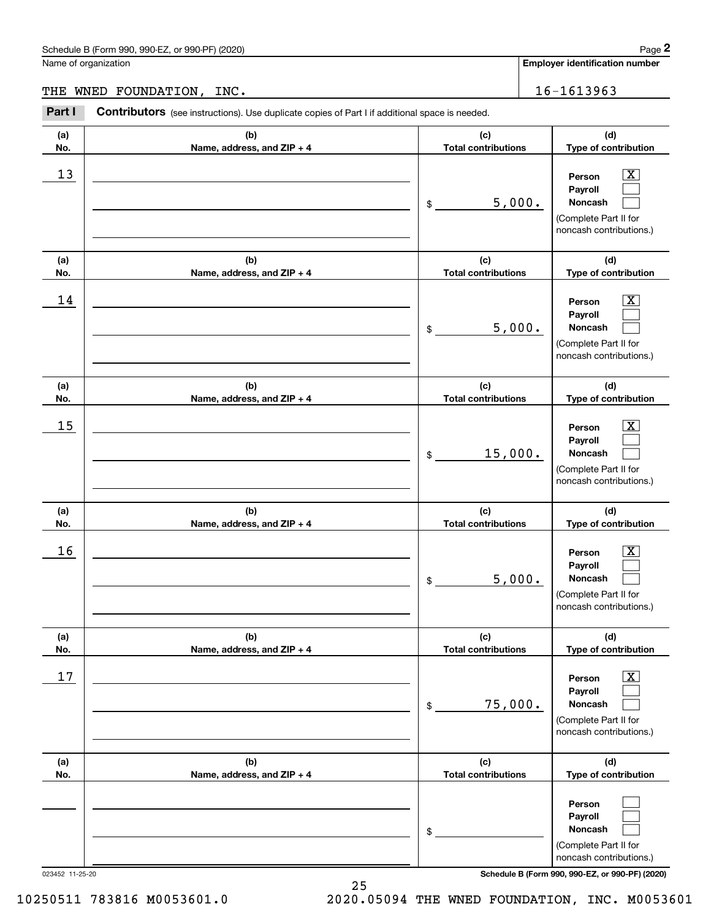Schedule B (Form 990, 990-EZ, or 990-PF) (2020)

Name of organization: THE WNED FOUNDATION, INC.

Employer identification number: 16-1613963

## Part I Contributors (see instructions). Use duplicate copies of Part I if additional space is needed.

| (a) No. | (b) Name, address, and ZIP + 4 | (c) Total contributions | (d) Type of contribution |
|---|---|---|---|
| 13 | | $ 5,000. | Person [X] Payroll [ ] Noncash [ ] (Complete Part II for noncash contributions.) |
| 14 | | $ 5,000. | Person [X] Payroll [ ] Noncash [ ] (Complete Part II for noncash contributions.) |
| 15 | | $ 15,000. | Person [X] Payroll [ ] Noncash [ ] (Complete Part II for noncash contributions.) |
| 16 | | $ 5,000. | Person [X] Payroll [ ] Noncash [ ] (Complete Part II for noncash contributions.) |
| 17 | | $ 75,000. | Person [X] Payroll [ ] Noncash [ ] (Complete Part II for noncash contributions.) |
| | | $ | Person [ ] Payroll [ ] Noncash [ ] (Complete Part II for noncash contributions.) |

023452 11-25-20

Schedule B (Form 990, 990-EZ, or 990-PF) (2020)

10250511 783816 M0053601.0 2020.05094 THE WNED FOUNDATION, INC. M0053601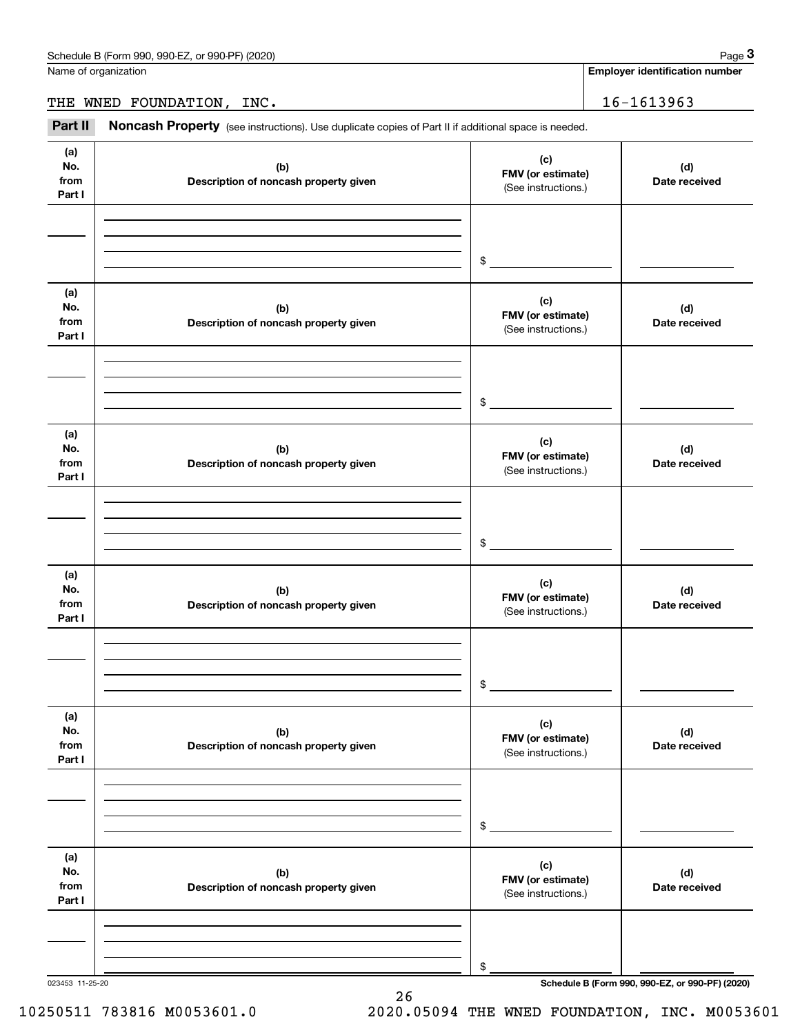Schedule B (Form 990, 990-EZ, or 990-PF) (2020) Page **3**

Name of organization: THE WNED FOUNDATION, INC.

**Employer identification number**: 16-1613963

**Part II** **Noncash Property** (see instructions). Use duplicate copies of Part II if additional space is needed.

| (a) No. from Part I | (b) Description of noncash property given | (c) FMV (or estimate) (See instructions.) | (d) Date received |
|---|---|---|---|
| | | $ | |

| (a) No. from Part I | (b) Description of noncash property given | (c) FMV (or estimate) (See instructions.) | (d) Date received |
|---|---|---|---|
| | | $ | |

| (a) No. from Part I | (b) Description of noncash property given | (c) FMV (or estimate) (See instructions.) | (d) Date received |
|---|---|---|---|
| | | $ | |

| (a) No. from Part I | (b) Description of noncash property given | (c) FMV (or estimate) (See instructions.) | (d) Date received |
|---|---|---|---|
| | | $ | |

| (a) No. from Part I | (b) Description of noncash property given | (c) FMV (or estimate) (See instructions.) | (d) Date received |
|---|---|---|---|
| | | $ | |

| (a) No. from Part I | (b) Description of noncash property given | (c) FMV (or estimate) (See instructions.) | (d) Date received |
|---|---|---|---|
| | | $ | |

023453 11-25-20 **Schedule B (Form 990, 990-EZ, or 990-PF) (2020)**

10250511 783816 M0053601.0 2020.05094 THE WNED FOUNDATION, INC. M0053601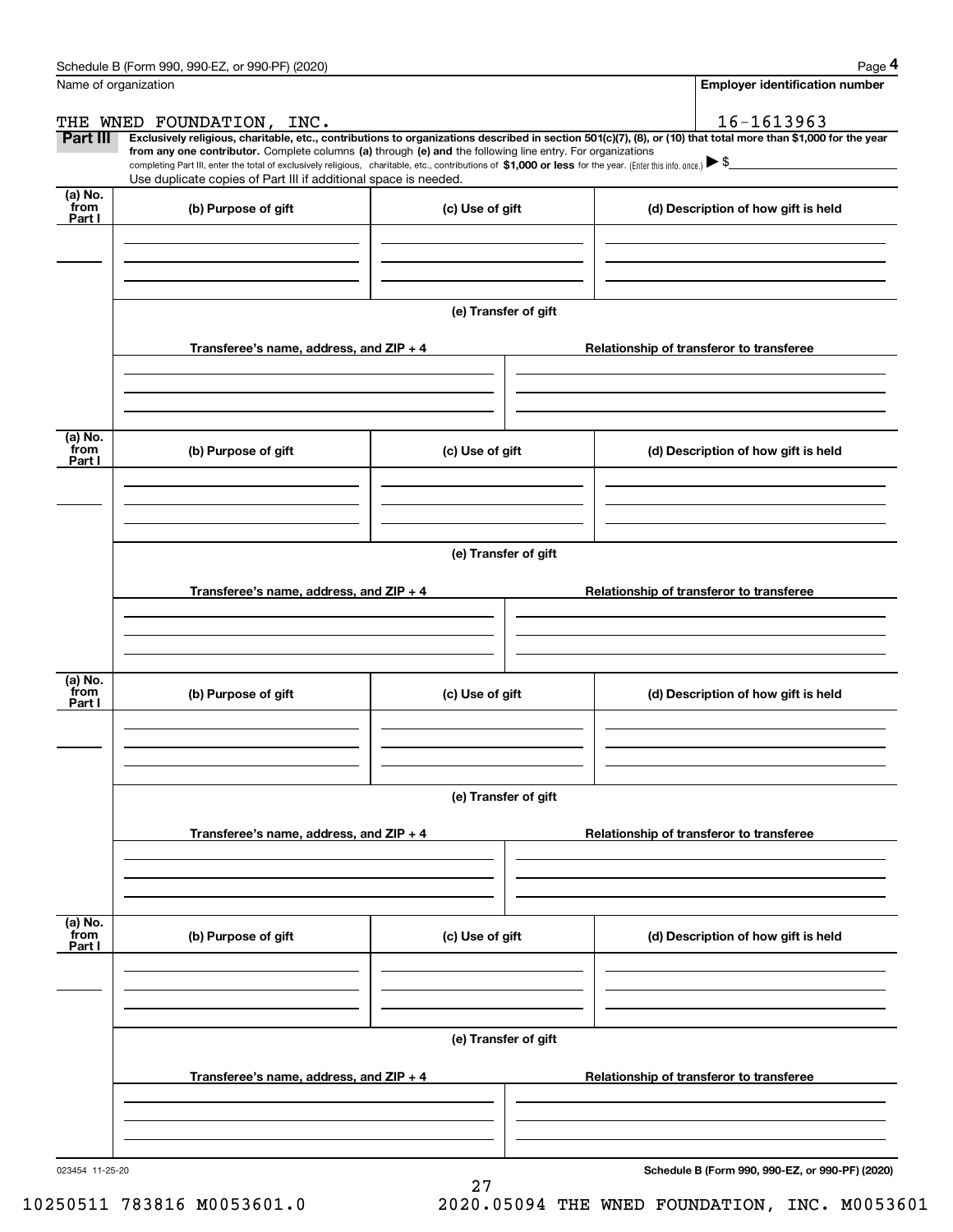Name of organization

THE WNED FOUNDATION, INC.

Employer identification number

16-1613963

**Part III** **Exclusively religious, charitable, etc., contributions to organizations described in section 501(c)(7), (8), or (10) that total more than $1,000 for the year from any one contributor.** Complete columns **(a)** through **(e) and** the following line entry. For organizations completing Part III, enter the total of exclusively religious, charitable, etc., contributions of **$1,000 or less** for the year. (Enter this info. once.) ▶ $

Use duplicate copies of Part III if additional space is needed.

| (a) No. from Part I | (b) Purpose of gift | (c) Use of gift | (d) Description of how gift is held |
|---|---|---|---|
| | | | |

(e) Transfer of gift

| Transferee's name, address, and ZIP + 4 | Relationship of transferor to transferee |
|---|---|
| | |

| (a) No. from Part I | (b) Purpose of gift | (c) Use of gift | (d) Description of how gift is held |
|---|---|---|---|
| | | | |

(e) Transfer of gift

| Transferee's name, address, and ZIP + 4 | Relationship of transferor to transferee |
|---|---|
| | |

| (a) No. from Part I | (b) Purpose of gift | (c) Use of gift | (d) Description of how gift is held |
|---|---|---|---|
| | | | |

(e) Transfer of gift

| Transferee's name, address, and ZIP + 4 | Relationship of transferor to transferee |
|---|---|
| | |

| (a) No. from Part I | (b) Purpose of gift | (c) Use of gift | (d) Description of how gift is held |
|---|---|---|---|
| | | | |

(e) Transfer of gift

| Transferee's name, address, and ZIP + 4 | Relationship of transferor to transferee |
|---|---|
| | |

023454 11-25-20

10250511 783816 M0053601.0 2020.05094 THE WNED FOUNDATION, INC. M0053601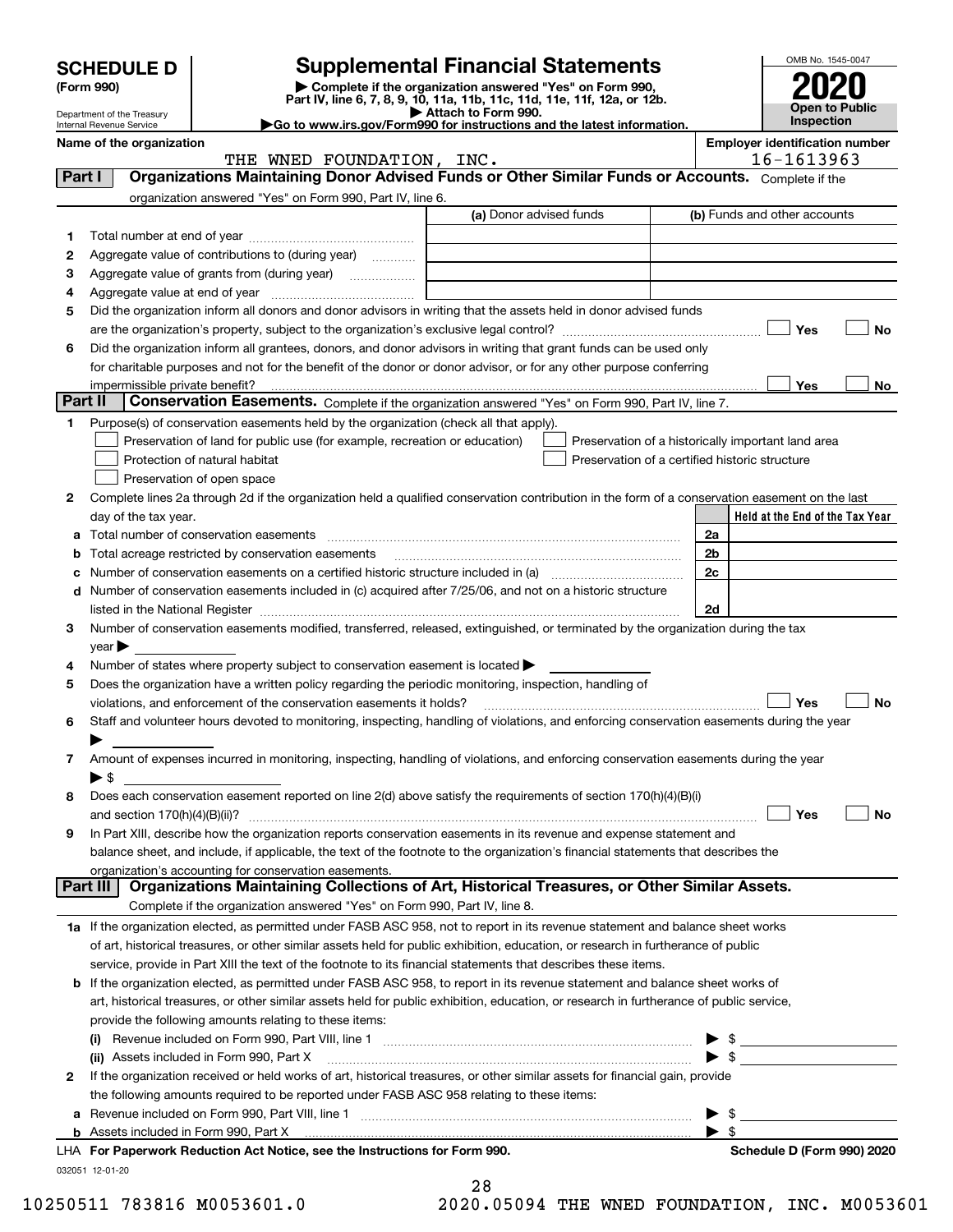# SCHEDULE D (Form 990)

Department of the Treasury
Internal Revenue Service

## Supplemental Financial Statements

▶ Complete if the organization answered "Yes" on Form 990, Part IV, line 6, 7, 8, 9, 10, 11a, 11b, 11c, 11d, 11e, 11f, 12a, or 12b.
▶ Attach to Form 990.
▶Go to www.irs.gov/Form990 for instructions and the latest information.

OMB No. 1545-0047

**2020**

**Open to Public Inspection**

**Name of the organization:** THE WNED FOUNDATION, INC.

**Employer identification number:** 16-1613963

### Part I — Organizations Maintaining Donor Advised Funds or Other Similar Funds or Accounts. Complete if the organization answered "Yes" on Form 990, Part IV, line 6.

| | | (a) Donor advised funds | (b) Funds and other accounts |
|---|---|---|---|
| 1 | Total number at end of year | | |
| 2 | Aggregate value of contributions to (during year) | | |
| 3 | Aggregate value of grants from (during year) | | |
| 4 | Aggregate value at end of year | | |

5 Did the organization inform all donors and donor advisors in writing that the assets held in donor advised funds are the organization's property, subject to the organization's exclusive legal control? ☐ Yes ☐ No

6 Did the organization inform all grantees, donors, and donor advisors in writing that grant funds can be used only for charitable purposes and not for the benefit of the donor or donor advisor, or for any other purpose conferring impermissible private benefit? ☐ Yes ☐ No

### Part II — Conservation Easements. Complete if the organization answered "Yes" on Form 990, Part IV, line 7.

1 Purpose(s) of conservation easements held by the organization (check all that apply).

- ☐ Preservation of land for public use (for example, recreation or education)
- ☐ Protection of natural habitat
- ☐ Preservation of open space
- ☐ Preservation of a historically important land area
- ☐ Preservation of a certified historic structure

2 Complete lines 2a through 2d if the organization held a qualified conservation contribution in the form of a conservation easement on the last day of the tax year.

| | | | Held at the End of the Tax Year |
|---|---|---|---|
| a | Total number of conservation easements | 2a | |
| b | Total acreage restricted by conservation easements | 2b | |
| c | Number of conservation easements on a certified historic structure included in (a) | 2c | |
| d | Number of conservation easements included in (c) acquired after 7/25/06, and not on a historic structure listed in the National Register | 2d | |

3 Number of conservation easements modified, transferred, released, extinguished, or terminated by the organization during the tax year ▶

4 Number of states where property subject to conservation easement is located ▶

5 Does the organization have a written policy regarding the periodic monitoring, inspection, handling of violations, and enforcement of the conservation easements it holds? ☐ Yes ☐ No

6 Staff and volunteer hours devoted to monitoring, inspecting, handling of violations, and enforcing conservation easements during the year ▶

7 Amount of expenses incurred in monitoring, inspecting, handling of violations, and enforcing conservation easements during the year ▶ $

8 Does each conservation easement reported on line 2(d) above satisfy the requirements of section 170(h)(4)(B)(i) and section 170(h)(4)(B)(ii)? ☐ Yes ☐ No

9 In Part XIII, describe how the organization reports conservation easements in its revenue and expense statement and balance sheet, and include, if applicable, the text of the footnote to the organization's financial statements that describes the organization's accounting for conservation easements.

### Part III — Organizations Maintaining Collections of Art, Historical Treasures, or Other Similar Assets. Complete if the organization answered "Yes" on Form 990, Part IV, line 8.

1a If the organization elected, as permitted under FASB ASC 958, not to report in its revenue statement and balance sheet works of art, historical treasures, or other similar assets held for public exhibition, education, or research in furtherance of public service, provide in Part XIII the text of the footnote to its financial statements that describes these items.

b If the organization elected, as permitted under FASB ASC 958, to report in its revenue statement and balance sheet works of art, historical treasures, or other similar assets held for public exhibition, education, or research in furtherance of public service, provide the following amounts relating to these items:

(i) Revenue included on Form 990, Part VIII, line 1 ▶ $

(ii) Assets included in Form 990, Part X ▶ $

2 If the organization received or held works of art, historical treasures, or other similar assets for financial gain, provide the following amounts required to be reported under FASB ASC 958 relating to these items:

a Revenue included on Form 990, Part VIII, line 1 ▶ $

b Assets included in Form 990, Part X ▶ $

LHA For Paperwork Reduction Act Notice, see the Instructions for Form 990. **Schedule D (Form 990) 2020**

032051 12-01-20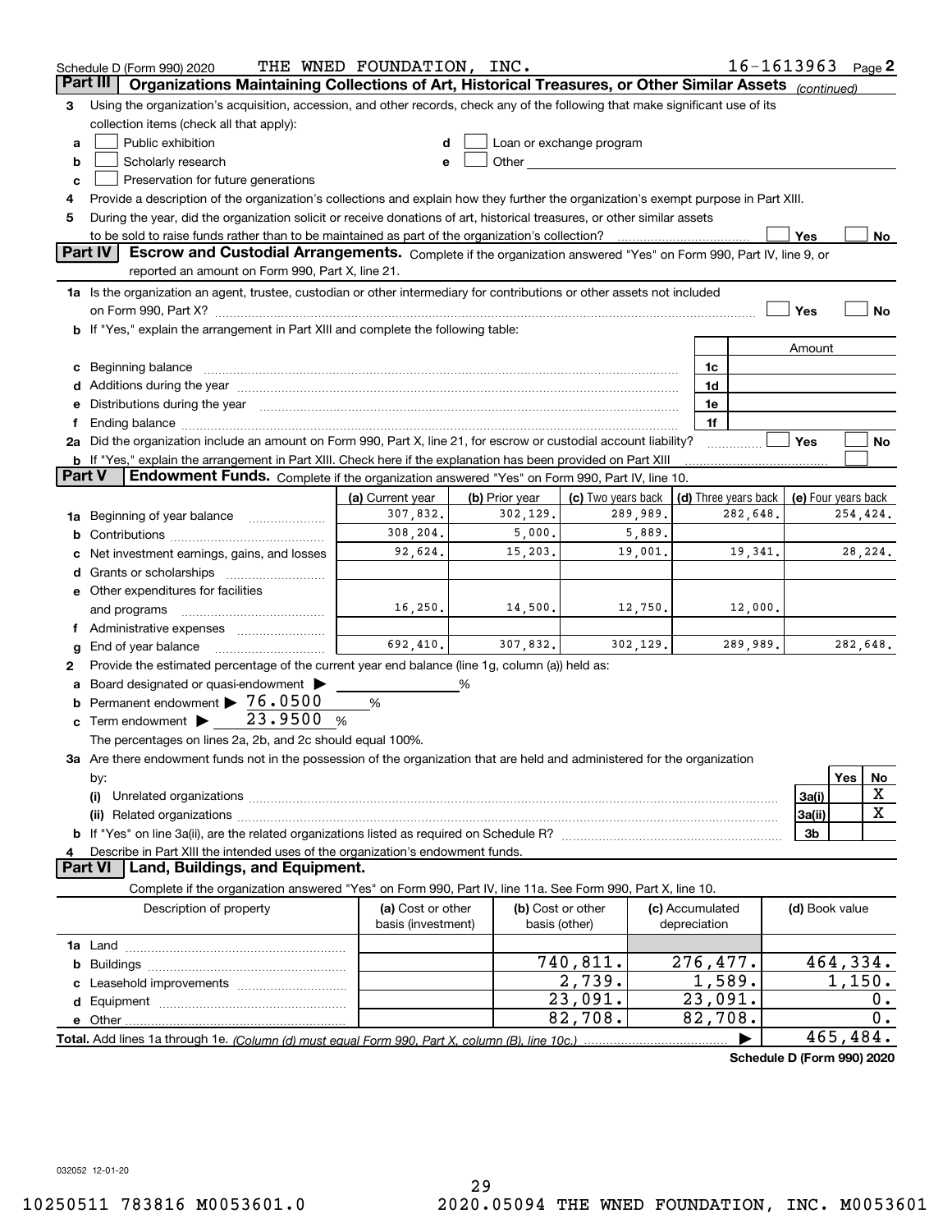Schedule D (Form 990) 2020 THE WNED FOUNDATION, INC. 16-1613963 Page 2

## Part III Organizations Maintaining Collections of Art, Historical Treasures, or Other Similar Assets *(continued)*

3 Using the organization's acquisition, accession, and other records, check any of the following that make significant use of its collection items (check all that apply):

- a ☐ Public exhibition
- b ☐ Scholarly research
- c ☐ Preservation for future generations
- d ☐ Loan or exchange program
- e ☐ Other

4 Provide a description of the organization's collections and explain how they further the organization's exempt purpose in Part XIII.

5 During the year, did the organization solicit or receive donations of art, historical treasures, or other similar assets to be sold to raise funds rather than to be maintained as part of the organization's collection? ☐ Yes ☐ No

## Part IV Escrow and Custodial Arrangements.

Complete if the organization answered "Yes" on Form 990, Part IV, line 9, or reported an amount on Form 990, Part X, line 21.

1a Is the organization an agent, trustee, custodian or other intermediary for contributions or other assets not included on Form 990, Part X? ☐ Yes ☐ No

b If "Yes," explain the arrangement in Part XIII and complete the following table:

| | | Amount |
|---|---|---|
| c Beginning balance | 1c | |
| d Additions during the year | 1d | |
| e Distributions during the year | 1e | |
| f Ending balance | 1f | |

2a Did the organization include an amount on Form 990, Part X, line 21, for escrow or custodial account liability? ☐ Yes ☐ No

b If "Yes," explain the arrangement in Part XIII. Check here if the explanation has been provided on Part XIII ☐

## Part V Endowment Funds.

Complete if the organization answered "Yes" on Form 990, Part IV, line 10.

| | (a) Current year | (b) Prior year | (c) Two years back | (d) Three years back | (e) Four years back |
|---|---|---|---|---|---|
| 1a Beginning of year balance | 307,832. | 302,129. | 289,989. | 282,648. | 254,424. |
| b Contributions | 308,204. | 5,000. | 5,889. | | |
| c Net investment earnings, gains, and losses | 92,624. | 15,203. | 19,001. | 19,341. | 28,224. |
| d Grants or scholarships | | | | | |
| e Other expenditures for facilities and programs | 16,250. | 14,500. | 12,750. | 12,000. | |
| f Administrative expenses | | | | | |
| g End of year balance | 692,410. | 307,832. | 302,129. | 289,989. | 282,648. |

2 Provide the estimated percentage of the current year end balance (line 1g, column (a)) held as:

- a Board designated or quasi-endowment ▶ ______ %
- b Permanent endowment ▶ 76.0500 %
- c Term endowment ▶ 23.9500 %

The percentages on lines 2a, 2b, and 2c should equal 100%.

3a Are there endowment funds not in the possession of the organization that are held and administered for the organization by:

| | | Yes | No |
|---|---|---|---|
| (i) Unrelated organizations | 3a(i) | | X |
| (ii) Related organizations | 3a(ii) | | X |
| b If "Yes" on line 3a(ii), are the related organizations listed as required on Schedule R? | 3b | | |

4 Describe in Part XIII the intended uses of the organization's endowment funds.

## Part VI Land, Buildings, and Equipment.

Complete if the organization answered "Yes" on Form 990, Part IV, line 11a. See Form 990, Part X, line 10.

| Description of property | (a) Cost or other basis (investment) | (b) Cost or other basis (other) | (c) Accumulated depreciation | (d) Book value |
|---|---|---|---|---|
| 1a Land | | | | |
| b Buildings | | 740,811. | 276,477. | 464,334. |
| c Leasehold improvements | | 2,739. | 1,589. | 1,150. |
| d Equipment | | 23,091. | 23,091. | 0. |
| e Other | | 82,708. | 82,708. | 0. |
| **Total.** Add lines 1a through 1e. *(Column (d) must equal Form 990, Part X, column (B), line 10c.)* ▶ | | | | 465,484. |

**Schedule D (Form 990) 2020**

032052 12-01-20

10250511 783816 M0053601.0 2020.05094 THE WNED FOUNDATION, INC. M0053601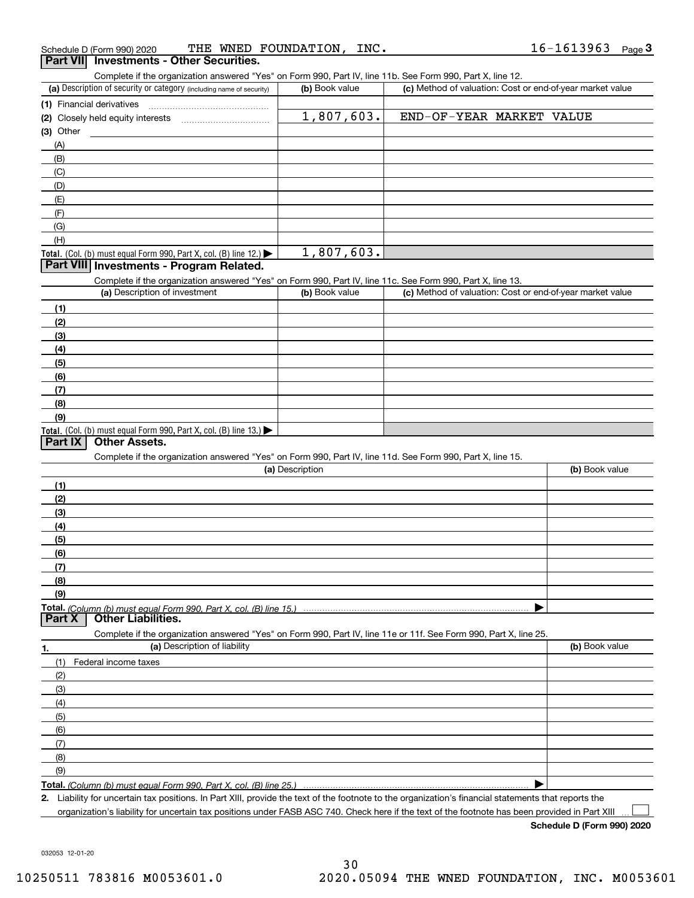Schedule D (Form 990) 2020 THE WNED FOUNDATION, INC. 16-1613963

## Part VII Investments - Other Securities.

Complete if the organization answered "Yes" on Form 990, Part IV, line 11b. See Form 990, Part X, line 12.

| (a) Description of security or category (including name of security) | (b) Book value | (c) Method of valuation: Cost or end-of-year market value |
|---|---|---|
| (1) Financial derivatives | | |
| (2) Closely held equity interests | 1,807,603. | END-OF-YEAR MARKET VALUE |
| (3) Other | | |
| (A) | | |
| (B) | | |
| (C) | | |
| (D) | | |
| (E) | | |
| (F) | | |
| (G) | | |
| (H) | | |
| **Total.** (Col. (b) must equal Form 990, Part X, col. (B) line 12.) ▶ | 1,807,603. | |

## Part VIII Investments - Program Related.

Complete if the organization answered "Yes" on Form 990, Part IV, line 11c. See Form 990, Part X, line 13.

| (a) Description of investment | (b) Book value | (c) Method of valuation: Cost or end-of-year market value |
|---|---|---|
| (1) | | |
| (2) | | |
| (3) | | |
| (4) | | |
| (5) | | |
| (6) | | |
| (7) | | |
| (8) | | |
| (9) | | |
| **Total.** (Col. (b) must equal Form 990, Part X, col. (B) line 13.) ▶ | | |

## Part IX Other Assets.

Complete if the organization answered "Yes" on Form 990, Part IV, line 11d. See Form 990, Part X, line 15.

| (a) Description | (b) Book value |
|---|---|
| (1) | |
| (2) | |
| (3) | |
| (4) | |
| (5) | |
| (6) | |
| (7) | |
| (8) | |
| (9) | |
| **Total.** *(Column (b) must equal Form 990, Part X, col. (B) line 15.)* ▶ | |

## Part X Other Liabilities.

Complete if the organization answered "Yes" on Form 990, Part IV, line 11e or 11f. See Form 990, Part X, line 25.

| 1. (a) Description of liability | (b) Book value |
|---|---|
| (1) Federal income taxes | |
| (2) | |
| (3) | |
| (4) | |
| (5) | |
| (6) | |
| (7) | |
| (8) | |
| (9) | |
| **Total.** *(Column (b) must equal Form 990, Part X, col. (B) line 25.)* ▶ | |

2. Liability for uncertain tax positions. In Part XIII, provide the text of the footnote to the organization's financial statements that reports the organization's liability for uncertain tax positions under FASB ASC 740. Check here if the text of the footnote has been provided in Part XIII ☐

**Schedule D (Form 990) 2020**

032053 12-01-20

10250511 783816 M0053601.0 2020.05094 THE WNED FOUNDATION, INC. M0053601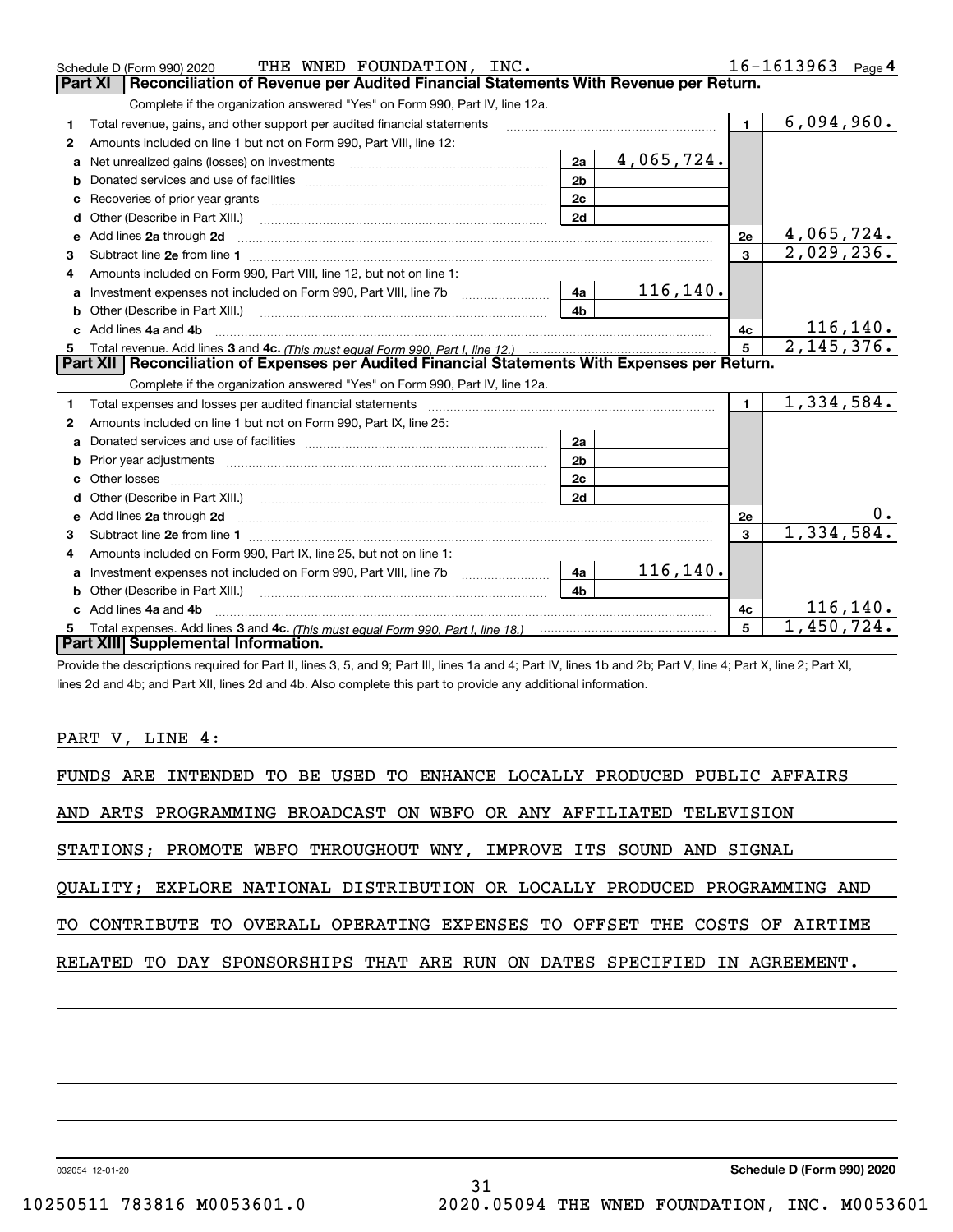Schedule D (Form 990) 2020 THE WNED FOUNDATION, INC. 16-1613963 Page 4

## Part XI Reconciliation of Revenue per Audited Financial Statements With Revenue per Return.

Complete if the organization answered "Yes" on Form 990, Part IV, line 12a.

| | | | | | |
|---|---|---|---|---|---|
| 1 | Total revenue, gains, and other support per audited financial statements | | | 1 | 6,094,960. |
| 2 | Amounts included on line 1 but not on Form 990, Part VIII, line 12: | | | | |
| a | Net unrealized gains (losses) on investments | 2a | 4,065,724. | | |
| b | Donated services and use of facilities | 2b | | | |
| c | Recoveries of prior year grants | 2c | | | |
| d | Other (Describe in Part XIII.) | 2d | | | |
| e | Add lines **2a** through **2d** | | | 2e | 4,065,724. |
| 3 | Subtract line **2e** from line **1** | | | 3 | 2,029,236. |
| 4 | Amounts included on Form 990, Part VIII, line 12, but not on line 1: | | | | |
| a | Investment expenses not included on Form 990, Part VIII, line 7b | 4a | 116,140. | | |
| b | Other (Describe in Part XIII.) | 4b | | | |
| c | Add lines **4a** and **4b** | | | 4c | 116,140. |
| 5 | Total revenue. Add lines **3** and **4c.** *(This must equal Form 990, Part I, line 12.)* | | | 5 | 2,145,376. |

## Part XII Reconciliation of Expenses per Audited Financial Statements With Expenses per Return.

Complete if the organization answered "Yes" on Form 990, Part IV, line 12a.

| | | | | | |
|---|---|---|---|---|---|
| 1 | Total expenses and losses per audited financial statements | | | 1 | 1,334,584. |
| 2 | Amounts included on line 1 but not on Form 990, Part IX, line 25: | | | | |
| a | Donated services and use of facilities | 2a | | | |
| b | Prior year adjustments | 2b | | | |
| c | Other losses | 2c | | | |
| d | Other (Describe in Part XIII.) | 2d | | | |
| e | Add lines **2a** through **2d** | | | 2e | 0. |
| 3 | Subtract line **2e** from line **1** | | | 3 | 1,334,584. |
| 4 | Amounts included on Form 990, Part IX, line 25, but not on line 1: | | | | |
| a | Investment expenses not included on Form 990, Part VIII, line 7b | 4a | 116,140. | | |
| b | Other (Describe in Part XIII.) | 4b | | | |
| c | Add lines **4a** and **4b** | | | 4c | 116,140. |
| 5 | Total expenses. Add lines **3** and **4c.** *(This must equal Form 990, Part I, line 18.)* | | | 5 | 1,450,724. |

## Part XIII Supplemental Information.

Provide the descriptions required for Part II, lines 3, 5, and 9; Part III, lines 1a and 4; Part IV, lines 1b and 2b; Part V, line 4; Part X, line 2; Part XI, lines 2d and 4b; and Part XII, lines 2d and 4b. Also complete this part to provide any additional information.

PART V, LINE 4:

FUNDS ARE INTENDED TO BE USED TO ENHANCE LOCALLY PRODUCED PUBLIC AFFAIRS AND ARTS PROGRAMMING BROADCAST ON WBFO OR ANY AFFILIATED TELEVISION STATIONS; PROMOTE WBFO THROUGHOUT WNY, IMPROVE ITS SOUND AND SIGNAL QUALITY; EXPLORE NATIONAL DISTRIBUTION OR LOCALLY PRODUCED PROGRAMMING AND TO CONTRIBUTE TO OVERALL OPERATING EXPENSES TO OFFSET THE COSTS OF AIRTIME RELATED TO DAY SPONSORSHIPS THAT ARE RUN ON DATES SPECIFIED IN AGREEMENT.

032054 12-01-20 **Schedule D (Form 990) 2020**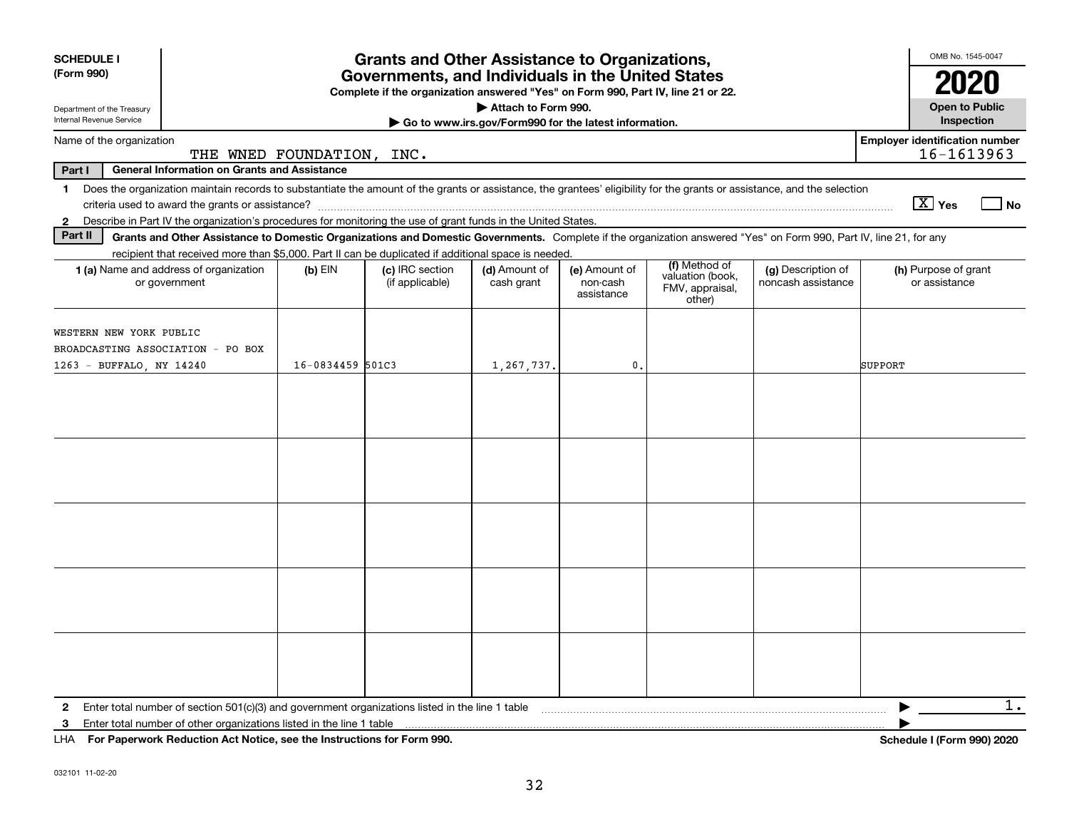**SCHEDULE I (Form 990)**

Department of the Treasury
Internal Revenue Service

# Grants and Other Assistance to Organizations, Governments, and Individuals in the United States

**Complete if the organization answered "Yes" on Form 990, Part IV, line 21 or 22.**

**▶ Attach to Form 990.**

**▶ Go to www.irs.gov/Form990 for the latest information.**

OMB No. 1545-0047

**2020**

**Open to Public Inspection**

Name of the organization: THE WNED FOUNDATION, INC.

**Employer identification number** 16-1613963

**Part I General Information on Grants and Assistance**

1 Does the organization maintain records to substantiate the amount of the grants or assistance, the grantees' eligibility for the grants or assistance, and the selection criteria used to award the grants or assistance? [X] Yes [ ] No

2 Describe in Part IV the organization's procedures for monitoring the use of grant funds in the United States.

**Part II Grants and Other Assistance to Domestic Organizations and Domestic Governments.** Complete if the organization answered "Yes" on Form 990, Part IV, line 21, for any recipient that received more than $5,000. Part II can be duplicated if additional space is needed.

| 1 (a) Name and address of organization or government | (b) EIN | (c) IRC section (if applicable) | (d) Amount of cash grant | (e) Amount of non-cash assistance | (f) Method of valuation (book, FMV, appraisal, other) | (g) Description of noncash assistance | (h) Purpose of grant or assistance |
|---|---|---|---|---|---|---|---|
| WESTERN NEW YORK PUBLIC BROADCASTING ASSOCIATION - PO BOX 1263 - BUFFALO, NY 14240 | 16-0834459 | 501C3 | 1,267,737. | 0. | | | SUPPORT |
| | | | | | | | |
| | | | | | | | |
| | | | | | | | |
| | | | | | | | |
| | | | | | | | |

2 Enter total number of section 501(c)(3) and government organizations listed in the line 1 table ▶ 1.

3 Enter total number of other organizations listed in the line 1 table ▶

LHA **For Paperwork Reduction Act Notice, see the Instructions for Form 990.** **Schedule I (Form 990) 2020**

032101 11-02-20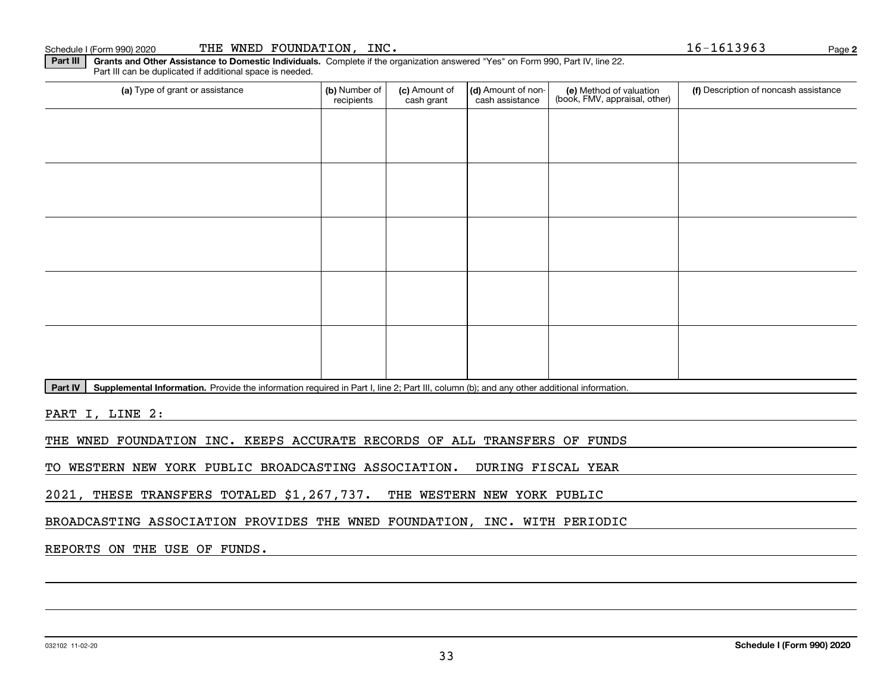Schedule I (Form 990) 2020 THE WNED FOUNDATION, INC. 16-1613963 Page 2

**Part III** **Grants and Other Assistance to Domestic Individuals.** Complete if the organization answered "Yes" on Form 990, Part IV, line 22. Part III can be duplicated if additional space is needed.

| (a) Type of grant or assistance | (b) Number of recipients | (c) Amount of cash grant | (d) Amount of non-cash assistance | (e) Method of valuation (book, FMV, appraisal, other) | (f) Description of noncash assistance |
|---|---|---|---|---|---|
| | | | | | |
| | | | | | |
| | | | | | |
| | | | | | |
| | | | | | |

**Part IV** **Supplemental Information.** Provide the information required in Part I, line 2; Part III, column (b); and any other additional information.

PART I, LINE 2:

THE WNED FOUNDATION INC. KEEPS ACCURATE RECORDS OF ALL TRANSFERS OF FUNDS TO WESTERN NEW YORK PUBLIC BROADCASTING ASSOCIATION. DURING FISCAL YEAR 2021, THESE TRANSFERS TOTALED $1,267,737. THE WESTERN NEW YORK PUBLIC BROADCASTING ASSOCIATION PROVIDES THE WNED FOUNDATION, INC. WITH PERIODIC REPORTS ON THE USE OF FUNDS.

032102 11-02-20 **Schedule I (Form 990) 2020**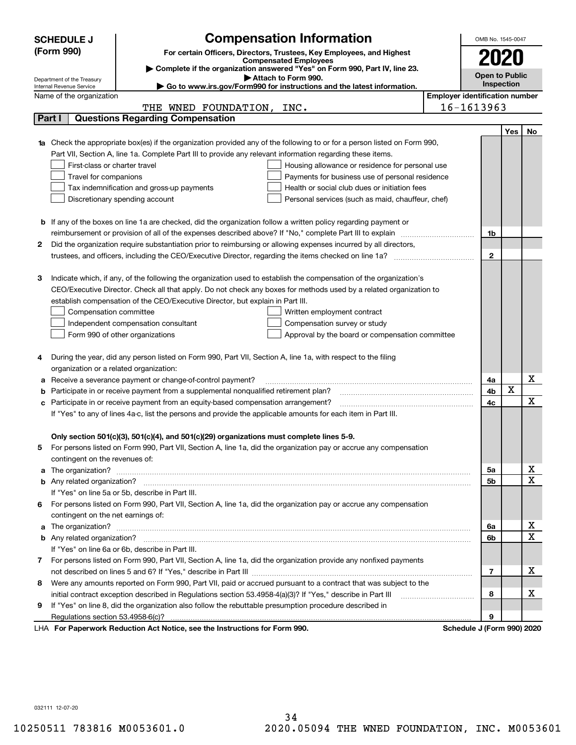**SCHEDULE J (Form 990)**

# Compensation Information

**For certain Officers, Directors, Trustees, Key Employees, and Highest Compensated Employees**

▶ Complete if the organization answered "Yes" on Form 990, Part IV, line 23.

▶ Attach to Form 990.

▶ Go to www.irs.gov/Form990 for instructions and the latest information.

OMB No. 1545-0047

**2020**

**Open to Public Inspection**

Department of the Treasury
Internal Revenue Service

Name of the organization: THE WNED FOUNDATION, INC.

Employer identification number: 16-1613963

## Part I Questions Regarding Compensation

| | | | Yes | No |
|---|---|---|---|---|
| **1a** | Check the appropriate box(es) if the organization provided any of the following to or for a person listed on Form 990, Part VII, Section A, line 1a. Complete Part III to provide any relevant information regarding these items.<br>☐ First-class or charter travel ☐ Housing allowance or residence for personal use<br>☐ Travel for companions ☐ Payments for business use of personal residence<br>☐ Tax indemnification and gross-up payments ☐ Health or social club dues or initiation fees<br>☐ Discretionary spending account ☐ Personal services (such as maid, chauffeur, chef) | | | |
| **b** | If any of the boxes on line 1a are checked, did the organization follow a written policy regarding payment or reimbursement or provision of all of the expenses described above? If "No," complete Part III to explain | 1b | | |
| **2** | Did the organization require substantiation prior to reimbursing or allowing expenses incurred by all directors, trustees, and officers, including the CEO/Executive Director, regarding the items checked on line 1a? | 2 | | |
| **3** | Indicate which, if any, of the following the organization used to establish the compensation of the organization's CEO/Executive Director. Check all that apply. Do not check any boxes for methods used by a related organization to establish compensation of the CEO/Executive Director, but explain in Part III.<br>☐ Compensation committee ☐ Written employment contract<br>☐ Independent compensation consultant ☐ Compensation survey or study<br>☐ Form 990 of other organizations ☐ Approval by the board or compensation committee | | | |
| **4** | During the year, did any person listed on Form 990, Part VII, Section A, line 1a, with respect to the filing organization or a related organization: | | | |
| **a** | Receive a severance payment or change-of-control payment? | 4a | | X |
| **b** | Participate in or receive payment from a supplemental nonqualified retirement plan? | 4b | X | |
| **c** | Participate in or receive payment from an equity-based compensation arrangement? | 4c | | X |
| | If "Yes" to any of lines 4a-c, list the persons and provide the applicable amounts for each item in Part III. | | | |
| | **Only section 501(c)(3), 501(c)(4), and 501(c)(29) organizations must complete lines 5-9.** | | | |
| **5** | For persons listed on Form 990, Part VII, Section A, line 1a, did the organization pay or accrue any compensation contingent on the revenues of: | | | |
| **a** | The organization? | 5a | | X |
| **b** | Any related organization? | 5b | | X |
| | If "Yes" on line 5a or 5b, describe in Part III. | | | |
| **6** | For persons listed on Form 990, Part VII, Section A, line 1a, did the organization pay or accrue any compensation contingent on the net earnings of: | | | |
| **a** | The organization? | 6a | | X |
| **b** | Any related organization? | 6b | | X |
| | If "Yes" on line 6a or 6b, describe in Part III. | | | |
| **7** | For persons listed on Form 990, Part VII, Section A, line 1a, did the organization provide any nonfixed payments not described on lines 5 and 6? If "Yes," describe in Part III | 7 | | X |
| **8** | Were any amounts reported on Form 990, Part VII, paid or accrued pursuant to a contract that was subject to the initial contract exception described in Regulations section 53.4958-4(a)(3)? If "Yes," describe in Part III | 8 | | X |
| **9** | If "Yes" on line 8, did the organization also follow the rebuttable presumption procedure described in Regulations section 53.4958-6(c)? | 9 | | |

LHA **For Paperwork Reduction Act Notice, see the Instructions for Form 990.** **Schedule J (Form 990) 2020**

032111 12-07-20

10250511 783816 M0053601.0 2020.05094 THE WNED FOUNDATION, INC. M0053601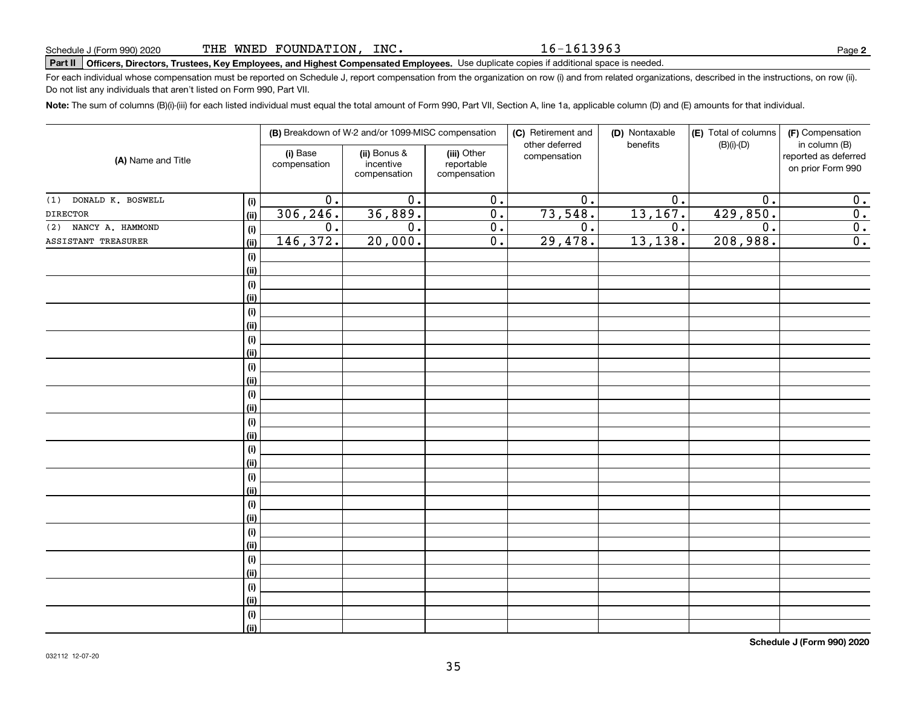Schedule J (Form 990) 2020 THE WNED FOUNDATION, INC. 16-1613963 Page **2**

**Part II** **Officers, Directors, Trustees, Key Employees, and Highest Compensated Employees.** Use duplicate copies if additional space is needed.

For each individual whose compensation must be reported on Schedule J, report compensation from the organization on row (i) and from related organizations, described in the instructions, on row (ii). Do not list any individuals that aren't listed on Form 990, Part VII.

**Note:** The sum of columns (B)(i)-(iii) for each listed individual must equal the total amount of Form 990, Part VII, Section A, line 1a, applicable column (D) and (E) amounts for that individual.

| (A) Name and Title | | (B) Breakdown of W-2 and/or 1099-MISC compensation | | | (C) Retirement and other deferred compensation | (D) Nontaxable benefits | (E) Total of columns (B)(i)-(D) | (F) Compensation in column (B) reported as deferred on prior Form 990 |
|---|---|---|---|---|---|---|---|---|
| | | (i) Base compensation | (ii) Bonus & incentive compensation | (iii) Other reportable compensation | | | | |
| (1) DONALD K. BOSWELL | (i) | 0. | 0. | 0. | 0. | 0. | 0. | 0. |
| DIRECTOR | (ii) | 306,246. | 36,889. | 0. | 73,548. | 13,167. | 429,850. | 0. |
| (2) NANCY A. HAMMOND | (i) | 0. | 0. | 0. | 0. | 0. | 0. | 0. |
| ASSISTANT TREASURER | (ii) | 146,372. | 20,000. | 0. | 29,478. | 13,138. | 208,988. | 0. |
| | (i) | | | | | | | |
| | (ii) | | | | | | | |
| | (i) | | | | | | | |
| | (ii) | | | | | | | |
| | (i) | | | | | | | |
| | (ii) | | | | | | | |
| | (i) | | | | | | | |
| | (ii) | | | | | | | |
| | (i) | | | | | | | |
| | (ii) | | | | | | | |
| | (i) | | | | | | | |
| | (ii) | | | | | | | |
| | (i) | | | | | | | |
| | (ii) | | | | | | | |
| | (i) | | | | | | | |
| | (ii) | | | | | | | |
| | (i) | | | | | | | |
| | (ii) | | | | | | | |
| | (i) | | | | | | | |
| | (ii) | | | | | | | |
| | (i) | | | | | | | |
| | (ii) | | | | | | | |
| | (i) | | | | | | | |
| | (ii) | | | | | | | |
| | (i) | | | | | | | |
| | (ii) | | | | | | | |
| | (i) | | | | | | | |
| | (ii) | | | | | | | |

**Schedule J (Form 990) 2020**

032112 12-07-20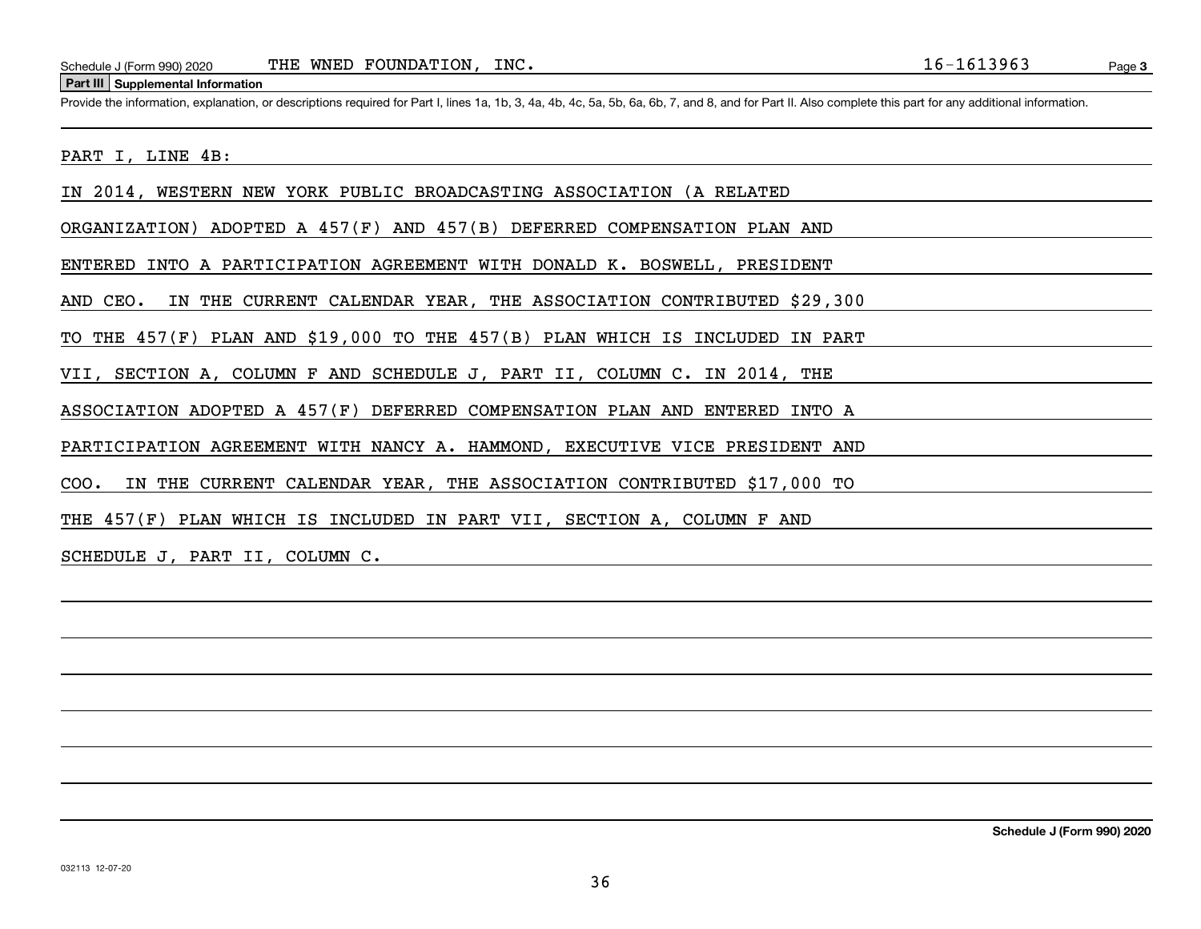Schedule J (Form 990) 2020 THE WNED FOUNDATION, INC. 16-1613963

## Part III Supplemental Information

Provide the information, explanation, or descriptions required for Part I, lines 1a, 1b, 3, 4a, 4b, 4c, 5a, 5b, 6a, 6b, 7, and 8, and for Part II. Also complete this part for any additional information.

PART I, LINE 4B:

IN 2014, WESTERN NEW YORK PUBLIC BROADCASTING ASSOCIATION (A RELATED ORGANIZATION) ADOPTED A 457(F) AND 457(B) DEFERRED COMPENSATION PLAN AND ENTERED INTO A PARTICIPATION AGREEMENT WITH DONALD K. BOSWELL, PRESIDENT AND CEO. IN THE CURRENT CALENDAR YEAR, THE ASSOCIATION CONTRIBUTED $29,300 TO THE 457(F) PLAN AND $19,000 TO THE 457(B) PLAN WHICH IS INCLUDED IN PART VII, SECTION A, COLUMN F AND SCHEDULE J, PART II, COLUMN C. IN 2014, THE ASSOCIATION ADOPTED A 457(F) DEFERRED COMPENSATION PLAN AND ENTERED INTO A PARTICIPATION AGREEMENT WITH NANCY A. HAMMOND, EXECUTIVE VICE PRESIDENT AND COO. IN THE CURRENT CALENDAR YEAR, THE ASSOCIATION CONTRIBUTED $17,000 TO THE 457(F) PLAN WHICH IS INCLUDED IN PART VII, SECTION A, COLUMN F AND SCHEDULE J, PART II, COLUMN C.

Schedule J (Form 990) 2020

032113 12-07-20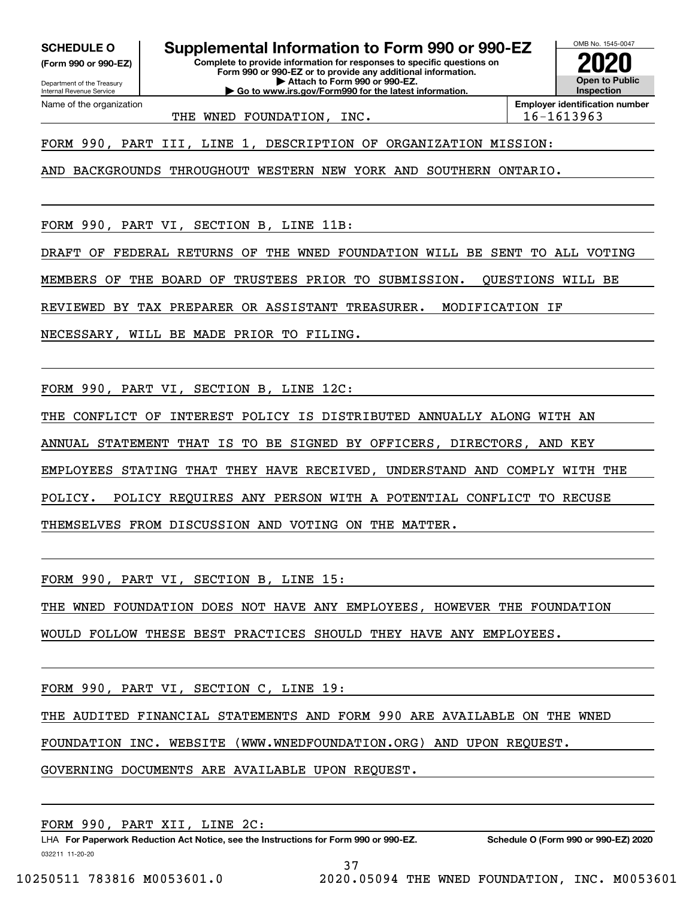**SCHEDULE O**
**(Form 990 or 990-EZ)**

Department of the Treasury
Internal Revenue Service

# Supplemental Information to Form 990 or 990-EZ

**Complete to provide information for responses to specific questions on Form 990 or 990-EZ or to provide any additional information.**
**▶ Attach to Form 990 or 990-EZ.**
**▶ Go to www.irs.gov/Form990 for the latest information.**

OMB No. 1545-0047
**2020**
**Open to Public Inspection**

| Name of the organization | Employer identification number |
|---|---|
| THE WNED FOUNDATION, INC. | 16-1613963 |

FORM 990, PART III, LINE 1, DESCRIPTION OF ORGANIZATION MISSION:

AND BACKGROUNDS THROUGHOUT WESTERN NEW YORK AND SOUTHERN ONTARIO.

FORM 990, PART VI, SECTION B, LINE 11B:

DRAFT OF FEDERAL RETURNS OF THE WNED FOUNDATION WILL BE SENT TO ALL VOTING MEMBERS OF THE BOARD OF TRUSTEES PRIOR TO SUBMISSION. QUESTIONS WILL BE REVIEWED BY TAX PREPARER OR ASSISTANT TREASURER. MODIFICATION IF NECESSARY, WILL BE MADE PRIOR TO FILING.

FORM 990, PART VI, SECTION B, LINE 12C:

THE CONFLICT OF INTEREST POLICY IS DISTRIBUTED ANNUALLY ALONG WITH AN ANNUAL STATEMENT THAT IS TO BE SIGNED BY OFFICERS, DIRECTORS, AND KEY EMPLOYEES STATING THAT THEY HAVE RECEIVED, UNDERSTAND AND COMPLY WITH THE POLICY. POLICY REQUIRES ANY PERSON WITH A POTENTIAL CONFLICT TO RECUSE THEMSELVES FROM DISCUSSION AND VOTING ON THE MATTER.

FORM 990, PART VI, SECTION B, LINE 15:

THE WNED FOUNDATION DOES NOT HAVE ANY EMPLOYEES, HOWEVER THE FOUNDATION WOULD FOLLOW THESE BEST PRACTICES SHOULD THEY HAVE ANY EMPLOYEES.

FORM 990, PART VI, SECTION C, LINE 19:

THE AUDITED FINANCIAL STATEMENTS AND FORM 990 ARE AVAILABLE ON THE WNED FOUNDATION INC. WEBSITE (WWW.WNEDFOUNDATION.ORG) AND UPON REQUEST. GOVERNING DOCUMENTS ARE AVAILABLE UPON REQUEST.

FORM 990, PART XII, LINE 2C:

LHA **For Paperwork Reduction Act Notice, see the Instructions for Form 990 or 990-EZ.** **Schedule O (Form 990 or 990-EZ) 2020**
032211 11-20-20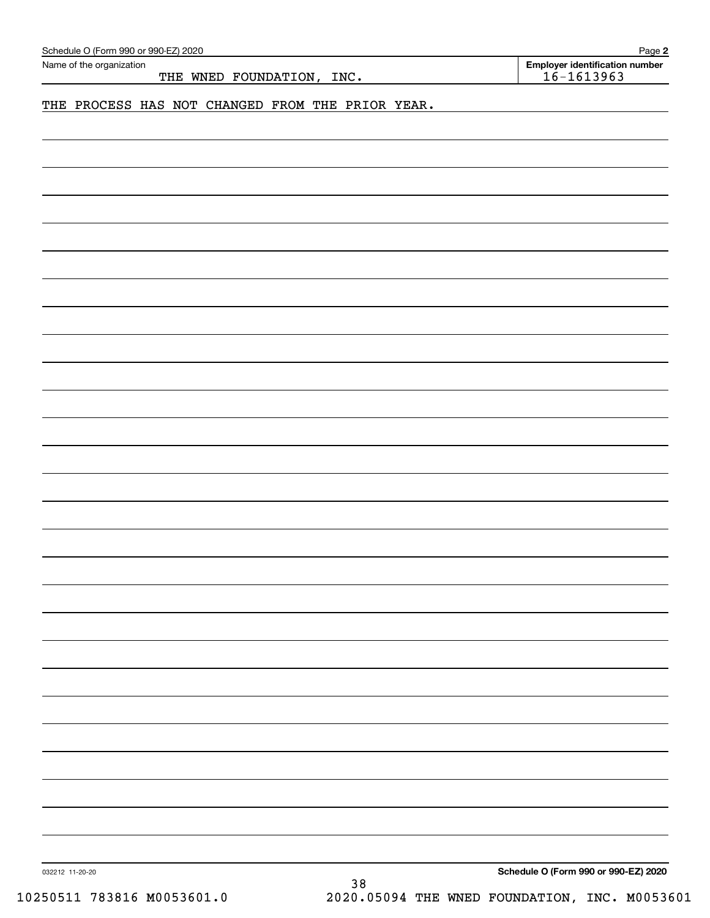Name of the organization: THE WNED FOUNDATION, INC.

Employer identification number: 16-1613963

THE PROCESS HAS NOT CHANGED FROM THE PRIOR YEAR.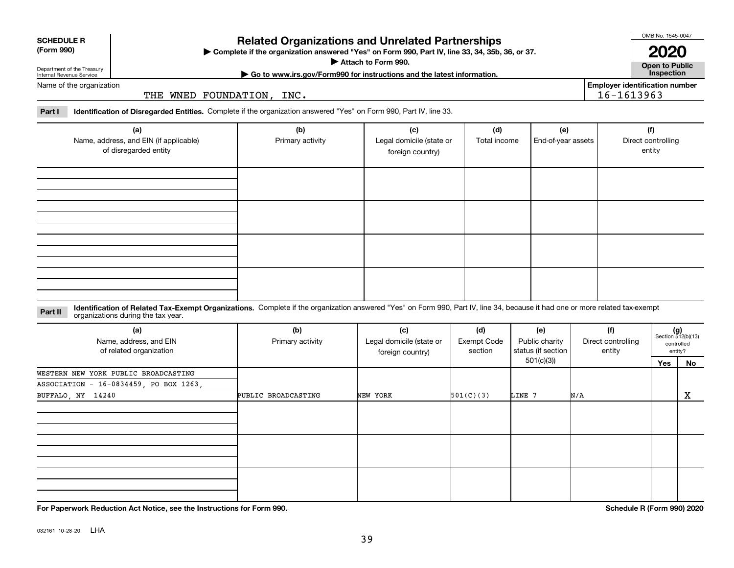**SCHEDULE R (Form 990)**

Department of the Treasury
Internal Revenue Service

# Related Organizations and Unrelated Partnerships

▶ Complete if the organization answered "Yes" on Form 990, Part IV, line 33, 34, 35b, 36, or 37.

▶ Attach to Form 990.

▶ Go to www.irs.gov/Form990 for instructions and the latest information.

OMB No. 1545-0047

**2020**

**Open to Public Inspection**

Name of the organization: THE WNED FOUNDATION, INC.

Employer identification number: 16-1613963

**Part I** **Identification of Disregarded Entities.** Complete if the organization answered "Yes" on Form 990, Part IV, line 33.

| (a) Name, address, and EIN (if applicable) of disregarded entity | (b) Primary activity | (c) Legal domicile (state or foreign country) | (d) Total income | (e) End-of-year assets | (f) Direct controlling entity |
|---|---|---|---|---|---|
| | | | | | |
| | | | | | |
| | | | | | |
| | | | | | |

**Part II** **Identification of Related Tax-Exempt Organizations.** Complete if the organization answered "Yes" on Form 990, Part IV, line 34, because it had one or more related tax-exempt organizations during the tax year.

| (a) Name, address, and EIN of related organization | (b) Primary activity | (c) Legal domicile (state or foreign country) | (d) Exempt Code section | (e) Public charity status (if section 501(c)(3)) | (f) Direct controlling entity | (g) Section 512(b)(13) controlled entity? Yes | No |
|---|---|---|---|---|---|---|---|
| WESTERN NEW YORK PUBLIC BROADCASTING ASSOCIATION - 16-0834459, PO BOX 1263, BUFFALO, NY 14240 | PUBLIC BROADCASTING | NEW YORK | 501(C)(3) | LINE 7 | N/A | | X |
| | | | | | | | |
| | | | | | | | |
| | | | | | | | |

**For Paperwork Reduction Act Notice, see the Instructions for Form 990.**

**Schedule R (Form 990) 2020**

032161 10-28-20 LHA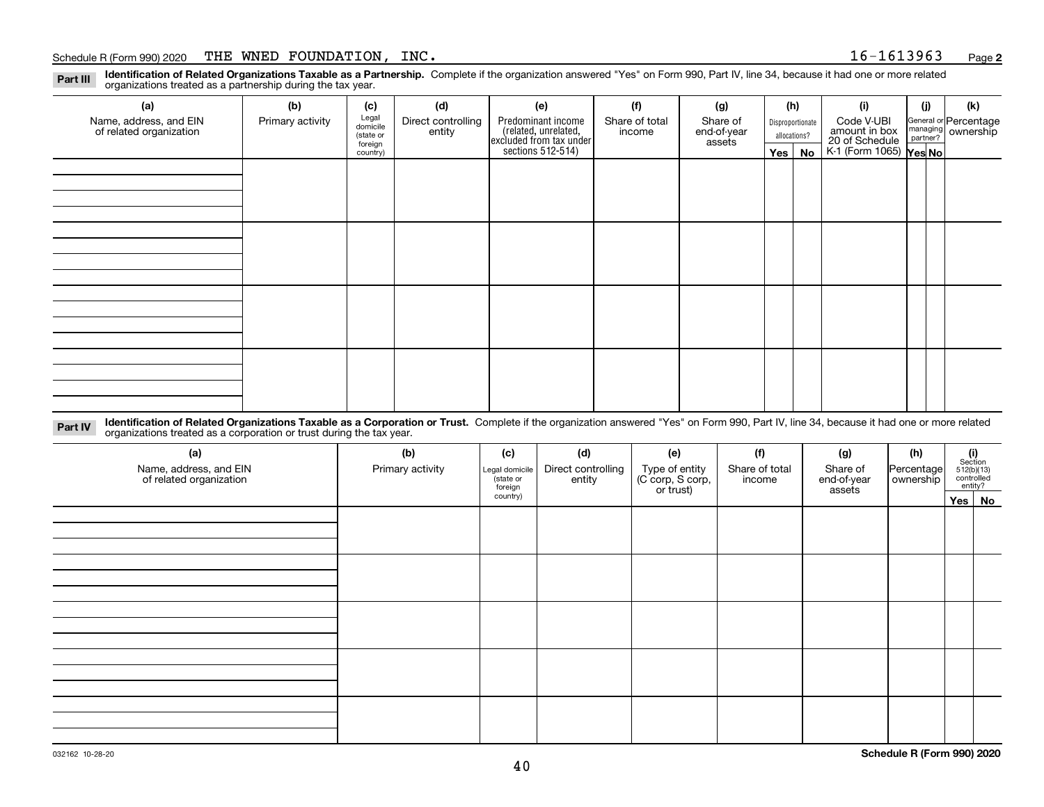Schedule R (Form 990) 2020 THE WNED FOUNDATION, INC. 16-1613963 Page 2

**Part III** **Identification of Related Organizations Taxable as a Partnership.** Complete if the organization answered "Yes" on Form 990, Part IV, line 34, because it had one or more related organizations treated as a partnership during the tax year.

| (a) Name, address, and EIN of related organization | (b) Primary activity | (c) Legal domicile (state or foreign country) | (d) Direct controlling entity | (e) Predominant income (related, unrelated, excluded from tax under sections 512-514) | (f) Share of total income | (g) Share of end-of-year assets | (h) Disproportionate allocations? Yes | No | (i) Code V-UBI amount in box 20 of Schedule K-1 (Form 1065) | (j) General or managing partner? Yes | No | (k) Percentage ownership |
|---|---|---|---|---|---|---|---|---|---|---|---|---|
| | | | | | | | | | | | | |
| | | | | | | | | | | | | |
| | | | | | | | | | | | | |
| | | | | | | | | | | | | |

**Part IV** **Identification of Related Organizations Taxable as a Corporation or Trust.** Complete if the organization answered "Yes" on Form 990, Part IV, line 34, because it had one or more related organizations treated as a corporation or trust during the tax year.

| (a) Name, address, and EIN of related organization | (b) Primary activity | (c) Legal domicile (state or foreign country) | (d) Direct controlling entity | (e) Type of entity (C corp, S corp, or trust) | (f) Share of total income | (g) Share of end-of-year assets | (h) Percentage ownership | (i) Section 512(b)(13) controlled entity? Yes | No |
|---|---|---|---|---|---|---|---|---|---|
| | | | | | | | | | |
| | | | | | | | | | |
| | | | | | | | | | |
| | | | | | | | | | |
| | | | | | | | | | |

032162 10-28-20 **Schedule R (Form 990) 2020**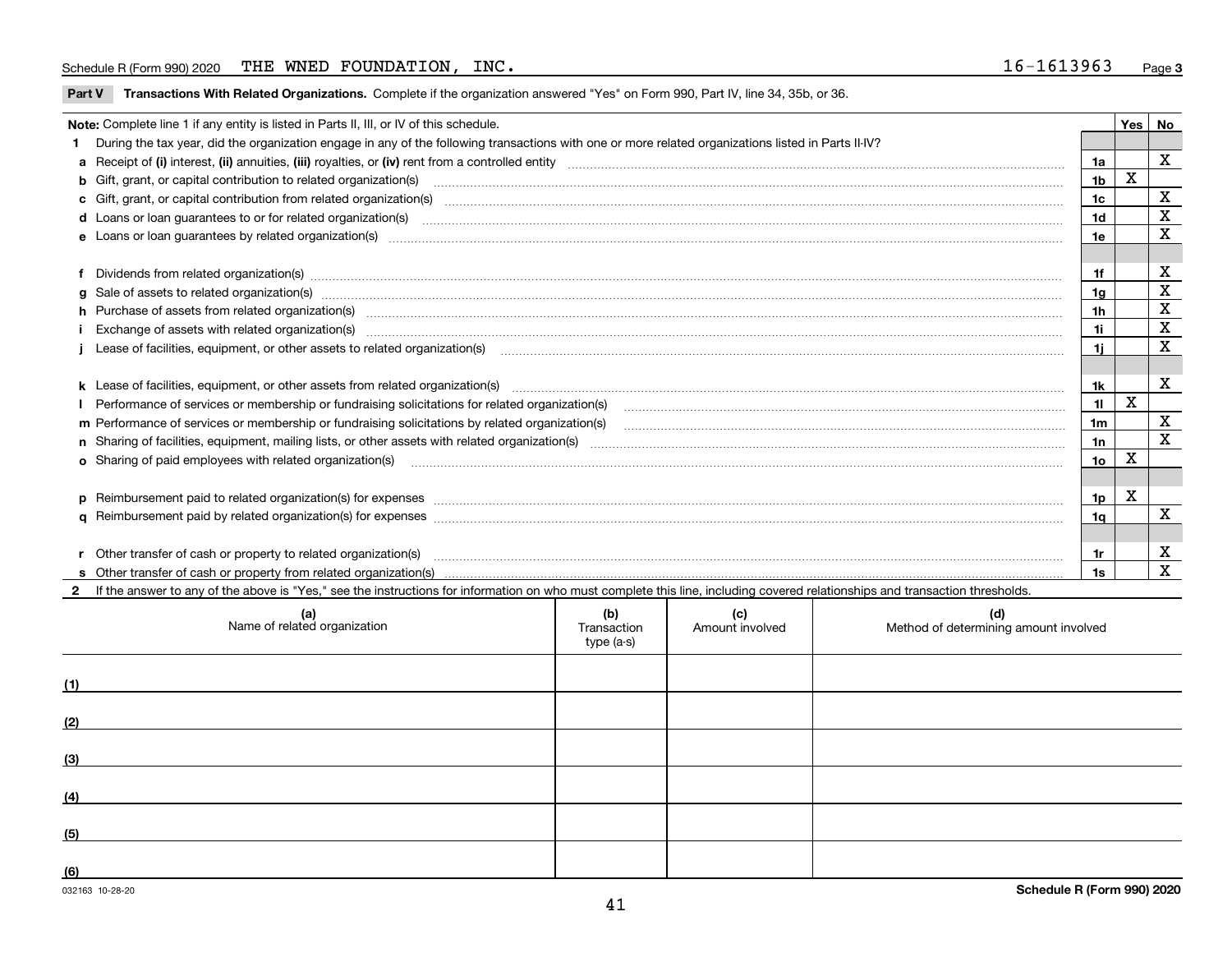Schedule R (Form 990) 2020 THE WNED FOUNDATION, INC. 16-1613963 Page 3

**Part V Transactions With Related Organizations.** Complete if the organization answered "Yes" on Form 990, Part IV, line 34, 35b, or 36.

| **Note:** Complete line 1 if any entity is listed in Parts II, III, or IV of this schedule. | | Yes | No |
|---|---|---|---|
| **1** During the tax year, did the organization engage in any of the following transactions with one or more related organizations listed in Parts II-IV? | | | |
| **a** Receipt of **(i)** interest, **(ii)** annuities, **(iii)** royalties, or **(iv)** rent from a controlled entity | 1a | | X |
| **b** Gift, grant, or capital contribution to related organization(s) | 1b | X | |
| **c** Gift, grant, or capital contribution from related organization(s) | 1c | | X |
| **d** Loans or loan guarantees to or for related organization(s) | 1d | | X |
| **e** Loans or loan guarantees by related organization(s) | 1e | | X |
| **f** Dividends from related organization(s) | 1f | | X |
| **g** Sale of assets to related organization(s) | 1g | | X |
| **h** Purchase of assets from related organization(s) | 1h | | X |
| **i** Exchange of assets with related organization(s) | 1i | | X |
| **j** Lease of facilities, equipment, or other assets to related organization(s) | 1j | | X |
| **k** Lease of facilities, equipment, or other assets from related organization(s) | 1k | | X |
| **l** Performance of services or membership or fundraising solicitations for related organization(s) | 1l | X | |
| **m** Performance of services or membership or fundraising solicitations by related organization(s) | 1m | | X |
| **n** Sharing of facilities, equipment, mailing lists, or other assets with related organization(s) | 1n | | X |
| **o** Sharing of paid employees with related organization(s) | 1o | X | |
| **p** Reimbursement paid to related organization(s) for expenses | 1p | X | |
| **q** Reimbursement paid by related organization(s) for expenses | 1q | | X |
| **r** Other transfer of cash or property to related organization(s) | 1r | | X |
| **s** Other transfer of cash or property from related organization(s) | 1s | | X |

**2** If the answer to any of the above is "Yes," see the instructions for information on who must complete this line, including covered relationships and transaction thresholds.

| | (a) Name of related organization | (b) Transaction type (a-s) | (c) Amount involved | (d) Method of determining amount involved |
|---|---|---|---|---|
| (1) | | | | |
| (2) | | | | |
| (3) | | | | |
| (4) | | | | |
| (5) | | | | |
| (6) | | | | |

032163 10-28-20 **Schedule R (Form 990) 2020**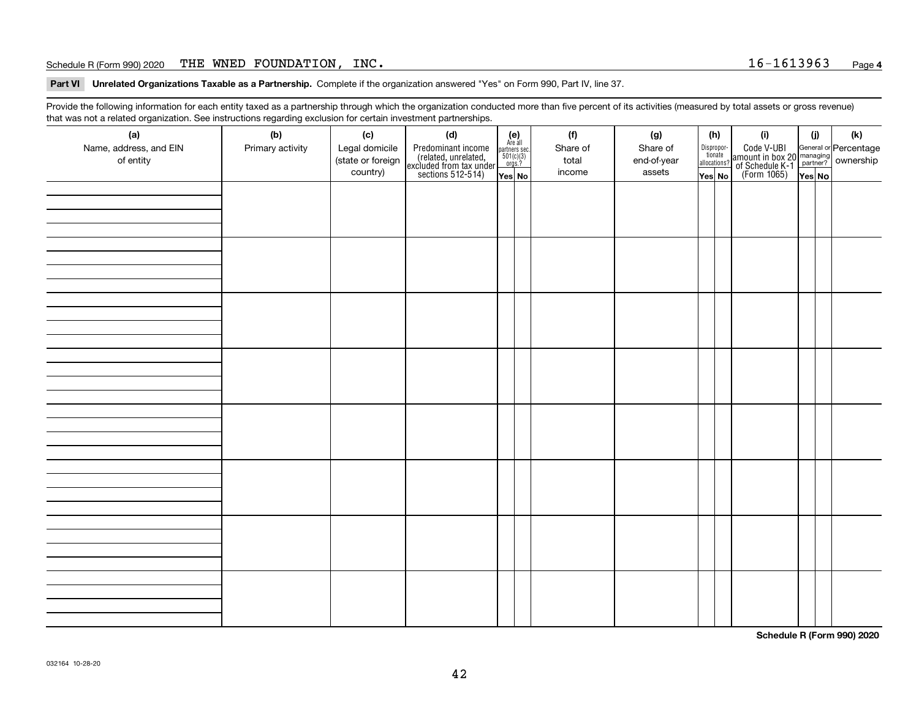Schedule R (Form 990) 2020 THE WNED FOUNDATION, INC. 16-1613963 Page 4

**Part VI Unrelated Organizations Taxable as a Partnership.** Complete if the organization answered "Yes" on Form 990, Part IV, line 37.

Provide the following information for each entity taxed as a partnership through which the organization conducted more than five percent of its activities (measured by total assets or gross revenue) that was not a related organization. See instructions regarding exclusion for certain investment partnerships.

| (a) Name, address, and EIN of entity | (b) Primary activity | (c) Legal domicile (state or foreign country) | (d) Predominant income (related, unrelated, excluded from tax under sections 512-514) | (e) Are all partners sec. 501(c)(3) orgs.? | | (f) Share of total income | (g) Share of end-of-year assets | (h) Disproportionate allocations? | | (i) Code V-UBI amount in box 20 of Schedule K-1 (Form 1065) | (j) General or managing partner? | | (k) Percentage ownership |
|---|---|---|---|---|---|---|---|---|---|---|---|---|---|
| | | | | Yes | No | | | Yes | No | | Yes | No | |
| | | | | | | | | | | | | | |
| | | | | | | | | | | | | | |
| | | | | | | | | | | | | | |
| | | | | | | | | | | | | | |
| | | | | | | | | | | | | | |
| | | | | | | | | | | | | | |
| | | | | | | | | | | | | | |
| | | | | | | | | | | | | | |

**Schedule R (Form 990) 2020**

032164 10-28-20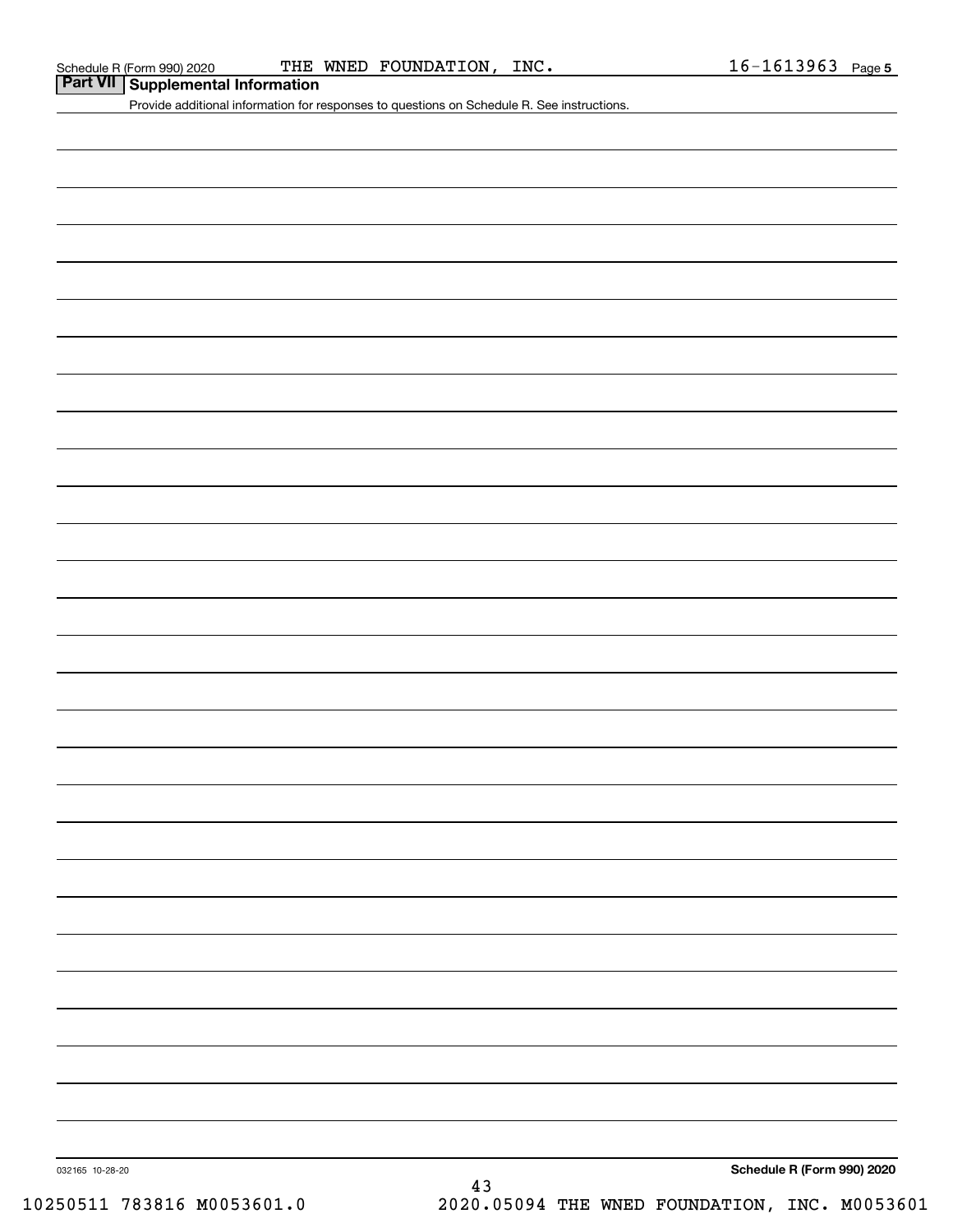Schedule R (Form 990) 2020 THE WNED FOUNDATION, INC. 16-1613963 Page 5

## Part VII Supplemental Information

Provide additional information for responses to questions on Schedule R. See instructions.

032165 10-28-20

Schedule R (Form 990) 2020

10250511 783816 M0053601.0 2020.05094 THE WNED FOUNDATION, INC. M0053601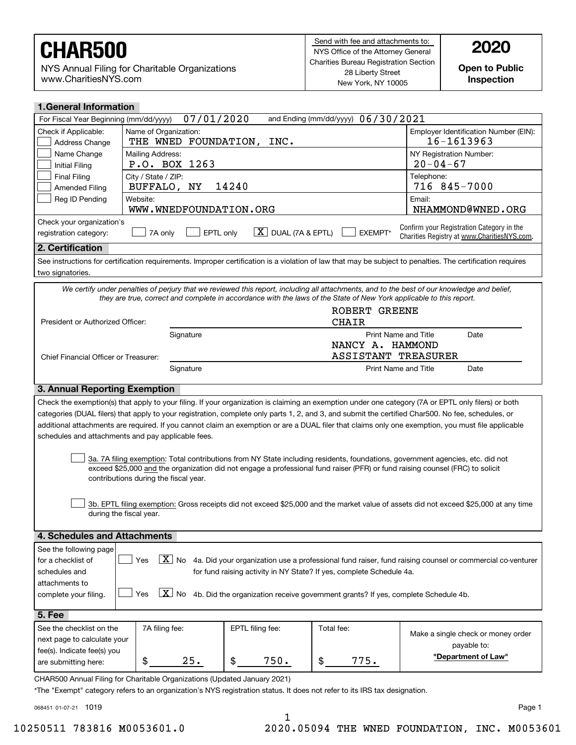# CHAR500

NYS Annual Filing for Charitable Organizations
www.CharitiesNYS.com

Send with fee and attachments to:
NYS Office of the Attorney General
Charities Bureau Registration Section
28 Liberty Street
New York, NY 10005

**2020**

**Open to Public Inspection**

## 1. General Information

For Fiscal Year Beginning (mm/dd/yyyy) 07/01/2020 and Ending (mm/dd/yyyy) 06/30/2021

| Check if Applicable: | | |
|---|---|---|
| ☐ Address Change | Name of Organization: THE WNED FOUNDATION, INC. | Employer Identification Number (EIN): 16-1613963 |
| ☐ Name Change | Mailing Address: P.O. BOX 1263 | NY Registration Number: 20-04-67 |
| ☐ Initial Filing | | |
| ☐ Final Filing | City / State / ZIP: BUFFALO, NY 14240 | Telephone: 716 845-7000 |
| ☐ Amended Filing | | |
| ☐ Reg ID Pending | Website: WWW.WNEDFOUNDATION.ORG | Email: NHAMMOND@WNED.ORG |

Check your organization's registration category: ☐ 7A only ☐ EPTL only [X] DUAL (7A & EPTL) ☐ EXEMPT*

Confirm your Registration Category in the Charities Registry at www.CharitiesNYS.com.

## 2. Certification

See instructions for certification requirements. Improper certification is a violation of law that may be subject to penalties. The certification requires two signatories.

*We certify under penalties of perjury that we reviewed this report, including all attachments, and to the best of our knowledge and belief, they are true, correct and complete in accordance with the laws of the State of New York applicable to this report.*

President or Authorized Officer: ____________ Signature — ROBERT GREENE, CHAIR — Print Name and Title — Date

Chief Financial Officer or Treasurer: ____________ Signature — NANCY A. HAMMOND, ASSISTANT TREASURER — Print Name and Title — Date

## 3. Annual Reporting Exemption

Check the exemption(s) that apply to your filing. If your organization is claiming an exemption under one category (7A or EPTL only filers) or both categories (DUAL filers) that apply to your registration, complete only parts 1, 2, and 3, and submit the certified Char500. No fee, schedules, or additional attachments are required. If you cannot claim an exemption or are a DUAL filer that claims only one exemption, you must file applicable schedules and attachments and pay applicable fees.

☐ 3a. 7A filing exemption: Total contributions from NY State including residents, foundations, government agencies, etc. did not exceed $25,000 and the organization did not engage a professional fund raiser (PFR) or fund raising counsel (FRC) to solicit contributions during the fiscal year.

☐ 3b. EPTL filing exemption: Gross receipts did not exceed $25,000 and the market value of assets did not exceed $25,000 at any time during the fiscal year.

## 4. Schedules and Attachments

See the following page for a checklist of schedules and attachments to complete your filing.

☐ Yes [X] No 4a. Did your organization use a professional fund raiser, fund raising counsel or commercial co-venturer for fund raising activity in NY State? If yes, complete Schedule 4a.

☐ Yes [X] No 4b. Did the organization receive government grants? If yes, complete Schedule 4b.

## 5. Fee

| See the checklist on the next page to calculate your fee(s). Indicate fee(s) you are submitting here: | 7A filing fee: | EPTL filing fee: | Total fee: | Make a single check or money order payable to: |
|---|---|---|---|---|
| | $ 25. | $ 750. | $ 775. | **"Department of Law"** |

CHAR500 Annual Filing for Charitable Organizations (Updated January 2021)

*The "Exempt" category refers to an organization's NYS registration status. It does not refer to its IRS tax designation.

068451 01-07-21 1019

10250511 783816 M0053601.0 2020.05094 THE WNED FOUNDATION, INC. M0053601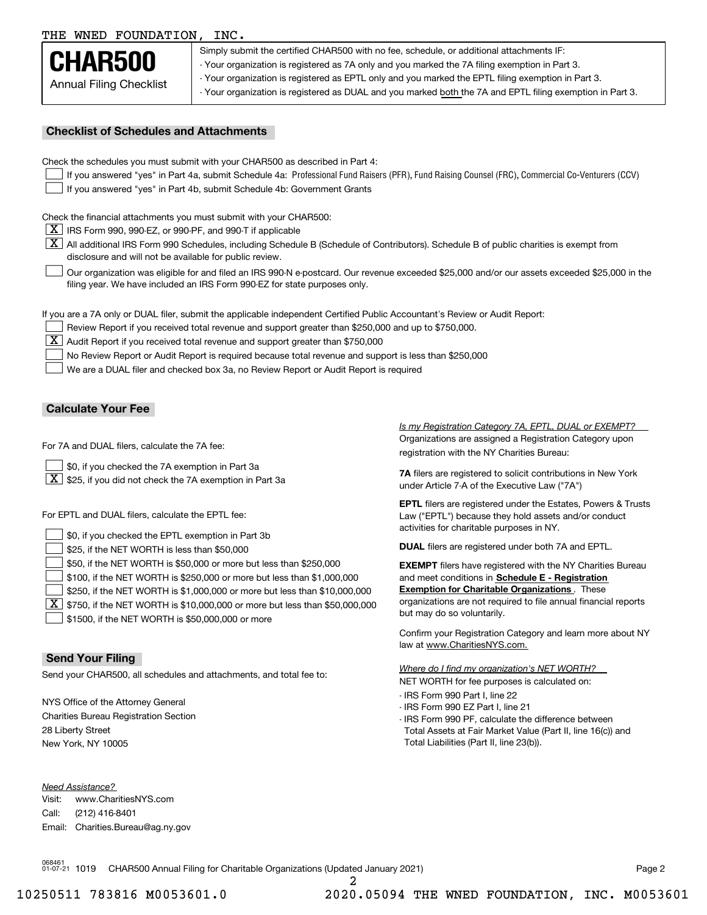THE WNED FOUNDATION, INC.

# CHAR500

Annual Filing Checklist

Simply submit the certified CHAR500 with no fee, schedule, or additional attachments IF:

- Your organization is registered as 7A only and you marked the 7A filing exemption in Part 3.
- Your organization is registered as EPTL only and you marked the EPTL filing exemption in Part 3.
- Your organization is registered as DUAL and you marked both the 7A and EPTL filing exemption in Part 3.

## Checklist of Schedules and Attachments

Check the schedules you must submit with your CHAR500 as described in Part 4:

- [ ] If you answered "yes" in Part 4a, submit Schedule 4a: Professional Fund Raisers (PFR), Fund Raising Counsel (FRC), Commercial Co-Venturers (CCV)
- [ ] If you answered "yes" in Part 4b, submit Schedule 4b: Government Grants

Check the financial attachments you must submit with your CHAR500:

- [X] IRS Form 990, 990-EZ, or 990-PF, and 990-T if applicable
- [X] All additional IRS Form 990 Schedules, including Schedule B (Schedule of Contributors). Schedule B of public charities is exempt from disclosure and will not be available for public review.
- [ ] Our organization was eligible for and filed an IRS 990-N e-postcard. Our revenue exceeded $25,000 and/or our assets exceeded $25,000 in the filing year. We have included an IRS Form 990-EZ for state purposes only.

If you are a 7A only or DUAL filer, submit the applicable independent Certified Public Accountant's Review or Audit Report:

- [ ] Review Report if you received total revenue and support greater than $250,000 and up to $750,000.
- [X] Audit Report if you received total revenue and support greater than $750,000
- [ ] No Review Report or Audit Report is required because total revenue and support is less than $250,000
- [ ] We are a DUAL filer and checked box 3a, no Review Report or Audit Report is required

## Calculate Your Fee

For 7A and DUAL filers, calculate the 7A fee:

- [ ] $0, if you checked the 7A exemption in Part 3a
- [X] $25, if you did not check the 7A exemption in Part 3a

For EPTL and DUAL filers, calculate the EPTL fee:

- [ ] $0, if you checked the EPTL exemption in Part 3b
- [ ] $25, if the NET WORTH is less than $50,000
- [ ] $50, if the NET WORTH is $50,000 or more but less than $250,000
- [ ] $100, if the NET WORTH is $250,000 or more but less than $1,000,000
- [ ] $250, if the NET WORTH is $1,000,000 or more but less than $10,000,000
- [X] $750, if the NET WORTH is $10,000,000 or more but less than $50,000,000
- [ ] $1500, if the NET WORTH is $50,000,000 or more

*Is my Registration Category 7A, EPTL, DUAL or EXEMPT?*

Organizations are assigned a Registration Category upon registration with the NY Charities Bureau:

**7A** filers are registered to solicit contributions in New York under Article 7-A of the Executive Law ("7A")

**EPTL** filers are registered under the Estates, Powers & Trusts Law ("EPTL") because they hold assets and/or conduct activities for charitable purposes in NY.

**DUAL** filers are registered under both 7A and EPTL.

**EXEMPT** filers have registered with the NY Charities Bureau and meet conditions in **Schedule E - Registration Exemption for Charitable Organizations**. These organizations are not required to file annual financial reports but may do so voluntarily.

Confirm your Registration Category and learn more about NY law at www.CharitiesNYS.com.

*Where do I find my organization's NET WORTH?*

NET WORTH for fee purposes is calculated on:

- IRS Form 990 Part I, line 22
- IRS Form 990 EZ Part I, line 21
- IRS Form 990 PF, calculate the difference between Total Assets at Fair Market Value (Part II, line 16(c)) and Total Liabilities (Part II, line 23(b)).

## Send Your Filing

Send your CHAR500, all schedules and attachments, and total fee to:

NYS Office of the Attorney General
Charities Bureau Registration Section
28 Liberty Street
New York, NY 10005

*Need Assistance?*

Visit: www.CharitiesNYS.com
Call: (212) 416-8401
Email: Charities.Bureau@ag.ny.gov

068461 01-07-21 1019 CHAR500 Annual Filing for Charitable Organizations (Updated January 2021)

10250511 783816 M0053601.0 2020.05094 THE WNED FOUNDATION, INC. M0053601